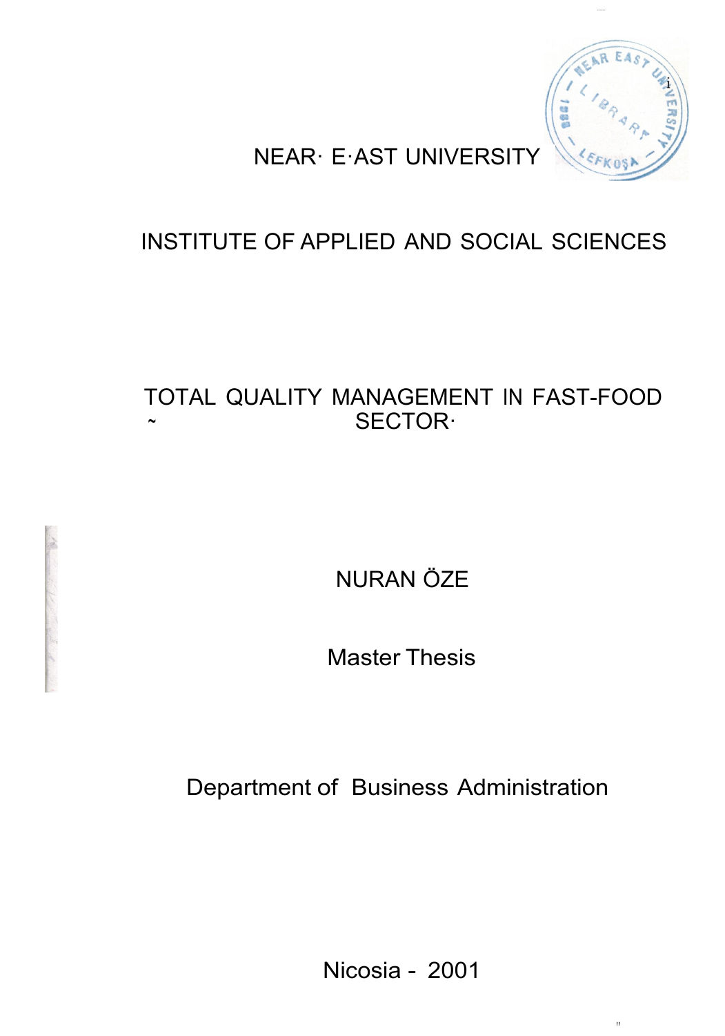# NEAR EAST UNIVERSITY

## INSTITUTE OF APPLIED AND SOCIAL SCIENCES

## TOTAL QUALITY MANAGEMENT IN FAST-FOOD SECTOR

NURAN ÖZE

Master Thesis

Department of Business Administration

Nicosia - 2001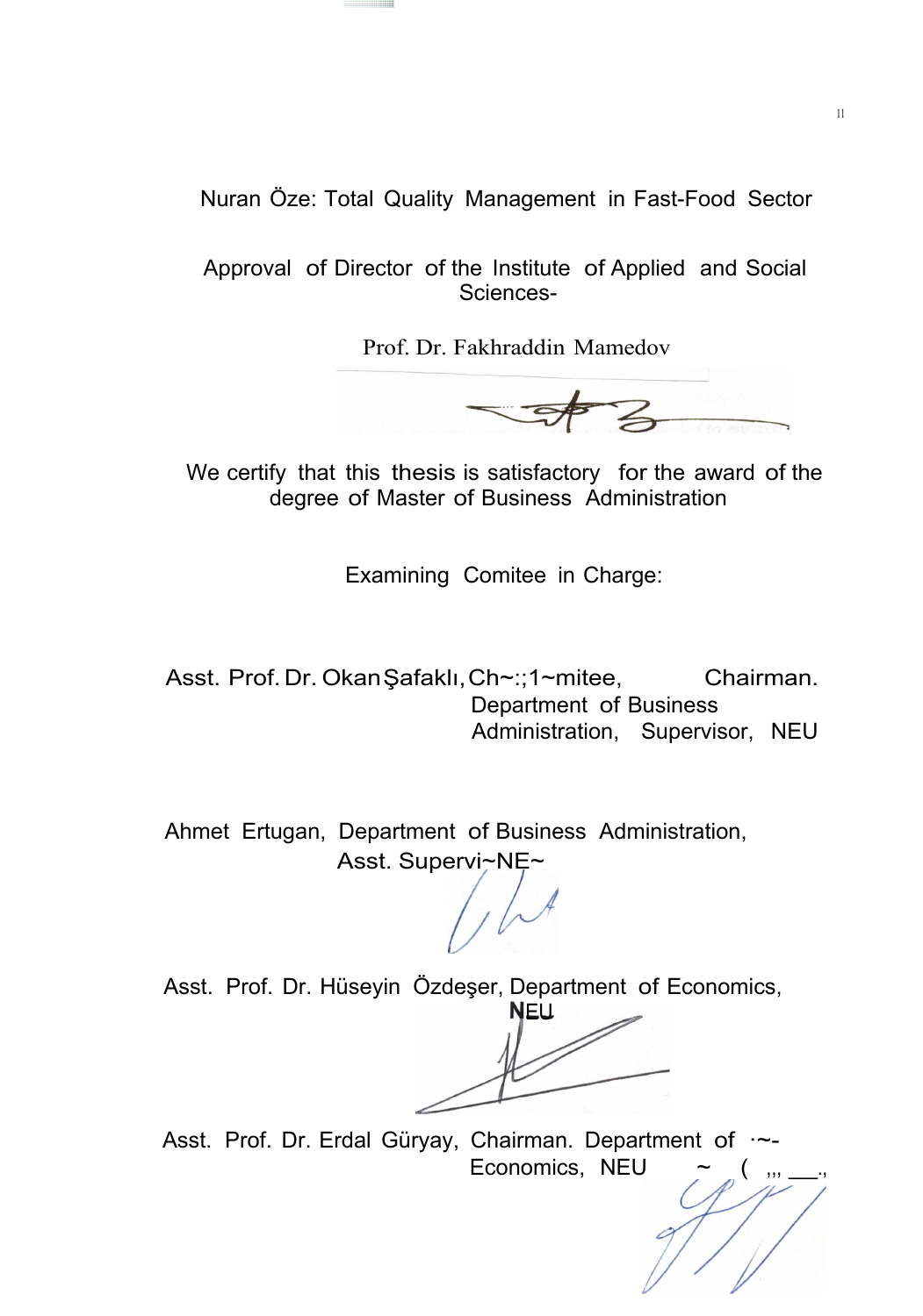Nuran Öze: Total Quality Management in Fast-Food Sector

Approval of Director of the Institute of Applied and Social Sciences-

Prof. Dr. Fakhraddin Mamedov

We certify that this thesis is satisfactory for the award of the degree of Master of Business Administration

Examining Comitee in Charge:

Asst. Prof. Dr. Okan Şafaklı, Ch~:;1~mitee, Chairman. Department of Business Administration, Supervisor, NEU

Ahmet Ertugan, Department of Business Administration, Asst. Supervi~NE~

Asst. Prof. Dr. Hüseyin Özdeşer, Department of Economics, NEU

Asst. Prof. Dr. Erdal Güryay, Chairman. Department of Economics, NEU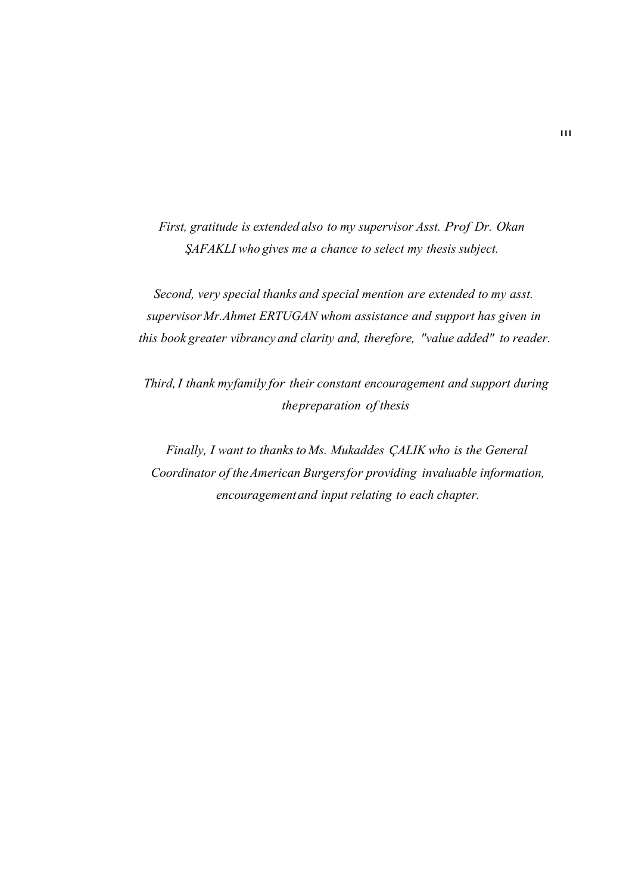*First, gratitude is extended also to my supervisor Asst. Prof Dr. Okan ŞAFAKLI who gives me a chance to select my thesis subject.*

*Second, very special thanks and special mention are extended to my asst. supervisor Mr.Ahmet ERTUGAN whom assistance and support has given in this book greater vibrancy and clarity and, therefore, "value added" to reader.*

*Third, I thank myfamily for their constant encouragement and support during thepreparation of thesis*

*Finally, I want to thanks to Ms. Mukaddes ÇALIK who is the General Coordinator of the American Burgersfor providing invaluable information, encouragement and input relating to each chapter.*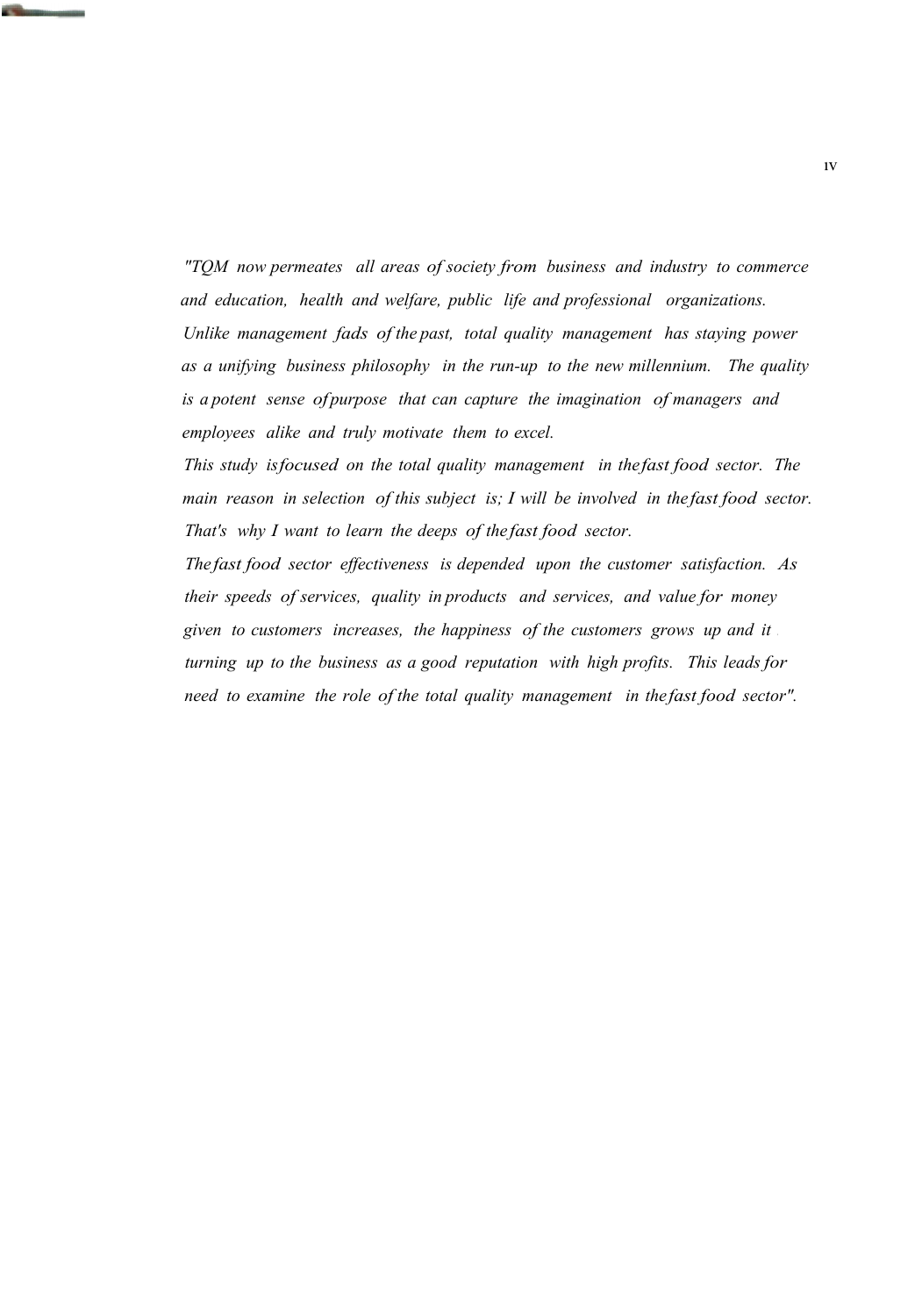*"TQM now permeates all areas of society from business and industry to commerce and education, health and welfare, public life and professional organizations. Unlike management fads of the past, total quality management has staying power as a unifying business philosophy in the run-up to the new millennium. The quality is a potent sense of purpose that can capture the imagination of managers and employees alike and truly motivate them to excel.*

*This study is focused on the total quality management in the fast food sector. The main reason in selection of this subject is; I will be involved in the fast food sector. That's why I want to learn the deeps of the fast food sector.*

*The fast food sector effectiveness is depended upon the customer satisfaction. As their speeds of services, quality in products and services, and value for money given to customers increases, the happiness of the customers grows up and it turning up to the business as a good reputation with high profits. This leads for need to examine the role of the total quality management in the fast food sector".*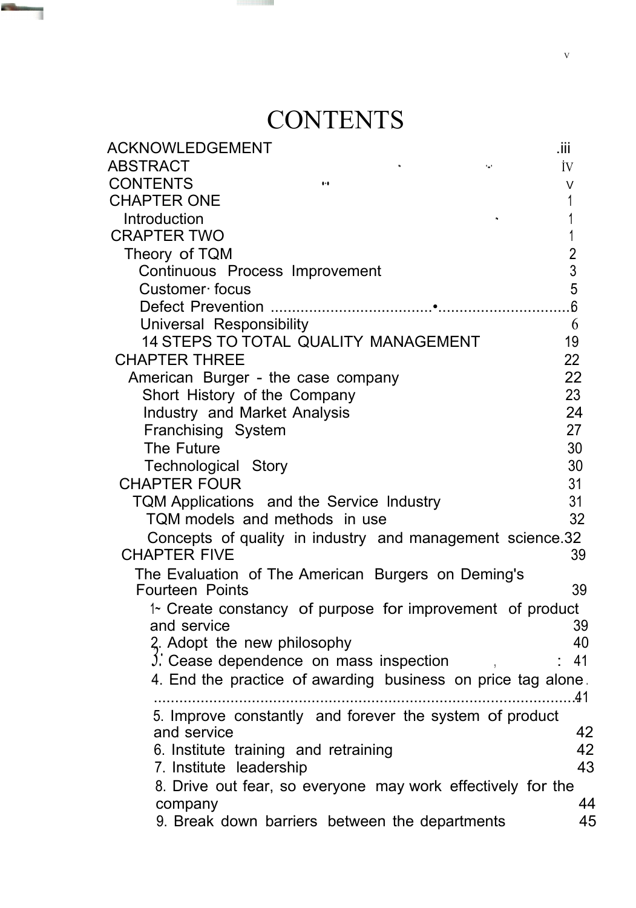# CONTENTS

ACKNOWLEDGEMENT .iii
ABSTRACT iv
CONTENTS v
CHAPTER ONE 1
  Introduction 1
CRAPTER TWO 1
  Theory of TQM 2
    Continuous Process Improvement 3
    Customer focus 5
    Defect Prevention ......................................................................6
    Universal Responsibility 6
    14 STEPS TO TOTAL QUALITY MANAGEMENT 19
CHAPTER THREE 22
  American Burger - the case company 22
    Short History of the Company 23
    Industry and Market Analysis 24
    Franchising System 27
    The Future 30
    Technological Story 30
CHAPTER FOUR 31
  TQM Applications and the Service Industry 31
    TQM models and methods in use 32
    Concepts of quality in industry and management science.32
CHAPTER FIVE 39
  The Evaluation of The American Burgers on Deming's Fourteen Points 39
    1. Create constancy of purpose for improvement of product and service 39
    2. Adopt the new philosophy 40
    3. Cease dependence on mass inspection 41
    4. End the practice of awarding business on price tag alone ..........................................................................................41
    5. Improve constantly and forever the system of product and service 42
    6. Institute training and retraining 42
    7. Institute leadership 43
    8. Drive out fear, so everyone may work effectively for the company 44
    9. Break down barriers between the departments 45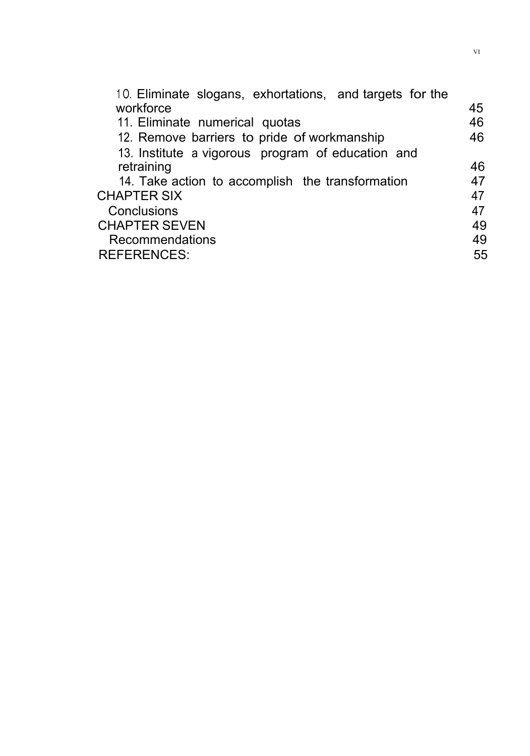10. Eliminate slogans, exhortations, and targets for the workforce 45

11. Eliminate numerical quotas 46

12. Remove barriers to pride of workmanship 46

13. Institute a vigorous program of education and retraining 46

14. Take action to accomplish the transformation 47

CHAPTER SIX 47

Conclusions 47

CHAPTER SEVEN 49

Recommendations 49

REFERENCES: 55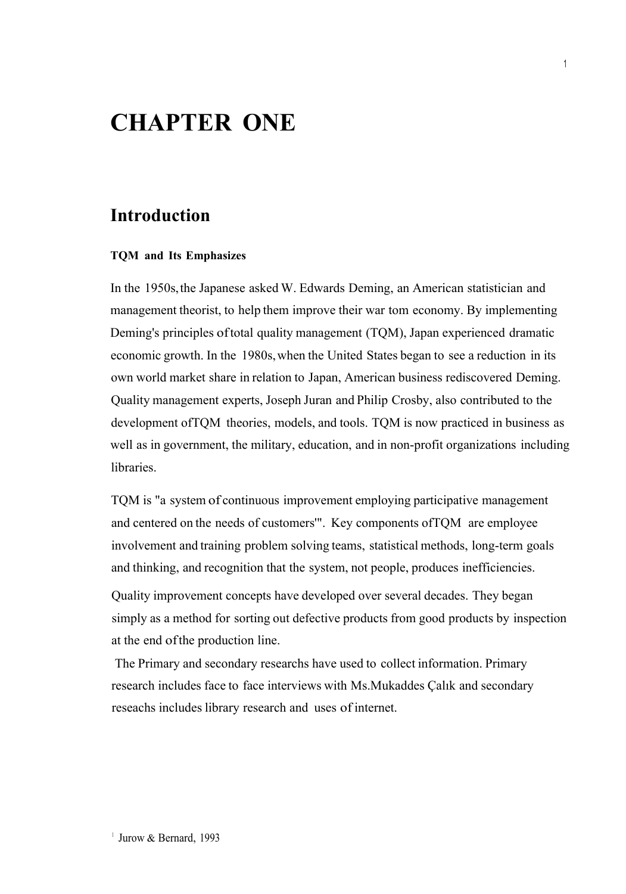# CHAPTER ONE

## Introduction

### TQM and Its Emphasizes

In the 1950s, the Japanese asked W. Edwards Deming, an American statistician and management theorist, to help them improve their war tom economy. By implementing Deming's principles of total quality management (TQM), Japan experienced dramatic economic growth. In the 1980s, when the United States began to see a reduction in its own world market share in relation to Japan, American business rediscovered Deming. Quality management experts, Joseph Juran and Philip Crosby, also contributed to the development of TQM theories, models, and tools. TQM is now practiced in business as well as in government, the military, education, and in non-profit organizations including libraries.

TQM is "a system of continuous improvement employing participative management and centered on the needs of customers"[1]. Key components of TQM are employee involvement and training problem solving teams, statistical methods, long-term goals and thinking, and recognition that the system, not people, produces inefficiencies.

Quality improvement concepts have developed over several decades. They began simply as a method for sorting out defective products from good products by inspection at the end of the production line.

The Primary and secondary researchs have used to collect information. Primary research includes face to face interviews with Ms.Mukaddes Çalık and secondary reseachs includes library research and uses of internet.

[1] Jurow & Bernard, 1993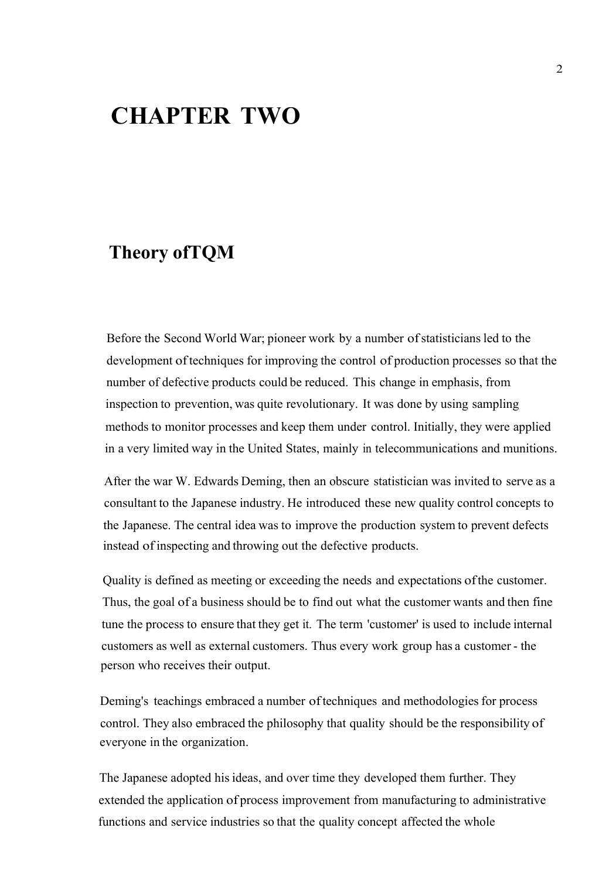# CHAPTER TWO

## Theory ofTQM

Before the Second World War; pioneer work by a number of statisticians led to the development of techniques for improving the control of production processes so that the number of defective products could be reduced. This change in emphasis, from inspection to prevention, was quite revolutionary. It was done by using sampling methods to monitor processes and keep them under control. Initially, they were applied in a very limited way in the United States, mainly in telecommunications and munitions.

After the war W. Edwards Deming, then an obscure statistician was invited to serve as a consultant to the Japanese industry. He introduced these new quality control concepts to the Japanese. The central idea was to improve the production system to prevent defects instead of inspecting and throwing out the defective products.

Quality is defined as meeting or exceeding the needs and expectations of the customer. Thus, the goal of a business should be to find out what the customer wants and then fine tune the process to ensure that they get it. The term 'customer' is used to include internal customers as well as external customers. Thus every work group has a customer - the person who receives their output.

Deming's teachings embraced a number of techniques and methodologies for process control. They also embraced the philosophy that quality should be the responsibility of everyone in the organization.

The Japanese adopted his ideas, and over time they developed them further. They extended the application of process improvement from manufacturing to administrative functions and service industries so that the quality concept affected the whole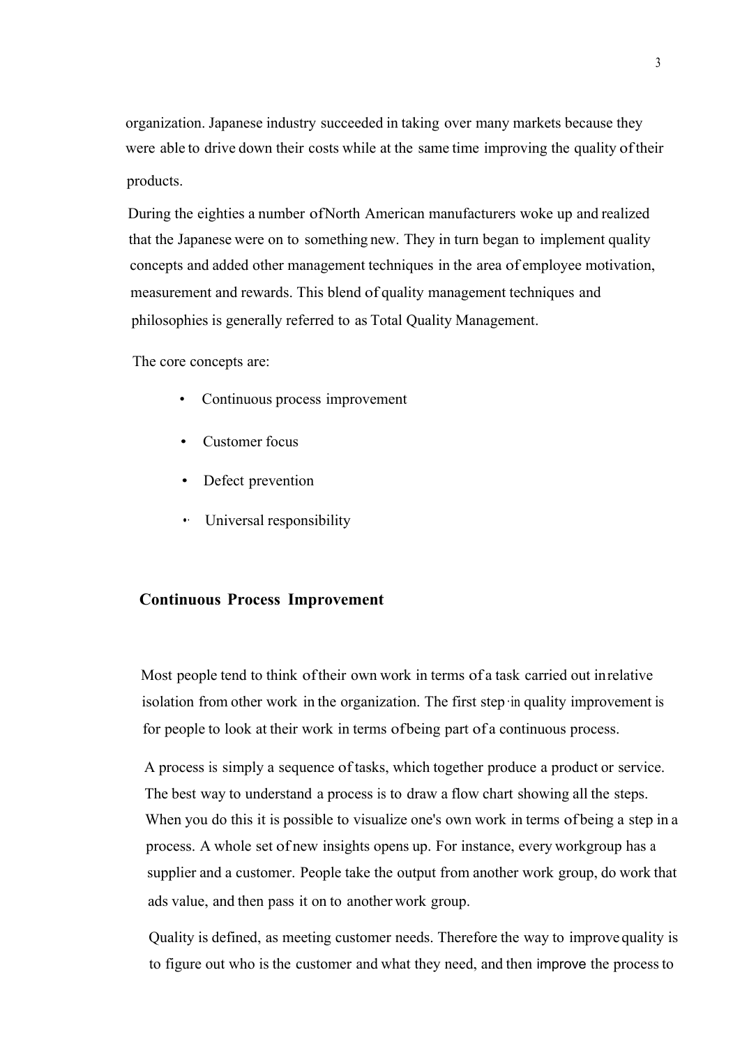organization. Japanese industry succeeded in taking over many markets because they were able to drive down their costs while at the same time improving the quality of their products.

During the eighties a number of North American manufacturers woke up and realized that the Japanese were on to something new. They in turn began to implement quality concepts and added other management techniques in the area of employee motivation, measurement and rewards. This blend of quality management techniques and philosophies is generally referred to as Total Quality Management.

The core concepts are:

- Continuous process improvement
- Customer focus
- Defect prevention
- Universal responsibility

## Continuous Process Improvement

Most people tend to think of their own work in terms of a task carried out in relative isolation from other work in the organization. The first step in quality improvement is for people to look at their work in terms of being part of a continuous process.

A process is simply a sequence of tasks, which together produce a product or service. The best way to understand a process is to draw a flow chart showing all the steps. When you do this it is possible to visualize one's own work in terms of being a step in a process. A whole set of new insights opens up. For instance, every workgroup has a supplier and a customer. People take the output from another work group, do work that ads value, and then pass it on to another work group.

Quality is defined, as meeting customer needs. Therefore the way to improve quality is to figure out who is the customer and what they need, and then improve the process to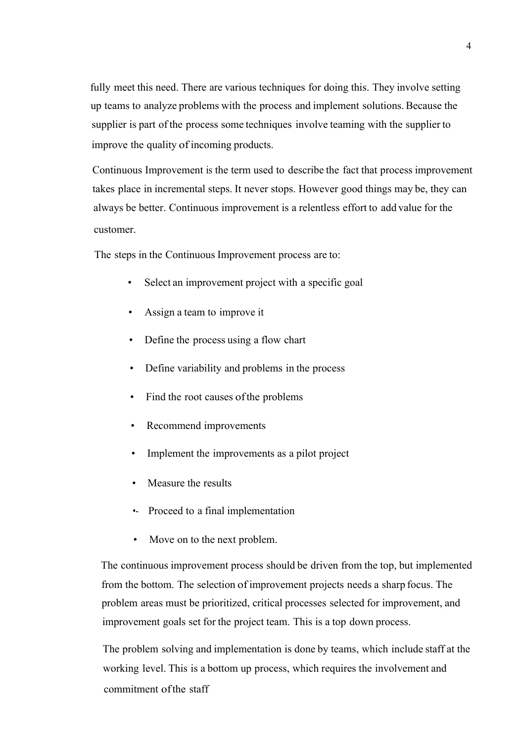fully meet this need. There are various techniques for doing this. They involve setting up teams to analyze problems with the process and implement solutions. Because the supplier is part of the process some techniques involve teaming with the supplier to improve the quality of incoming products.

Continuous Improvement is the term used to describe the fact that process improvement takes place in incremental steps. It never stops. However good things may be, they can always be better. Continuous improvement is a relentless effort to add value for the customer.

The steps in the Continuous Improvement process are to:

- Select an improvement project with a specific goal
- Assign a team to improve it
- Define the process using a flow chart
- Define variability and problems in the process
- Find the root causes of the problems
- Recommend improvements
- Implement the improvements as a pilot project
- Measure the results
- Proceed to a final implementation
- Move on to the next problem.

The continuous improvement process should be driven from the top, but implemented from the bottom. The selection of improvement projects needs a sharp focus. The problem areas must be prioritized, critical processes selected for improvement, and improvement goals set for the project team. This is a top down process.

The problem solving and implementation is done by teams, which include staff at the working level. This is a bottom up process, which requires the involvement and commitment of the staff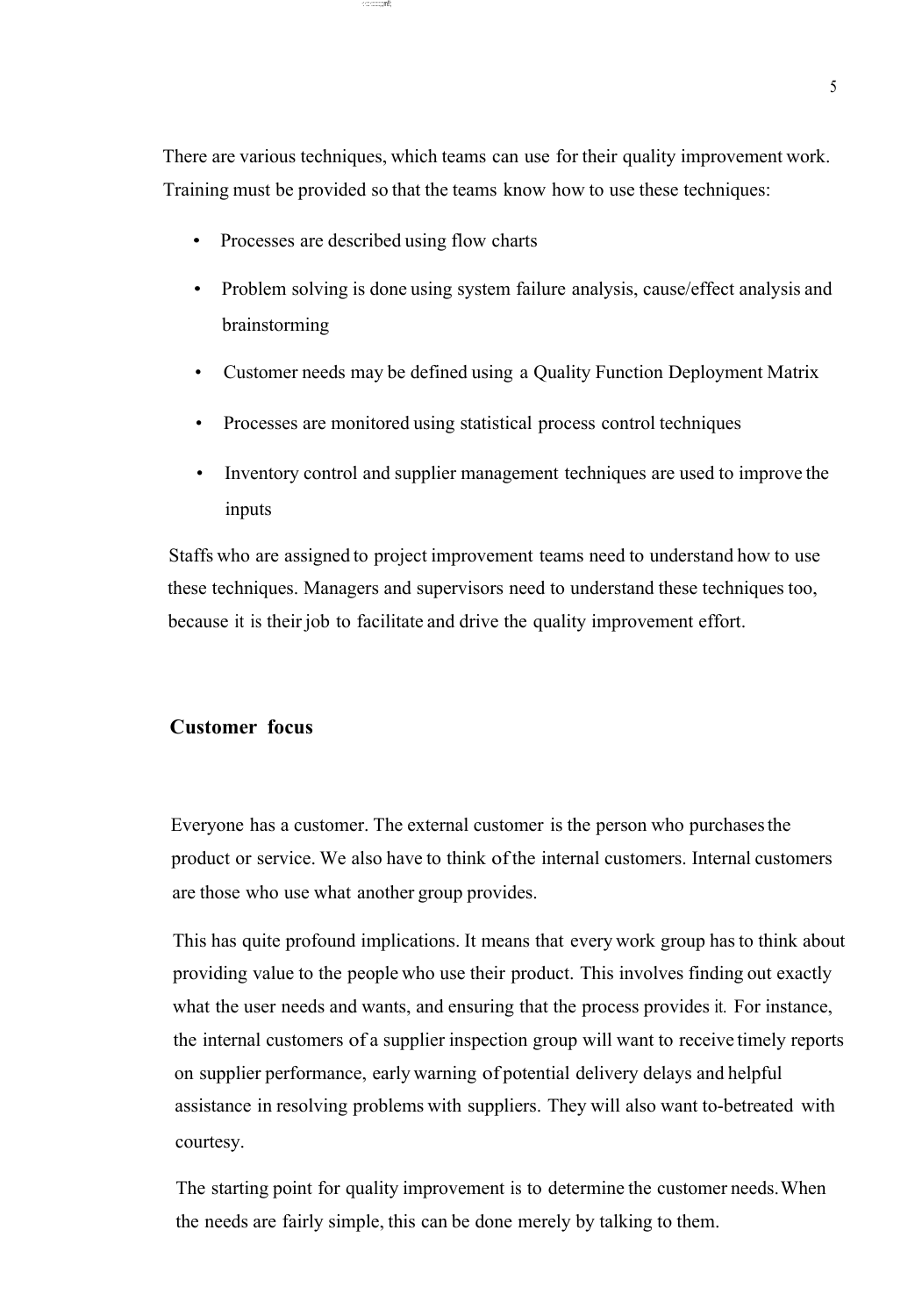There are various techniques, which teams can use for their quality improvement work. Training must be provided so that the teams know how to use these techniques:

- Processes are described using flow charts
- Problem solving is done using system failure analysis, cause/effect analysis and brainstorming
- Customer needs may be defined using a Quality Function Deployment Matrix
- Processes are monitored using statistical process control techniques
- Inventory control and supplier management techniques are used to improve the inputs

Staffs who are assigned to project improvement teams need to understand how to use these techniques. Managers and supervisors need to understand these techniques too, because it is their job to facilitate and drive the quality improvement effort.

## Customer focus

Everyone has a customer. The external customer is the person who purchases the product or service. We also have to think of the internal customers. Internal customers are those who use what another group provides.

This has quite profound implications. It means that every work group has to think about providing value to the people who use their product. This involves finding out exactly what the user needs and wants, and ensuring that the process provides it. For instance, the internal customers of a supplier inspection group will want to receive timely reports on supplier performance, early warning of potential delivery delays and helpful assistance in resolving problems with suppliers. They will also want to-betreated with courtesy.

The starting point for quality improvement is to determine the customer needs. When the needs are fairly simple, this can be done merely by talking to them.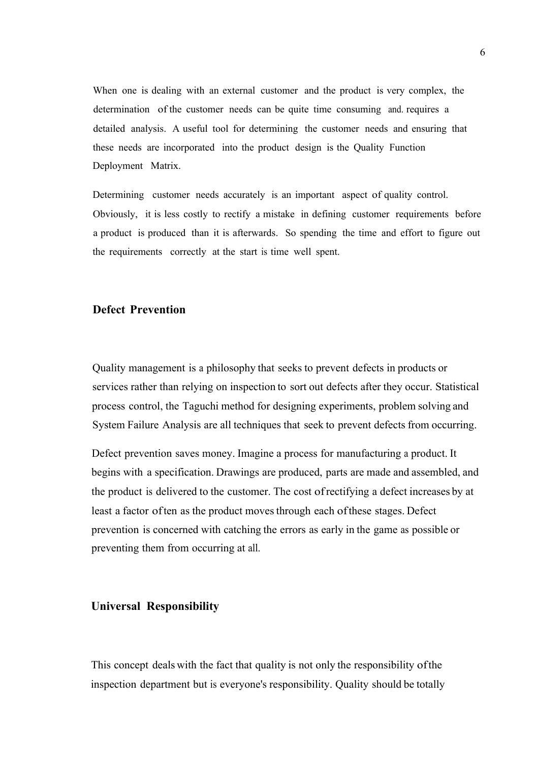When one is dealing with an external customer and the product is very complex, the determination of the customer needs can be quite time consuming and. requires a detailed analysis. A useful tool for determining the customer needs and ensuring that these needs are incorporated into the product design is the Quality Function Deployment Matrix.

Determining customer needs accurately is an important aspect of quality control. Obviously, it is less costly to rectify a mistake in defining customer requirements before a product is produced than it is afterwards. So spending the time and effort to figure out the requirements correctly at the start is time well spent.

## Defect Prevention

Quality management is a philosophy that seeks to prevent defects in products or services rather than relying on inspection to sort out defects after they occur. Statistical process control, the Taguchi method for designing experiments, problem solving and System Failure Analysis are all techniques that seek to prevent defects from occurring.

Defect prevention saves money. Imagine a process for manufacturing a product. It begins with a specification. Drawings are produced, parts are made and assembled, and the product is delivered to the customer. The cost of rectifying a defect increases by at least a factor of ten as the product moves through each of these stages. Defect prevention is concerned with catching the errors as early in the game as possible or preventing them from occurring at all.

## Universal Responsibility

This concept deals with the fact that quality is not only the responsibility of the inspection department but is everyone's responsibility. Quality should be totally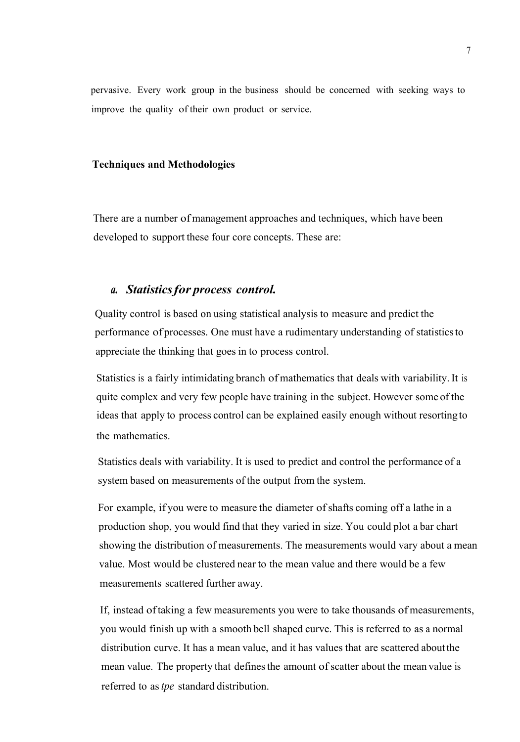pervasive. Every work group in the business should be concerned with seeking ways to improve the quality of their own product or service.

**Techniques and Methodologies**

There are a number of management approaches and techniques, which have been developed to support these four core concepts. These are:

### a. *Statistics for process control.*

Quality control is based on using statistical analysis to measure and predict the performance of processes. One must have a rudimentary understanding of statistics to appreciate the thinking that goes in to process control.

Statistics is a fairly intimidating branch of mathematics that deals with variability. It is quite complex and very few people have training in the subject. However some of the ideas that apply to process control can be explained easily enough without resorting to the mathematics.

Statistics deals with variability. It is used to predict and control the performance of a system based on measurements of the output from the system.

For example, if you were to measure the diameter of shafts coming off a lathe in a production shop, you would find that they varied in size. You could plot a bar chart showing the distribution of measurements. The measurements would vary about a mean value. Most would be clustered near to the mean value and there would be a few measurements scattered further away.

If, instead of taking a few measurements you were to take thousands of measurements, you would finish up with a smooth bell shaped curve. This is referred to as a normal distribution curve. It has a mean value, and it has values that are scattered about the mean value. The property that defines the amount of scatter about the mean value is referred to as *tpe* standard distribution.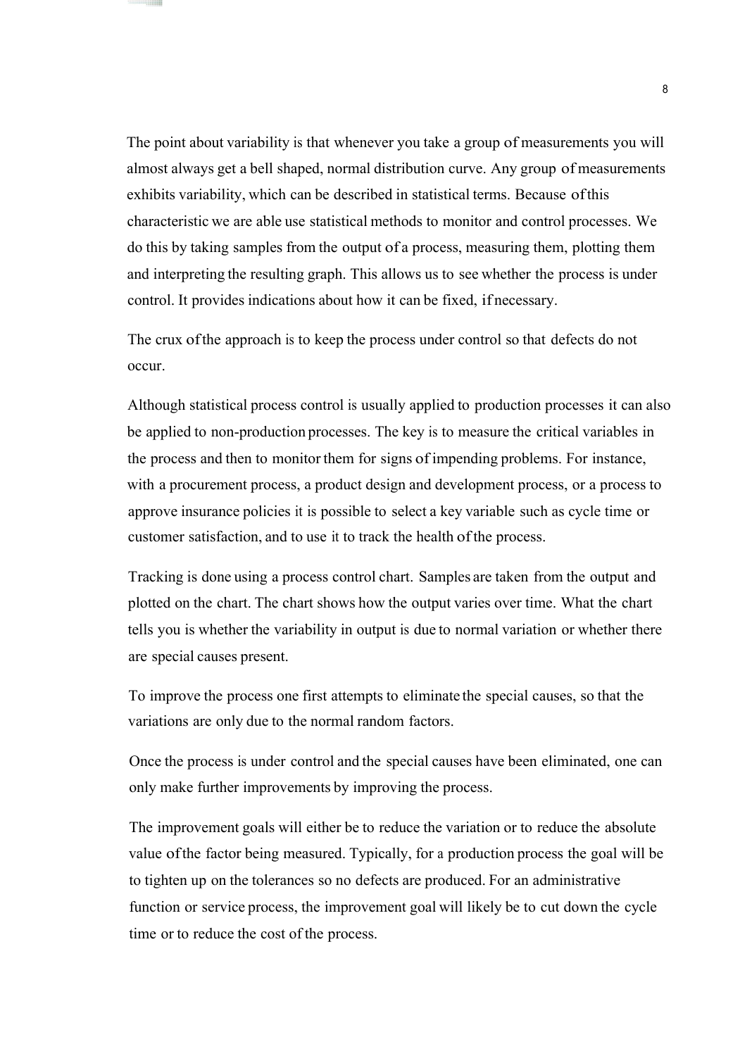The point about variability is that whenever you take a group of measurements you will almost always get a bell shaped, normal distribution curve. Any group of measurements exhibits variability, which can be described in statistical terms. Because of this characteristic we are able use statistical methods to monitor and control processes. We do this by taking samples from the output of a process, measuring them, plotting them and interpreting the resulting graph. This allows us to see whether the process is under control. It provides indications about how it can be fixed, if necessary.

The crux of the approach is to keep the process under control so that defects do not occur.

Although statistical process control is usually applied to production processes it can also be applied to non-production processes. The key is to measure the critical variables in the process and then to monitor them for signs of impending problems. For instance, with a procurement process, a product design and development process, or a process to approve insurance policies it is possible to select a key variable such as cycle time or customer satisfaction, and to use it to track the health of the process.

Tracking is done using a process control chart. Samples are taken from the output and plotted on the chart. The chart shows how the output varies over time. What the chart tells you is whether the variability in output is due to normal variation or whether there are special causes present.

To improve the process one first attempts to eliminate the special causes, so that the variations are only due to the normal random factors.

Once the process is under control and the special causes have been eliminated, one can only make further improvements by improving the process.

The improvement goals will either be to reduce the variation or to reduce the absolute value of the factor being measured. Typically, for a production process the goal will be to tighten up on the tolerances so no defects are produced. For an administrative function or service process, the improvement goal will likely be to cut down the cycle time or to reduce the cost of the process.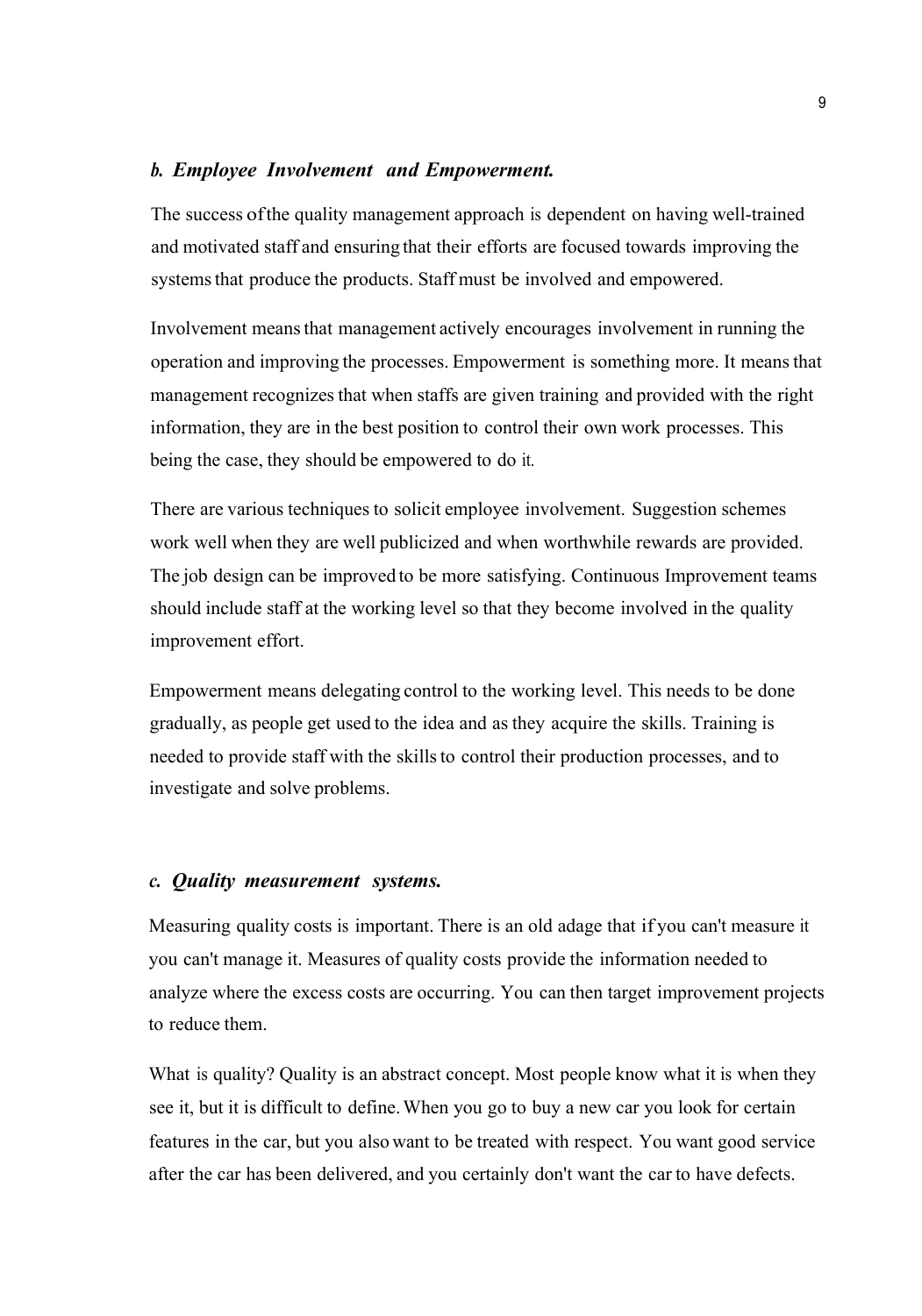### *b. Employee Involvement and Empowerment.*

The success of the quality management approach is dependent on having well-trained and motivated staff and ensuring that their efforts are focused towards improving the systems that produce the products. Staff must be involved and empowered.

Involvement means that management actively encourages involvement in running the operation and improving the processes. Empowerment is something more. It means that management recognizes that when staffs are given training and provided with the right information, they are in the best position to control their own work processes. This being the case, they should be empowered to do it.

There are various techniques to solicit employee involvement. Suggestion schemes work well when they are well publicized and when worthwhile rewards are provided. The job design can be improved to be more satisfying. Continuous Improvement teams should include staff at the working level so that they become involved in the quality improvement effort.

Empowerment means delegating control to the working level. This needs to be done gradually, as people get used to the idea and as they acquire the skills. Training is needed to provide staff with the skills to control their production processes, and to investigate and solve problems.

### *c. Quality measurement systems.*

Measuring quality costs is important. There is an old adage that if you can't measure it you can't manage it. Measures of quality costs provide the information needed to analyze where the excess costs are occurring. You can then target improvement projects to reduce them.

What is quality? Quality is an abstract concept. Most people know what it is when they see it, but it is difficult to define. When you go to buy a new car you look for certain features in the car, but you also want to be treated with respect. You want good service after the car has been delivered, and you certainly don't want the car to have defects.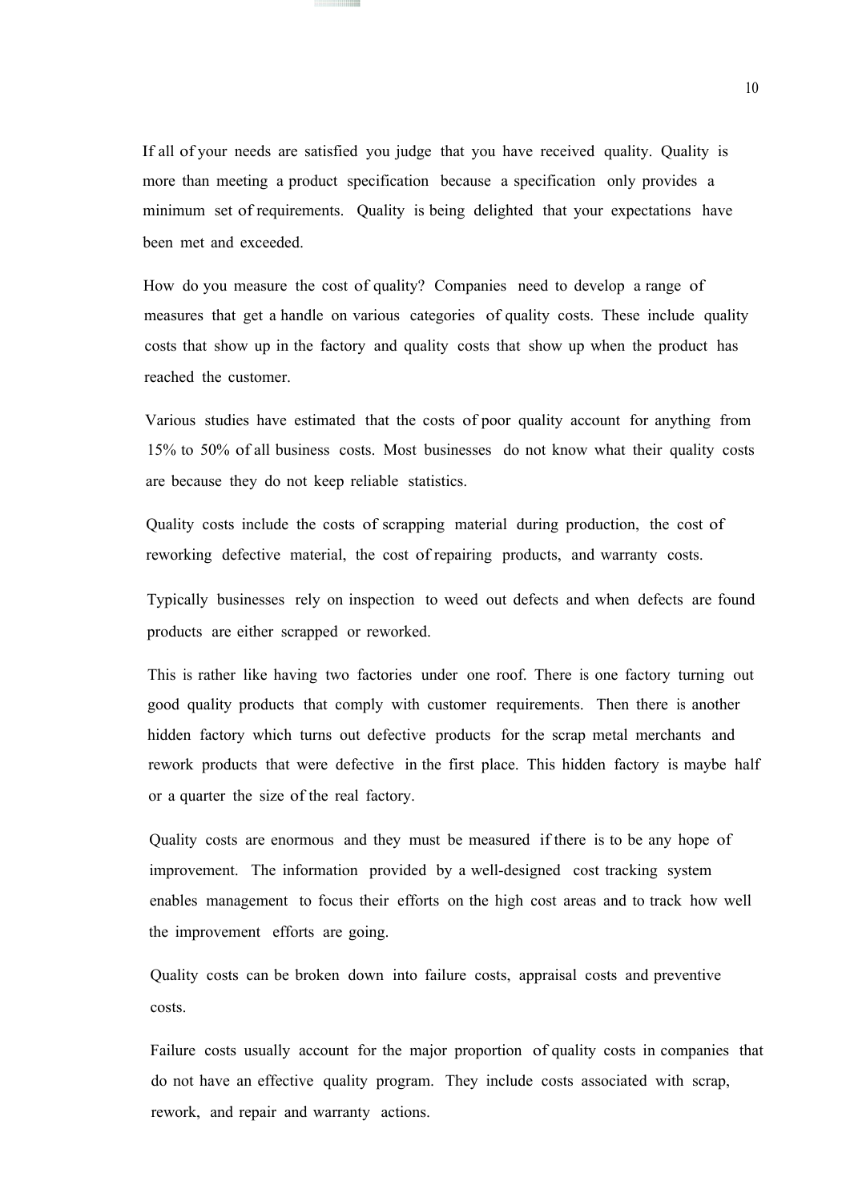If all of your needs are satisfied you judge that you have received quality. Quality is more than meeting a product specification because a specification only provides a minimum set of requirements. Quality is being delighted that your expectations have been met and exceeded.

How do you measure the cost of quality? Companies need to develop a range of measures that get a handle on various categories of quality costs. These include quality costs that show up in the factory and quality costs that show up when the product has reached the customer.

Various studies have estimated that the costs of poor quality account for anything from 15% to 50% of all business costs. Most businesses do not know what their quality costs are because they do not keep reliable statistics.

Quality costs include the costs of scrapping material during production, the cost of reworking defective material, the cost of repairing products, and warranty costs.

Typically businesses rely on inspection to weed out defects and when defects are found products are either scrapped or reworked.

This is rather like having two factories under one roof. There is one factory turning out good quality products that comply with customer requirements. Then there is another hidden factory which turns out defective products for the scrap metal merchants and rework products that were defective in the first place. This hidden factory is maybe half or a quarter the size of the real factory.

Quality costs are enormous and they must be measured if there is to be any hope of improvement. The information provided by a well-designed cost tracking system enables management to focus their efforts on the high cost areas and to track how well the improvement efforts are going.

Quality costs can be broken down into failure costs, appraisal costs and preventive costs.

Failure costs usually account for the major proportion of quality costs in companies that do not have an effective quality program. They include costs associated with scrap, rework, and repair and warranty actions.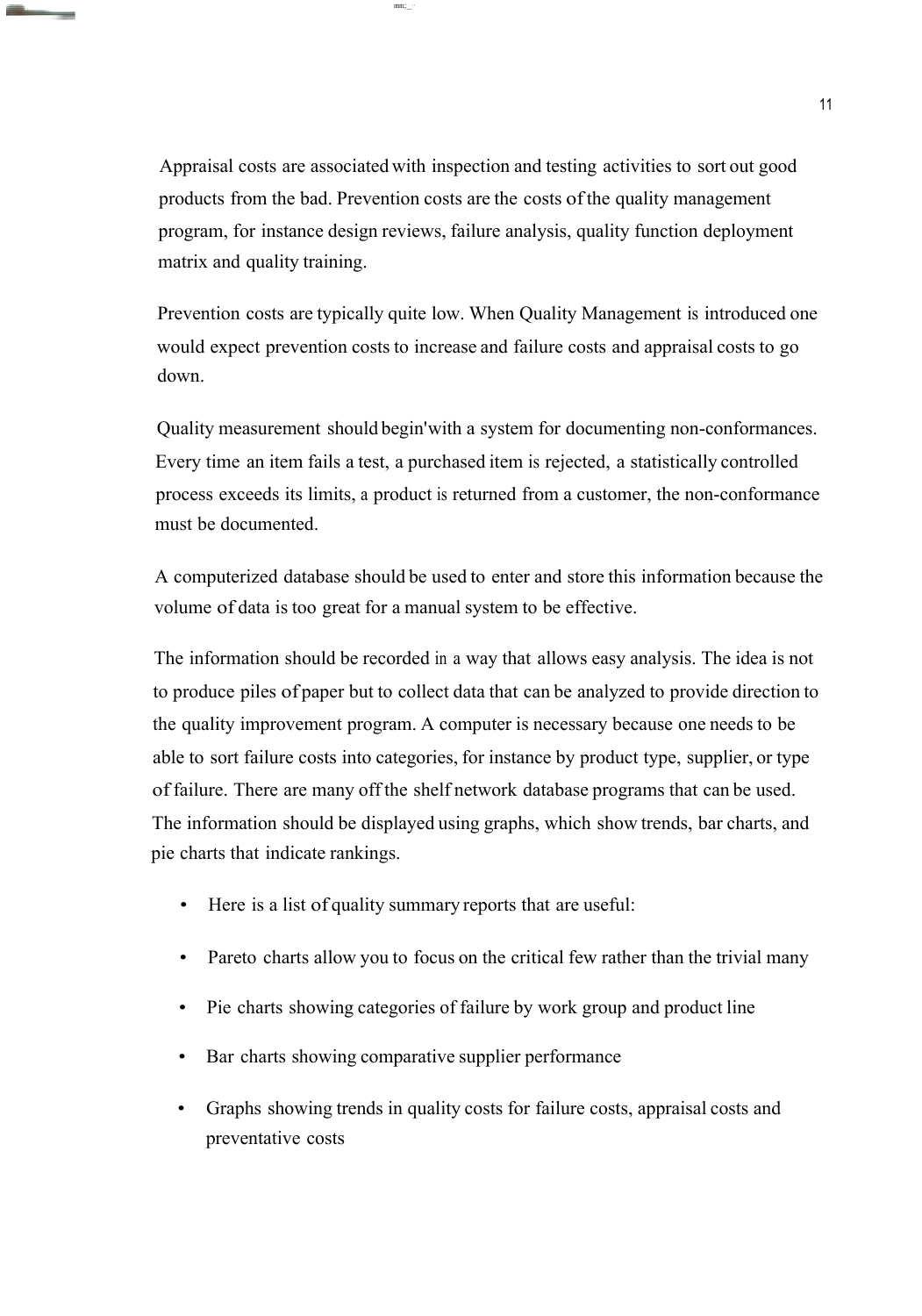Appraisal costs are associated with inspection and testing activities to sort out good products from the bad. Prevention costs are the costs of the quality management program, for instance design reviews, failure analysis, quality function deployment matrix and quality training.

Prevention costs are typically quite low. When Quality Management is introduced one would expect prevention costs to increase and failure costs and appraisal costs to go down.

Quality measurement should begin'with a system for documenting non-conformances. Every time an item fails a test, a purchased item is rejected, a statistically controlled process exceeds its limits, a product is returned from a customer, the non-conformance must be documented.

A computerized database should be used to enter and store this information because the volume of data is too great for a manual system to be effective.

The information should be recorded in a way that allows easy analysis. The idea is not to produce piles of paper but to collect data that can be analyzed to provide direction to the quality improvement program. A computer is necessary because one needs to be able to sort failure costs into categories, for instance by product type, supplier, or type of failure. There are many off the shelf network database programs that can be used. The information should be displayed using graphs, which show trends, bar charts, and pie charts that indicate rankings.

- Here is a list of quality summary reports that are useful:
- Pareto charts allow you to focus on the critical few rather than the trivial many
- Pie charts showing categories of failure by work group and product line
- Bar charts showing comparative supplier performance
- Graphs showing trends in quality costs for failure costs, appraisal costs and preventative costs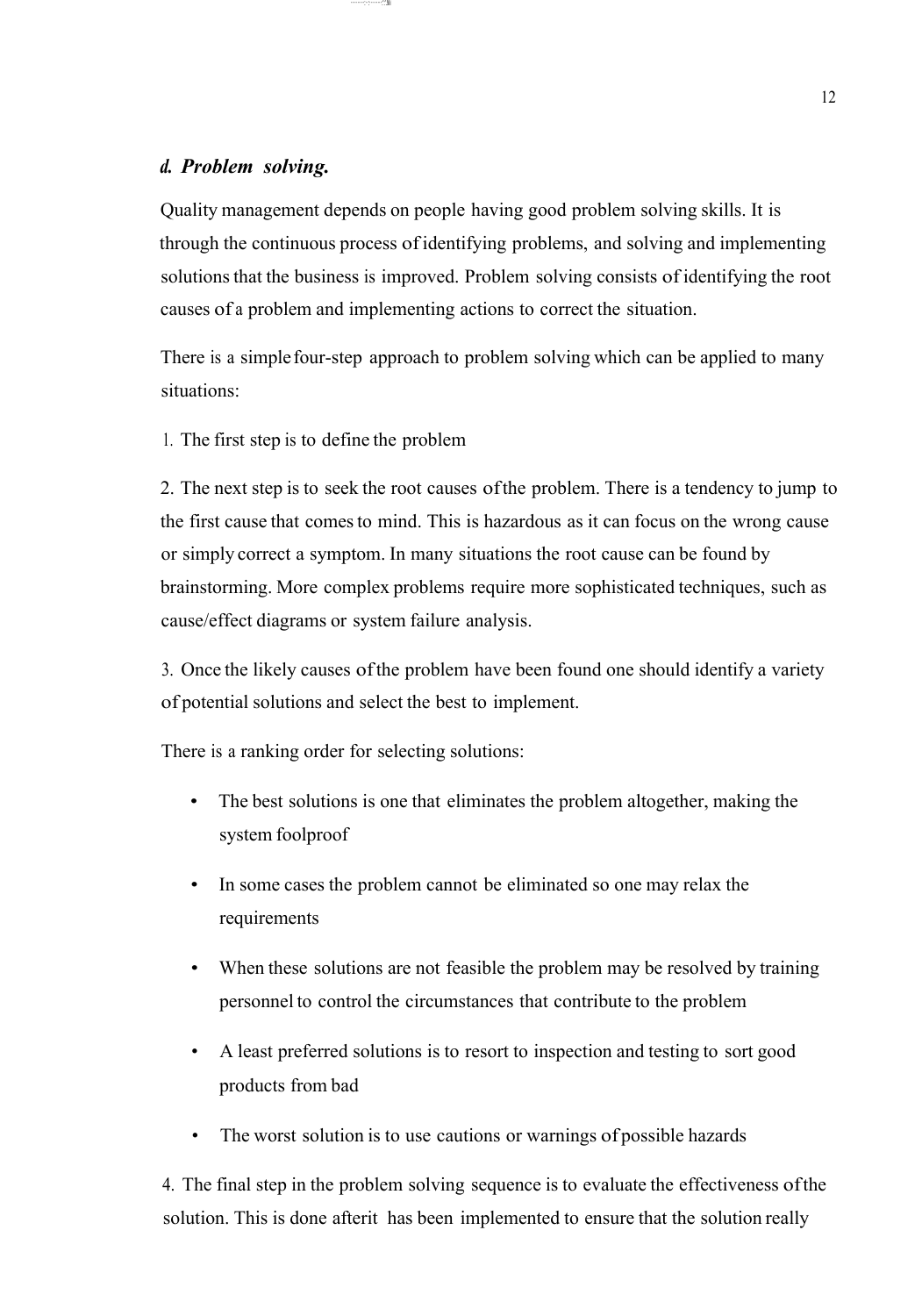### *d. Problem solving.*

Quality management depends on people having good problem solving skills. It is through the continuous process of identifying problems, and solving and implementing solutions that the business is improved. Problem solving consists of identifying the root causes of a problem and implementing actions to correct the situation.

There is a simple four-step approach to problem solving which can be applied to many situations:

1. The first step is to define the problem

2. The next step is to seek the root causes of the problem. There is a tendency to jump to the first cause that comes to mind. This is hazardous as it can focus on the wrong cause or simply correct a symptom. In many situations the root cause can be found by brainstorming. More complex problems require more sophisticated techniques, such as cause/effect diagrams or system failure analysis.

3. Once the likely causes of the problem have been found one should identify a variety of potential solutions and select the best to implement.

There is a ranking order for selecting solutions:

- The best solutions is one that eliminates the problem altogether, making the system foolproof
- In some cases the problem cannot be eliminated so one may relax the requirements
- When these solutions are not feasible the problem may be resolved by training personnel to control the circumstances that contribute to the problem
- A least preferred solutions is to resort to inspection and testing to sort good products from bad
- The worst solution is to use cautions or warnings of possible hazards

4. The final step in the problem solving sequence is to evaluate the effectiveness of the solution. This is done afterit has been implemented to ensure that the solution really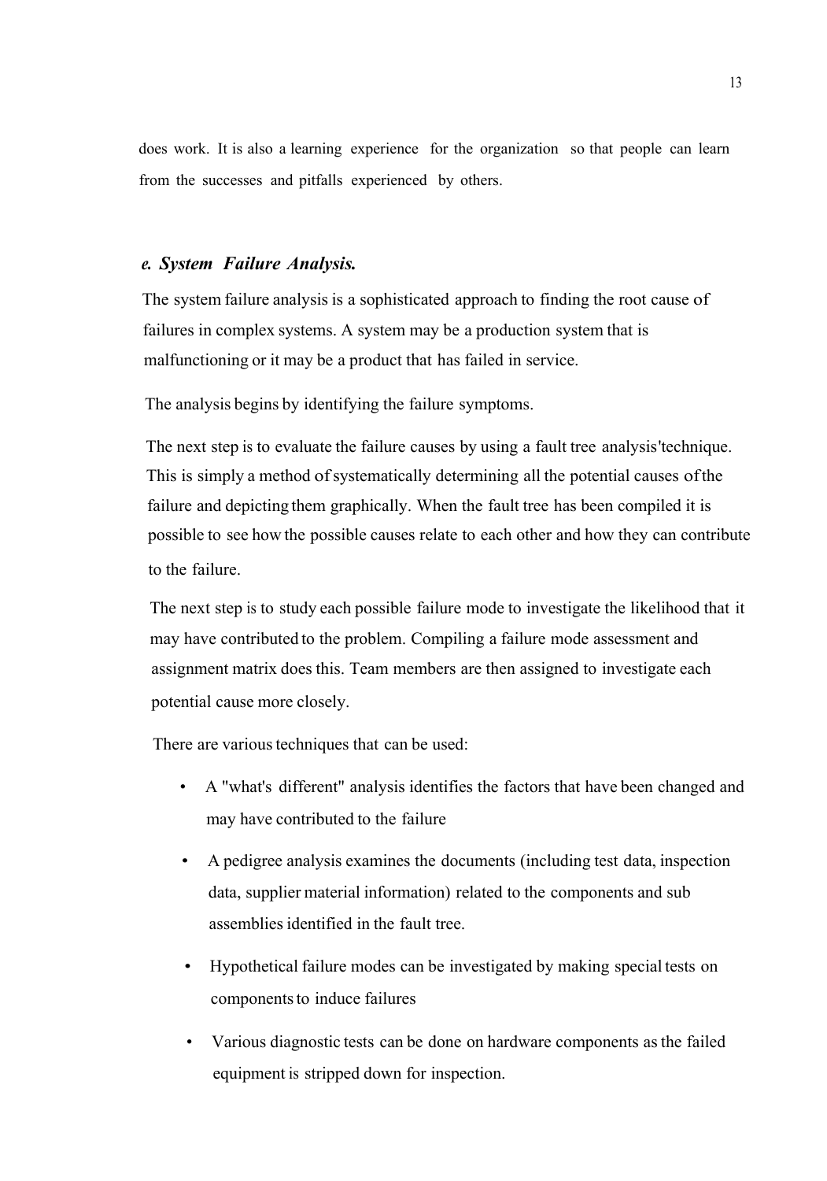does work. It is also a learning experience for the organization so that people can learn from the successes and pitfalls experienced by others.

### *e. System Failure Analysis.*

The system failure analysis is a sophisticated approach to finding the root cause of failures in complex systems. A system may be a production system that is malfunctioning or it may be a product that has failed in service.

The analysis begins by identifying the failure symptoms.

The next step is to evaluate the failure causes by using a fault tree analysis'technique. This is simply a method of systematically determining all the potential causes of the failure and depicting them graphically. When the fault tree has been compiled it is possible to see how the possible causes relate to each other and how they can contribute to the failure.

The next step is to study each possible failure mode to investigate the likelihood that it may have contributed to the problem. Compiling a failure mode assessment and assignment matrix does this. Team members are then assigned to investigate each potential cause more closely.

There are various techniques that can be used:

- A "what's different" analysis identifies the factors that have been changed and may have contributed to the failure
- A pedigree analysis examines the documents (including test data, inspection data, supplier material information) related to the components and sub assemblies identified in the fault tree.
- Hypothetical failure modes can be investigated by making special tests on components to induce failures
- Various diagnostic tests can be done on hardware components as the failed equipment is stripped down for inspection.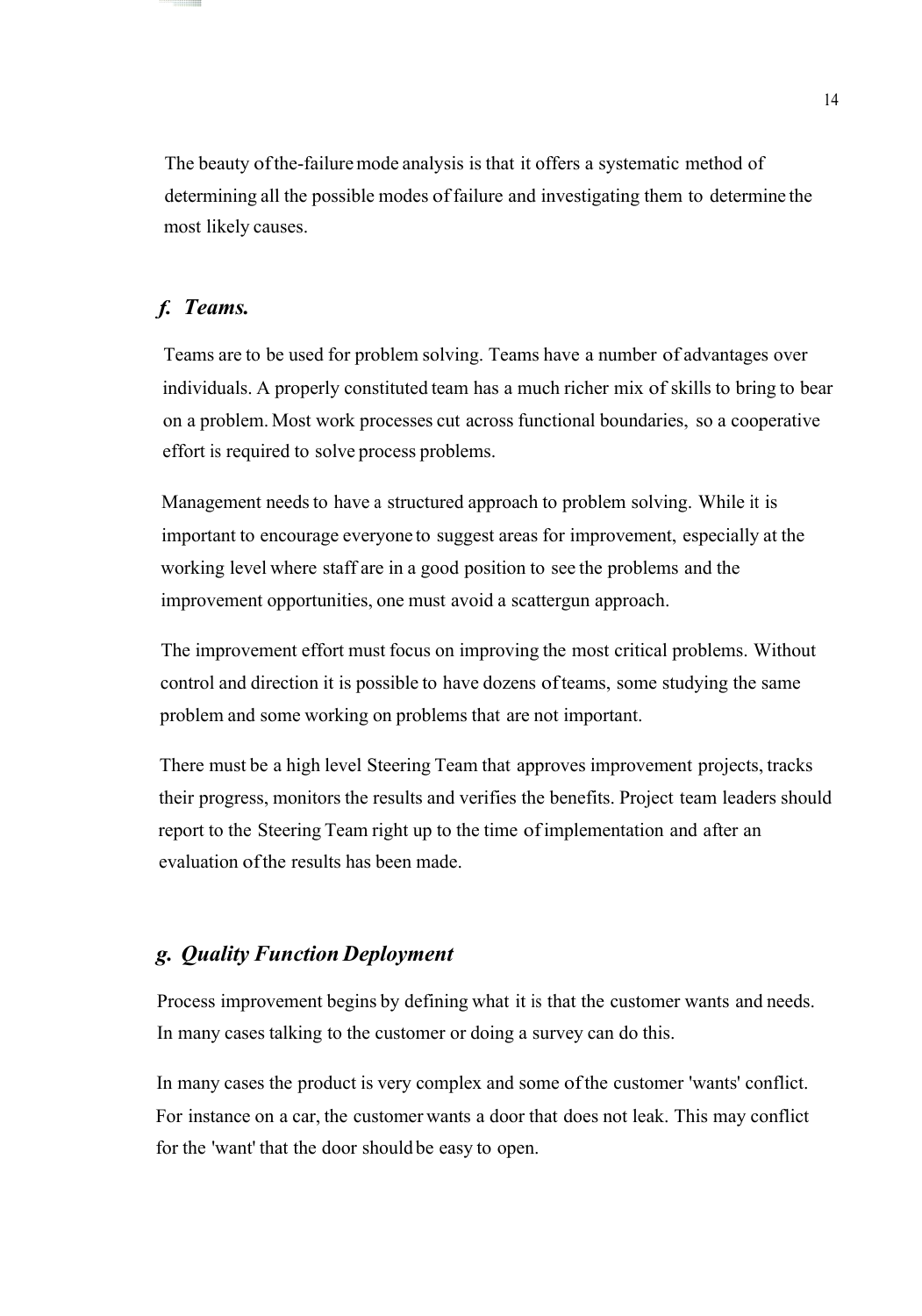The beauty of the-failure mode analysis is that it offers a systematic method of determining all the possible modes of failure and investigating them to determine the most likely causes.

### *f. Teams.*

Teams are to be used for problem solving. Teams have a number of advantages over individuals. A properly constituted team has a much richer mix of skills to bring to bear on a problem. Most work processes cut across functional boundaries, so a cooperative effort is required to solve process problems.

Management needs to have a structured approach to problem solving. While it is important to encourage everyone to suggest areas for improvement, especially at the working level where staff are in a good position to see the problems and the improvement opportunities, one must avoid a scattergun approach.

The improvement effort must focus on improving the most critical problems. Without control and direction it is possible to have dozens of teams, some studying the same problem and some working on problems that are not important.

There must be a high level Steering Team that approves improvement projects, tracks their progress, monitors the results and verifies the benefits. Project team leaders should report to the Steering Team right up to the time of implementation and after an evaluation of the results has been made.

### *g. Quality Function Deployment*

Process improvement begins by defining what it is that the customer wants and needs. In many cases talking to the customer or doing a survey can do this.

In many cases the product is very complex and some of the customer 'wants' conflict. For instance on a car, the customer wants a door that does not leak. This may conflict for the 'want' that the door should be easy to open.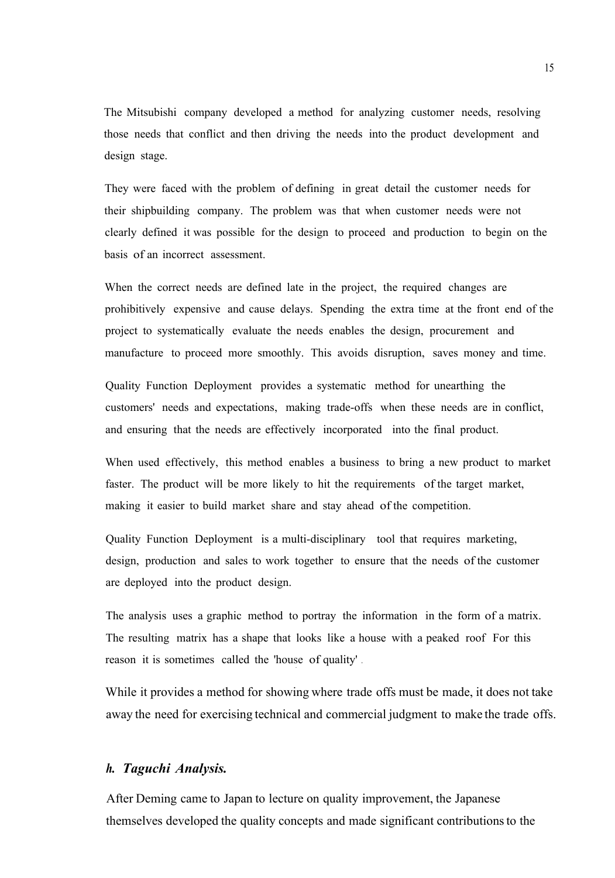The Mitsubishi company developed a method for analyzing customer needs, resolving those needs that conflict and then driving the needs into the product development and design stage.

They were faced with the problem of defining in great detail the customer needs for their shipbuilding company. The problem was that when customer needs were not clearly defined it was possible for the design to proceed and production to begin on the basis of an incorrect assessment.

When the correct needs are defined late in the project, the required changes are prohibitively expensive and cause delays. Spending the extra time at the front end of the project to systematically evaluate the needs enables the design, procurement and manufacture to proceed more smoothly. This avoids disruption, saves money and time.

Quality Function Deployment provides a systematic method for unearthing the customers' needs and expectations, making trade-offs when these needs are in conflict, and ensuring that the needs are effectively incorporated into the final product.

When used effectively, this method enables a business to bring a new product to market faster. The product will be more likely to hit the requirements of the target market, making it easier to build market share and stay ahead of the competition.

Quality Function Deployment is a multi-disciplinary tool that requires marketing, design, production and sales to work together to ensure that the needs of the customer are deployed into the product design.

The analysis uses a graphic method to portray the information in the form of a matrix. The resulting matrix has a shape that looks like a house with a peaked roof For this reason it is sometimes called the 'house of quality' .

While it provides a method for showing where trade offs must be made, it does not take away the need for exercising technical and commercial judgment to make the trade offs.

### *h. Taguchi Analysis.*

After Deming came to Japan to lecture on quality improvement, the Japanese themselves developed the quality concepts and made significant contributions to the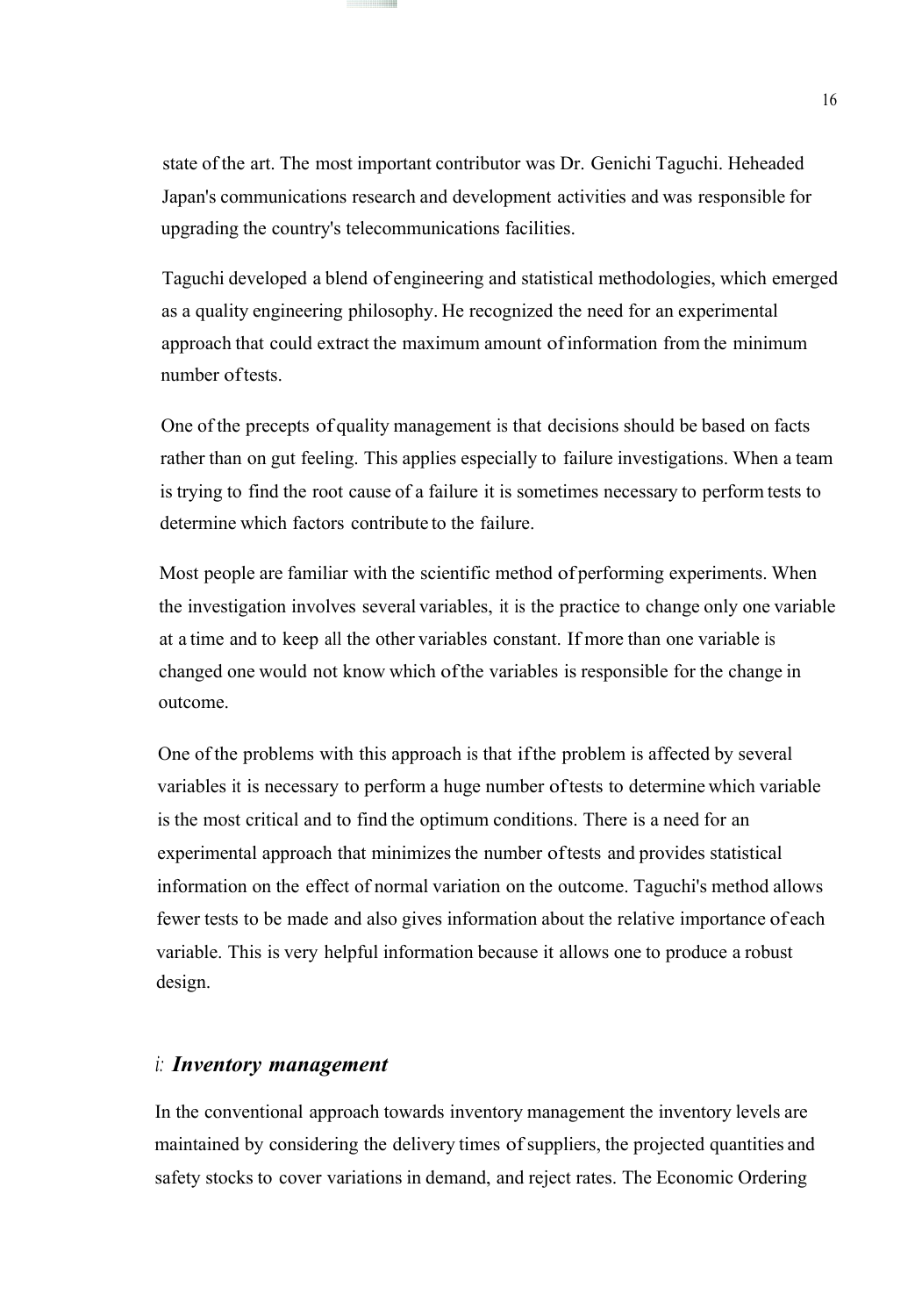state of the art. The most important contributor was Dr. Genichi Taguchi. Heheaded Japan's communications research and development activities and was responsible for upgrading the country's telecommunications facilities.

Taguchi developed a blend of engineering and statistical methodologies, which emerged as a quality engineering philosophy. He recognized the need for an experimental approach that could extract the maximum amount of information from the minimum number of tests.

One of the precepts of quality management is that decisions should be based on facts rather than on gut feeling. This applies especially to failure investigations. When a team is trying to find the root cause of a failure it is sometimes necessary to perform tests to determine which factors contribute to the failure.

Most people are familiar with the scientific method of performing experiments. When the investigation involves several variables, it is the practice to change only one variable at a time and to keep all the other variables constant. If more than one variable is changed one would not know which of the variables is responsible for the change in outcome.

One of the problems with this approach is that if the problem is affected by several variables it is necessary to perform a huge number of tests to determine which variable is the most critical and to find the optimum conditions. There is a need for an experimental approach that minimizes the number of tests and provides statistical information on the effect of normal variation on the outcome. Taguchi's method allows fewer tests to be made and also gives information about the relative importance of each variable. This is very helpful information because it allows one to produce a robust design.

## i: *Inventory management*

In the conventional approach towards inventory management the inventory levels are maintained by considering the delivery times of suppliers, the projected quantities and safety stocks to cover variations in demand, and reject rates. The Economic Ordering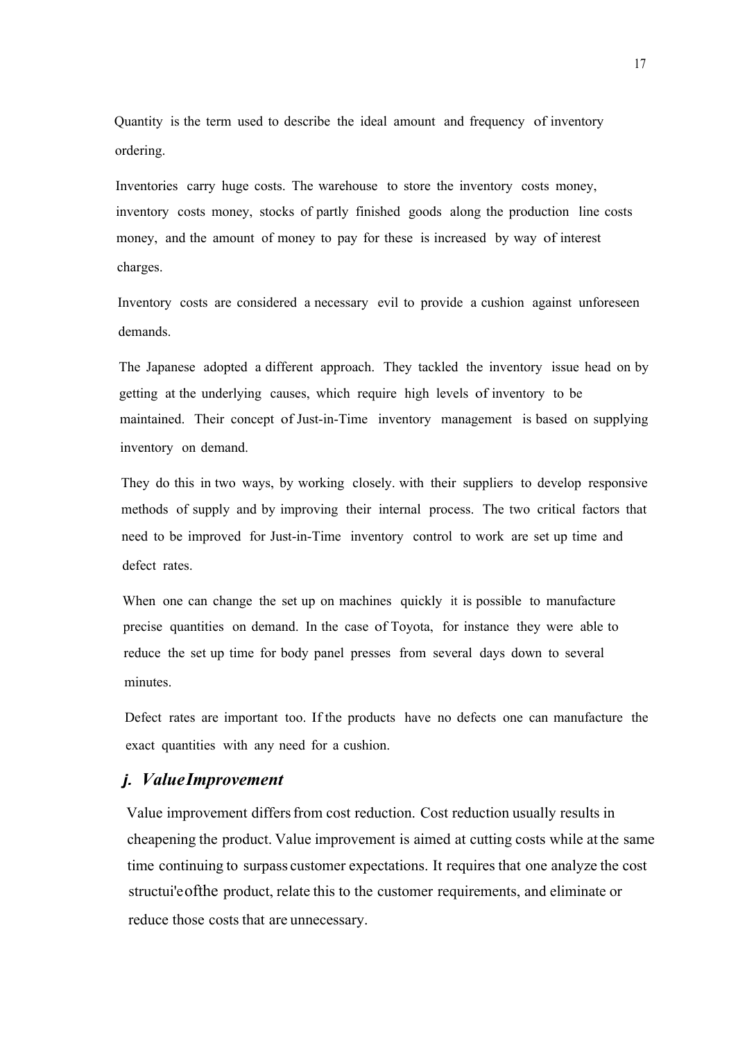Quantity is the term used to describe the ideal amount and frequency of inventory ordering.

Inventories carry huge costs. The warehouse to store the inventory costs money, inventory costs money, stocks of partly finished goods along the production line costs money, and the amount of money to pay for these is increased by way of interest charges.

Inventory costs are considered a necessary evil to provide a cushion against unforeseen demands.

The Japanese adopted a different approach. They tackled the inventory issue head on by getting at the underlying causes, which require high levels of inventory to be maintained. Their concept of Just-in-Time inventory management is based on supplying inventory on demand.

They do this in two ways, by working closely. with their suppliers to develop responsive methods of supply and by improving their internal process. The two critical factors that need to be improved for Just-in-Time inventory control to work are set up time and defect rates.

When one can change the set up on machines quickly it is possible to manufacture precise quantities on demand. In the case of Toyota, for instance they were able to reduce the set up time for body panel presses from several days down to several minutes.

Defect rates are important too. If the products have no defects one can manufacture the exact quantities with any need for a cushion.

### *j. Value Improvement*

Value improvement differs from cost reduction. Cost reduction usually results in cheapening the product. Value improvement is aimed at cutting costs while at the same time continuing to surpass customer expectations. It requires that one analyze the cost structui'eofthe product, relate this to the customer requirements, and eliminate or reduce those costs that are unnecessary.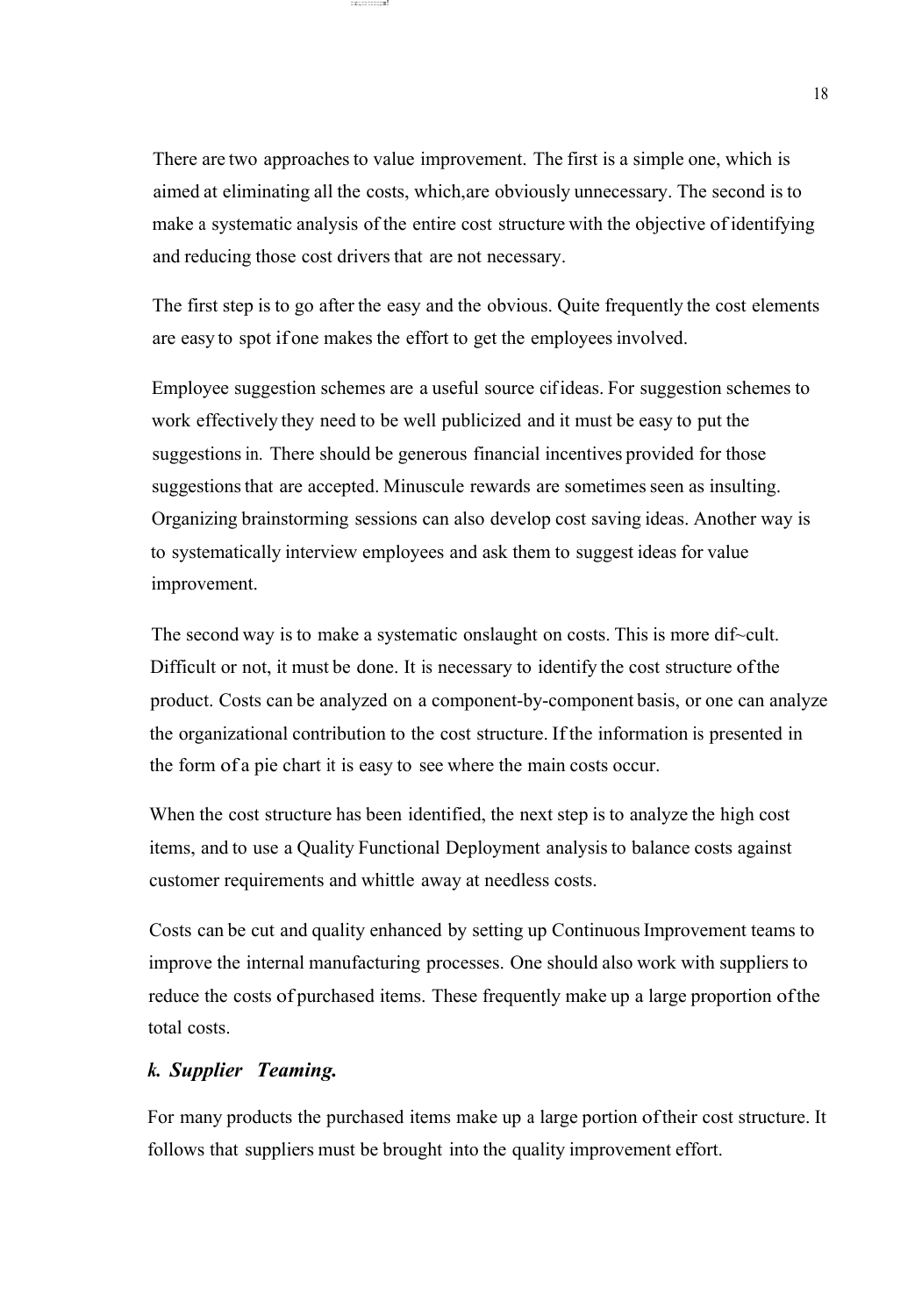There are two approaches to value improvement. The first is a simple one, which is aimed at eliminating all the costs, which,are obviously unnecessary. The second is to make a systematic analysis of the entire cost structure with the objective of identifying and reducing those cost drivers that are not necessary.

The first step is to go after the easy and the obvious. Quite frequently the cost elements are easy to spot if one makes the effort to get the employees involved.

Employee suggestion schemes are a useful source cif ideas. For suggestion schemes to work effectively they need to be well publicized and it must be easy to put the suggestions in. There should be generous financial incentives provided for those suggestions that are accepted. Minuscule rewards are sometimes seen as insulting. Organizing brainstorming sessions can also develop cost saving ideas. Another way is to systematically interview employees and ask them to suggest ideas for value improvement.

The second way is to make a systematic onslaught on costs. This is more dif~cult. Difficult or not, it must be done. It is necessary to identify the cost structure of the product. Costs can be analyzed on a component-by-component basis, or one can analyze the organizational contribution to the cost structure. If the information is presented in the form of a pie chart it is easy to see where the main costs occur.

When the cost structure has been identified, the next step is to analyze the high cost items, and to use a Quality Functional Deployment analysis to balance costs against customer requirements and whittle away at needless costs.

Costs can be cut and quality enhanced by setting up Continuous Improvement teams to improve the internal manufacturing processes. One should also work with suppliers to reduce the costs of purchased items. These frequently make up a large proportion of the total costs.

***k. Supplier Teaming.***

For many products the purchased items make up a large portion of their cost structure. It follows that suppliers must be brought into the quality improvement effort.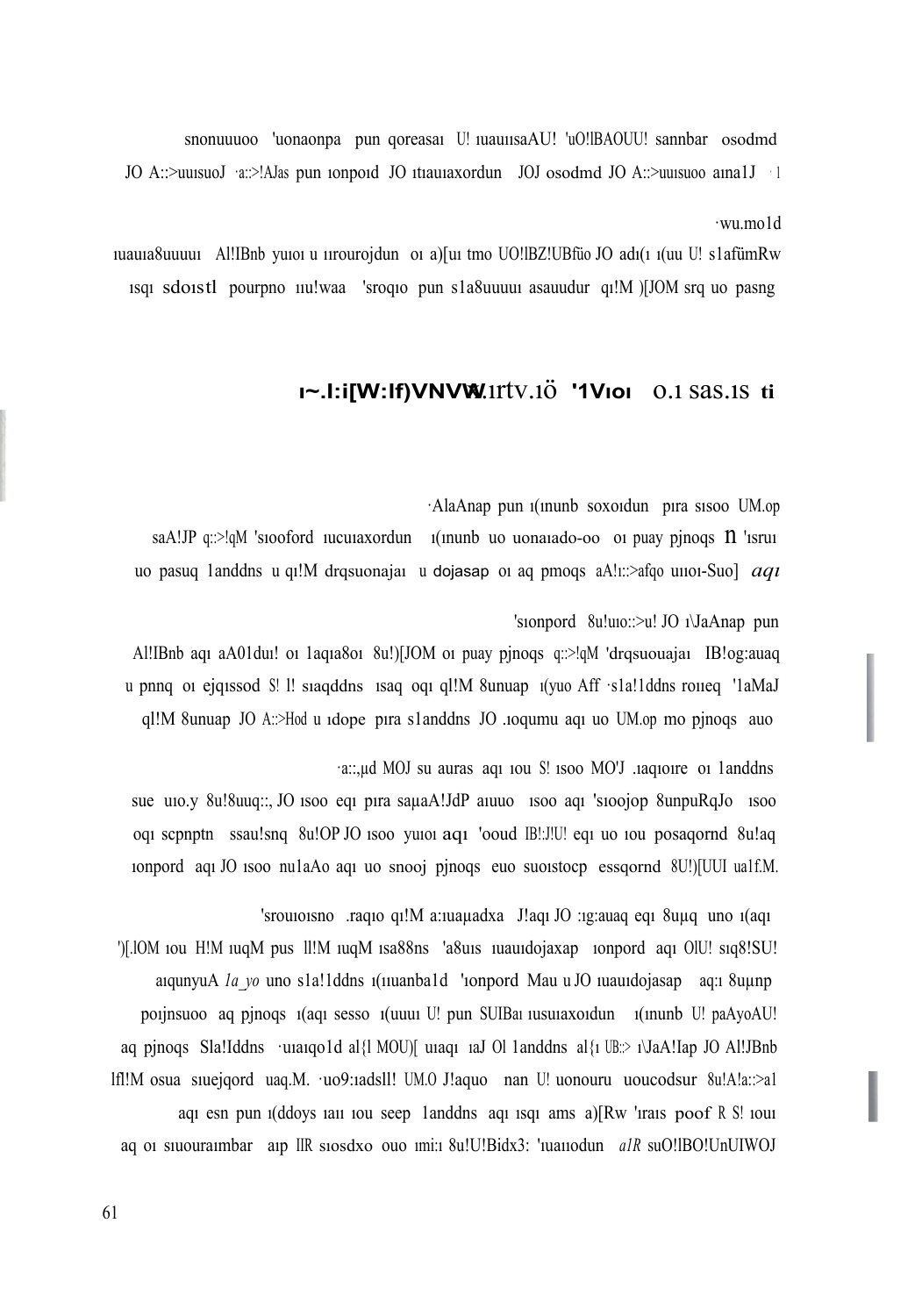snonuuuoo 'uonaonpa pun qoreasaı U! ıuauıısaAU! 'uO!lBAOUU! sannbar osodmd JO A::>uuısuoJ ·a::>!AJas pun ıonpoıd JO ıtıauıaxordun JOJ osodmd JO A::>uuısuoo aına1J · 1

·wu.mo1d

ıuauıa8uuuuı Al!IBnb yuıoı u ıırourojdun oı a)[uı tmo UO!lBZ!UBfüo JO adı(ı ı(uu U! s1afümRw ısqı sdoıstl pourpno ııu!waa 'sroqıo pun s1a8uuuuı asauudur qı!M )[JOM srq uo pasng

**ı~.l:i[W:lf)VNVW.1rtv.1ö '1Vıoı o.1 sas.1s ti**

·AlaAnap pun ı(ınunb soxoıdun pıra sısoo UM.op saA!JP q::>!qM 'sıooford ıucuıaxordun ı(ınunb uo uonaıado-oo oı puay pjnoqs n 'ısruı uo pasuq 1anddns u qı!M drqsuonajaı u dojasap oı aq pmoqs aA!ı::>afqo uııoı-Suo] aqı

'sıonpord 8u!uıo::>u! JO ı\JaAnap pun Al!IBnb aqı aA01duı! oı 1aqıa8oı 8u!)[JOM oı puay pjnoqs q::>!qM 'drqsuouajaı IB!og:auaq u pnnq oı ejqıssod S! l! sıaqddns ısaq oqı ql!M 8unuap ı(yuo Aff ·s1a!1ddns roııeq '1aMaJ ql!M 8unuap JO A::>Hod u ıdope pıra s1anddns JO .ıoqumu aqı uo UM.op mo pjnoqs auo

·a::,µd MOJ su auras aqı ıou S! ısoo MO'J .ıaqıoıre oı 1anddns sue uıo.y 8u!8uuq::, JO ısoo eqı pıra saµaA!JdP aıuuo ısoo aqı 'sıoojop 8unpuRqJo ısoo oqı scpnptn ssau!snq 8u!OP JO ısoo yuıoı aqı 'ooud IB!:J!U! eqı uo ıou posaqornd 8u!aq ıonpord aqı JO ısoo nu1aAo aqı uo snooj pjnoqs euo suoıstocp essqornd 8U!)[UUI ua1f.M.

'srouıoısno .raqıo qı!M a:ıuaµadxa J!aqı JO :ıg:auaq eqı 8uµq uno ı(aqı ')[.lOM ıou H!M ıuqM pus ll!M ıuqM ısa88ns 'a8uıs ıuauıdojaxap ıonpord aqı OlU! sıq8!SU! aıqunyuA 1a_yo uno s1a!1ddns ı(ııuanba1d 'ıonpord Mau u JO ıuauıdojasap aq:ı 8uµnp poıjnsuoo aq pjnoqs ı(aqı sesso ı(uuuı U! pun SUIBaı ıusuıaxoıdun ı(ınunb U! paAyoAU! aq pjnoqs Sla!Iddns ·uıaıqo1d al{l MOU)[ uıaqı ıaJ Ol 1anddns al{ı UB::> ı\JaA!Iap JO Al!JBnb lfl!M osua sıuejqord uaq.M. ·uo9:ıadsll! UM.O J!aquo nan U! uonouru uoucodsur 8u!A!a::>a1 aqı esn pun ı(ddoys ıaıı ıou seep 1anddns aqı ısqı ams a)[Rw 'ıraıs poof R S! ıouı aq oı sıuouraımbar aıp llR sıosdxo ouo ımi:ı 8u!U!Bidx3: 'ıuaııodun a1R suO!lBO!UnUIWOJ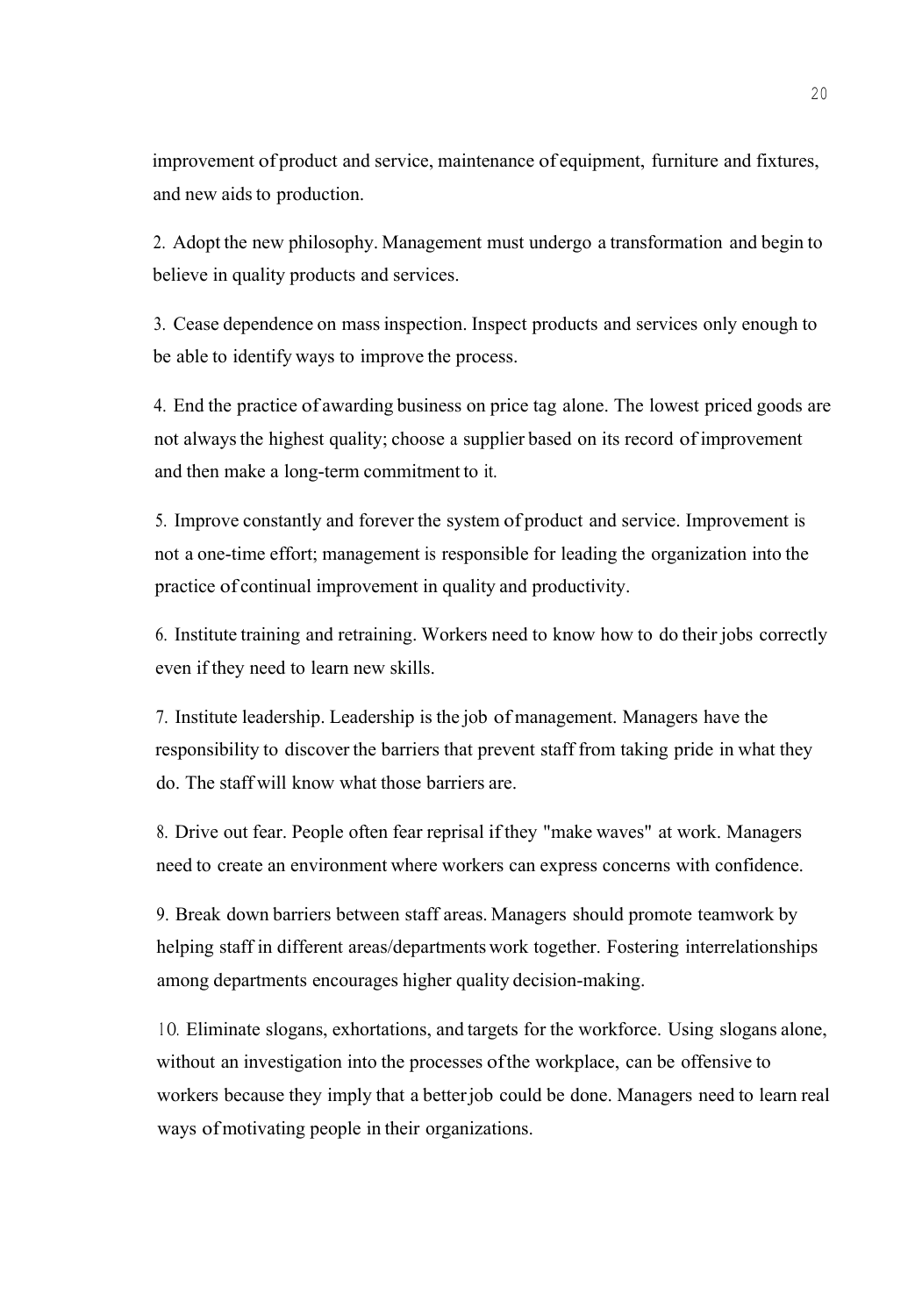improvement of product and service, maintenance of equipment, furniture and fixtures, and new aids to production.

2. Adopt the new philosophy. Management must undergo a transformation and begin to believe in quality products and services.

3. Cease dependence on mass inspection. Inspect products and services only enough to be able to identify ways to improve the process.

4. End the practice of awarding business on price tag alone. The lowest priced goods are not always the highest quality; choose a supplier based on its record of improvement and then make a long-term commitment to it.

5. Improve constantly and forever the system of product and service. Improvement is not a one-time effort; management is responsible for leading the organization into the practice of continual improvement in quality and productivity.

6. Institute training and retraining. Workers need to know how to do their jobs correctly even if they need to learn new skills.

7. Institute leadership. Leadership is the job of management. Managers have the responsibility to discover the barriers that prevent staff from taking pride in what they do. The staff will know what those barriers are.

8. Drive out fear. People often fear reprisal if they "make waves" at work. Managers need to create an environment where workers can express concerns with confidence.

9. Break down barriers between staff areas. Managers should promote teamwork by helping staff in different areas/departments work together. Fostering interrelationships among departments encourages higher quality decision-making.

10. Eliminate slogans, exhortations, and targets for the workforce. Using slogans alone, without an investigation into the processes of the workplace, can be offensive to workers because they imply that a better job could be done. Managers need to learn real ways of motivating people in their organizations.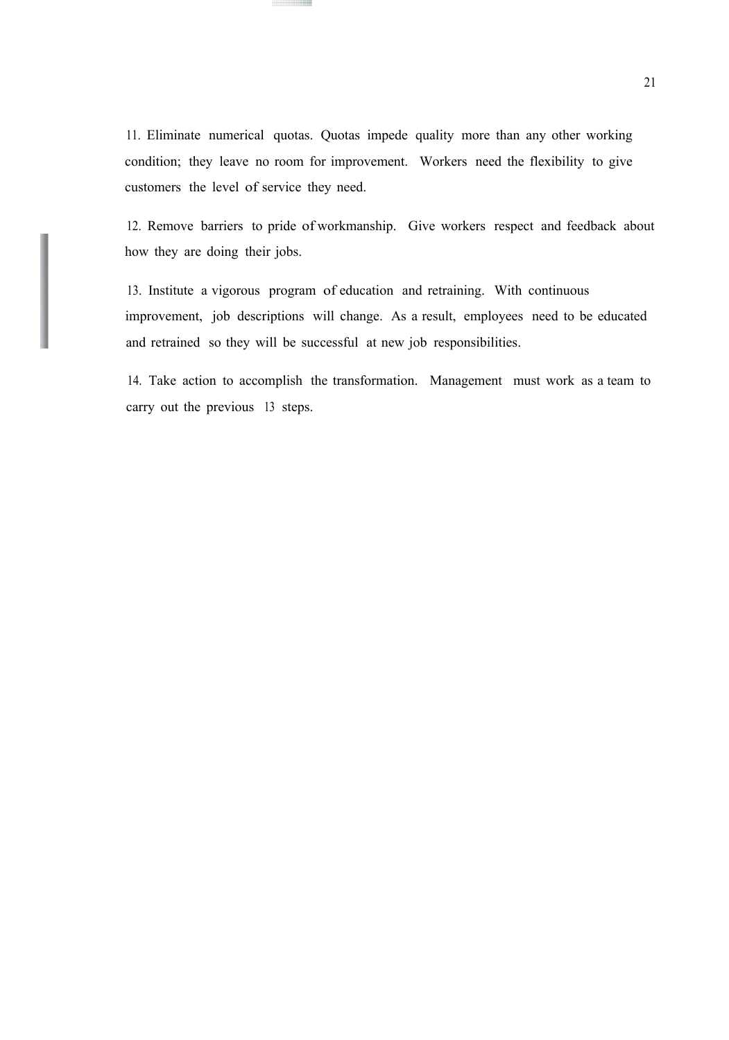11. Eliminate numerical quotas. Quotas impede quality more than any other working condition; they leave no room for improvement. Workers need the flexibility to give customers the level of service they need.

12. Remove barriers to pride of workmanship. Give workers respect and feedback about how they are doing their jobs.

13. Institute a vigorous program of education and retraining. With continuous improvement, job descriptions will change. As a result, employees need to be educated and retrained so they will be successful at new job responsibilities.

14. Take action to accomplish the transformation. Management must work as a team to carry out the previous 13 steps.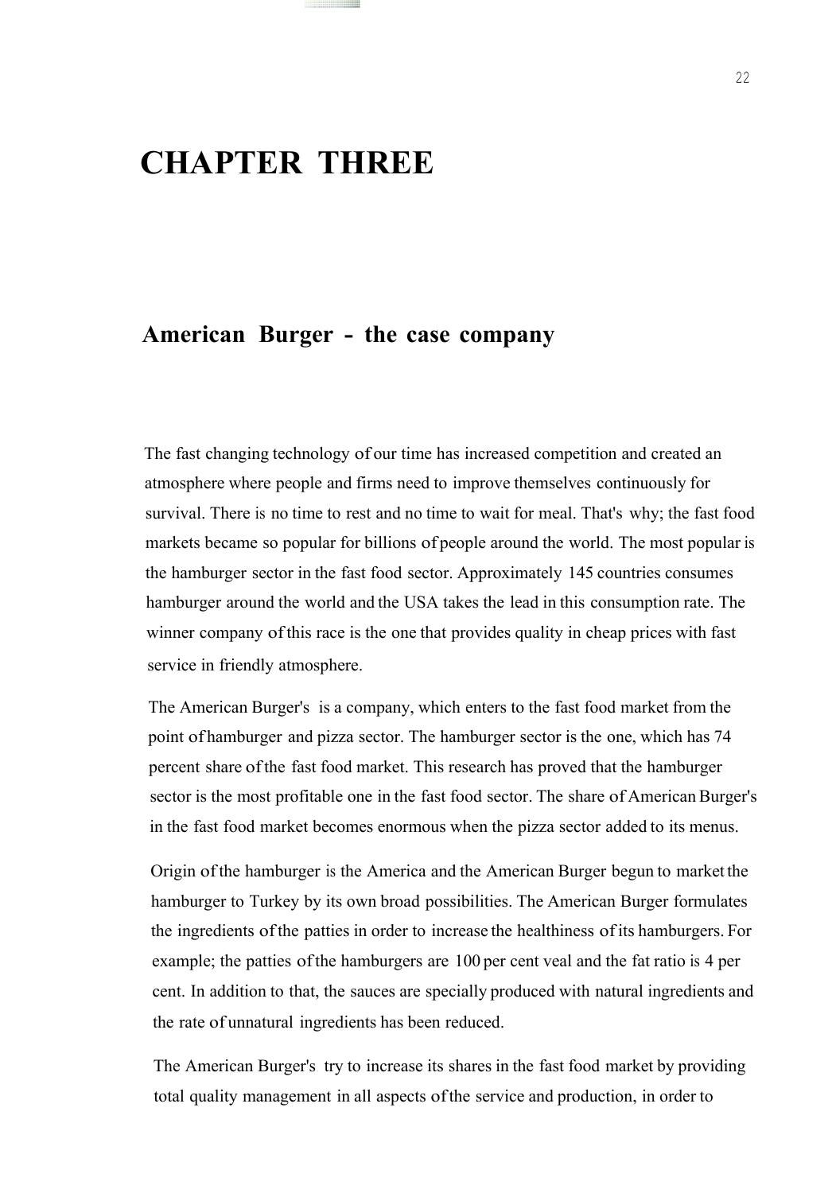# CHAPTER THREE

## American Burger - the case company

The fast changing technology of our time has increased competition and created an atmosphere where people and firms need to improve themselves continuously for survival. There is no time to rest and no time to wait for meal. That's why; the fast food markets became so popular for billions of people around the world. The most popular is the hamburger sector in the fast food sector. Approximately 145 countries consumes hamburger around the world and the USA takes the lead in this consumption rate. The winner company of this race is the one that provides quality in cheap prices with fast service in friendly atmosphere.

The American Burger's is a company, which enters to the fast food market from the point of hamburger and pizza sector. The hamburger sector is the one, which has 74 percent share of the fast food market. This research has proved that the hamburger sector is the most profitable one in the fast food sector. The share of American Burger's in the fast food market becomes enormous when the pizza sector added to its menus.

Origin of the hamburger is the America and the American Burger begun to market the hamburger to Turkey by its own broad possibilities. The American Burger formulates the ingredients of the patties in order to increase the healthiness of its hamburgers. For example; the patties of the hamburgers are 100 per cent veal and the fat ratio is 4 per cent. In addition to that, the sauces are specially produced with natural ingredients and the rate of unnatural ingredients has been reduced.

The American Burger's try to increase its shares in the fast food market by providing total quality management in all aspects of the service and production, in order to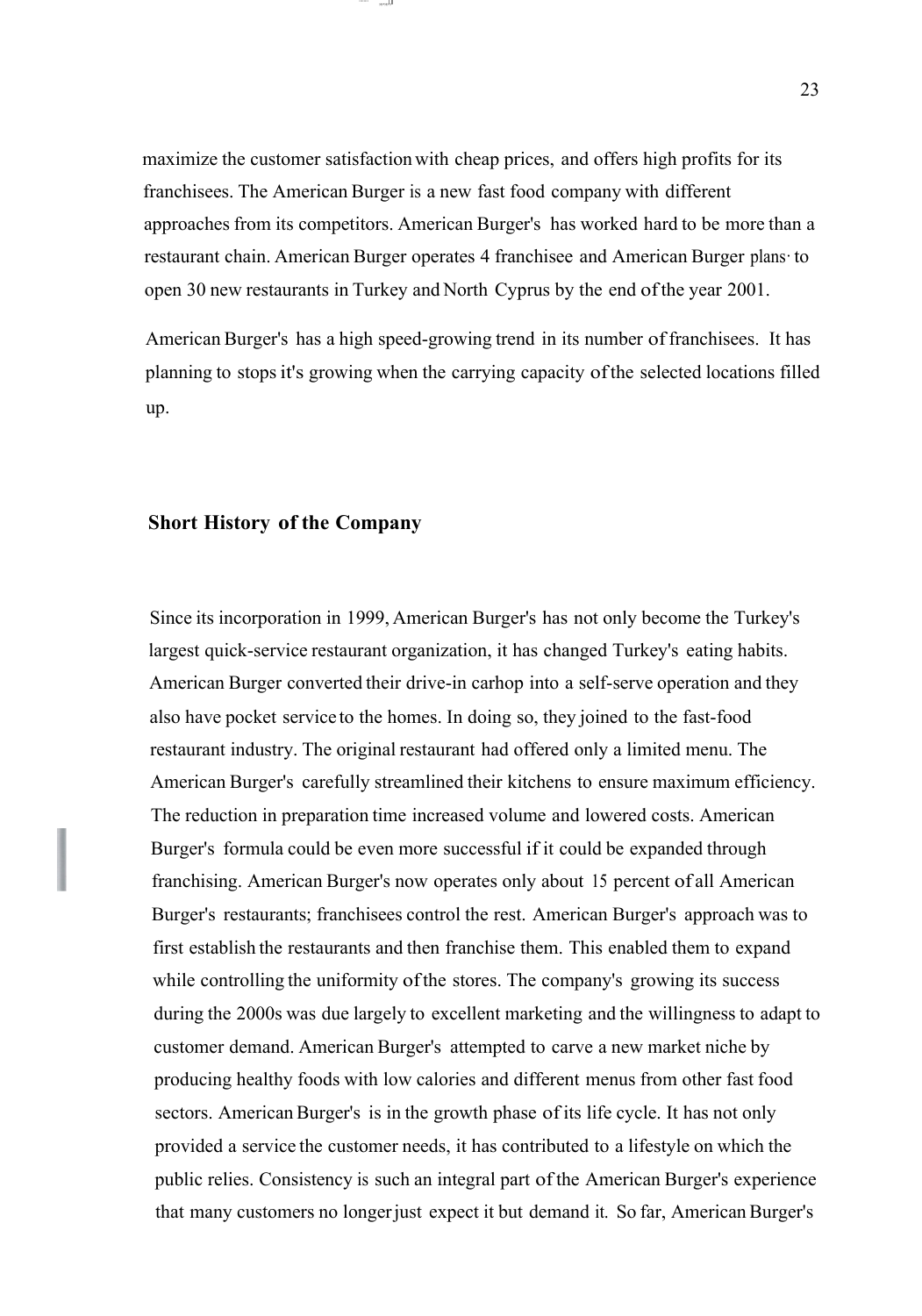maximize the customer satisfaction with cheap prices, and offers high profits for its franchisees. The American Burger is a new fast food company with different approaches from its competitors. American Burger's has worked hard to be more than a restaurant chain. American Burger operates 4 franchisee and American Burger plans to open 30 new restaurants in Turkey and North Cyprus by the end of the year 2001.

American Burger's has a high speed-growing trend in its number of franchisees. It has planning to stops it's growing when the carrying capacity of the selected locations filled up.

**Short History of the Company**

Since its incorporation in 1999, American Burger's has not only become the Turkey's largest quick-service restaurant organization, it has changed Turkey's eating habits. American Burger converted their drive-in carhop into a self-serve operation and they also have pocket service to the homes. In doing so, they joined to the fast-food restaurant industry. The original restaurant had offered only a limited menu. The American Burger's carefully streamlined their kitchens to ensure maximum efficiency. The reduction in preparation time increased volume and lowered costs. American Burger's formula could be even more successful if it could be expanded through franchising. American Burger's now operates only about 15 percent of all American Burger's restaurants; franchisees control the rest. American Burger's approach was to first establish the restaurants and then franchise them. This enabled them to expand while controlling the uniformity of the stores. The company's growing its success during the 2000s was due largely to excellent marketing and the willingness to adapt to customer demand. American Burger's attempted to carve a new market niche by producing healthy foods with low calories and different menus from other fast food sectors. American Burger's is in the growth phase of its life cycle. It has not only provided a service the customer needs, it has contributed to a lifestyle on which the public relies. Consistency is such an integral part of the American Burger's experience that many customers no longer just expect it but demand it. So far, American Burger's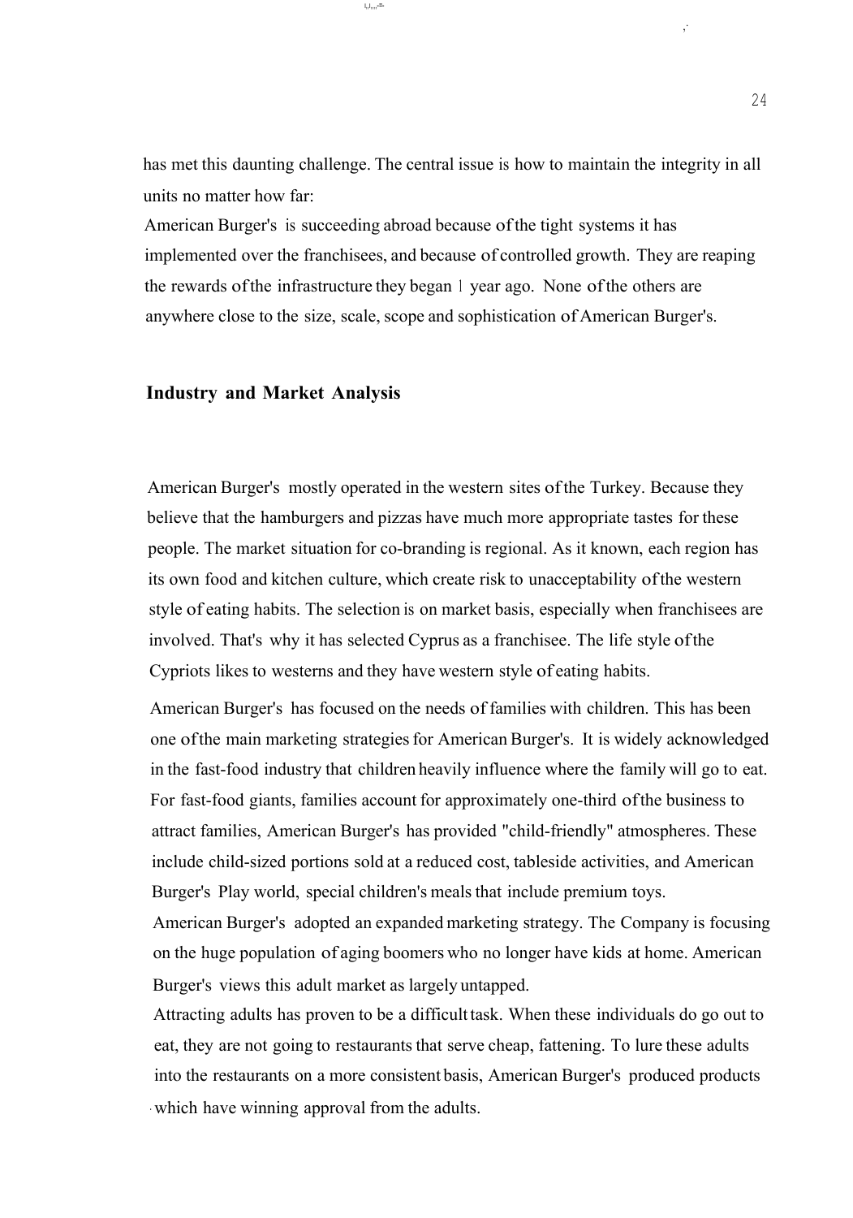has met this daunting challenge. The central issue is how to maintain the integrity in all units no matter how far:

American Burger's is succeeding abroad because of the tight systems it has implemented over the franchisees, and because of controlled growth. They are reaping the rewards of the infrastructure they began 1 year ago. None of the others are anywhere close to the size, scale, scope and sophistication of American Burger's.

## Industry and Market Analysis

American Burger's mostly operated in the western sites of the Turkey. Because they believe that the hamburgers and pizzas have much more appropriate tastes for these people. The market situation for co-branding is regional. As it known, each region has its own food and kitchen culture, which create risk to unacceptability of the western style of eating habits. The selection is on market basis, especially when franchisees are involved. That's why it has selected Cyprus as a franchisee. The life style of the Cypriots likes to westerns and they have western style of eating habits.

American Burger's has focused on the needs of families with children. This has been one of the main marketing strategies for American Burger's. It is widely acknowledged in the fast-food industry that children heavily influence where the family will go to eat. For fast-food giants, families account for approximately one-third of the business to attract families, American Burger's has provided "child-friendly" atmospheres. These include child-sized portions sold at a reduced cost, tableside activities, and American Burger's Play world, special children's meals that include premium toys.

American Burger's adopted an expanded marketing strategy. The Company is focusing on the huge population of aging boomers who no longer have kids at home. American Burger's views this adult market as largely untapped.

Attracting adults has proven to be a difficult task. When these individuals do go out to eat, they are not going to restaurants that serve cheap, fattening. To lure these adults into the restaurants on a more consistent basis, American Burger's produced products which have winning approval from the adults.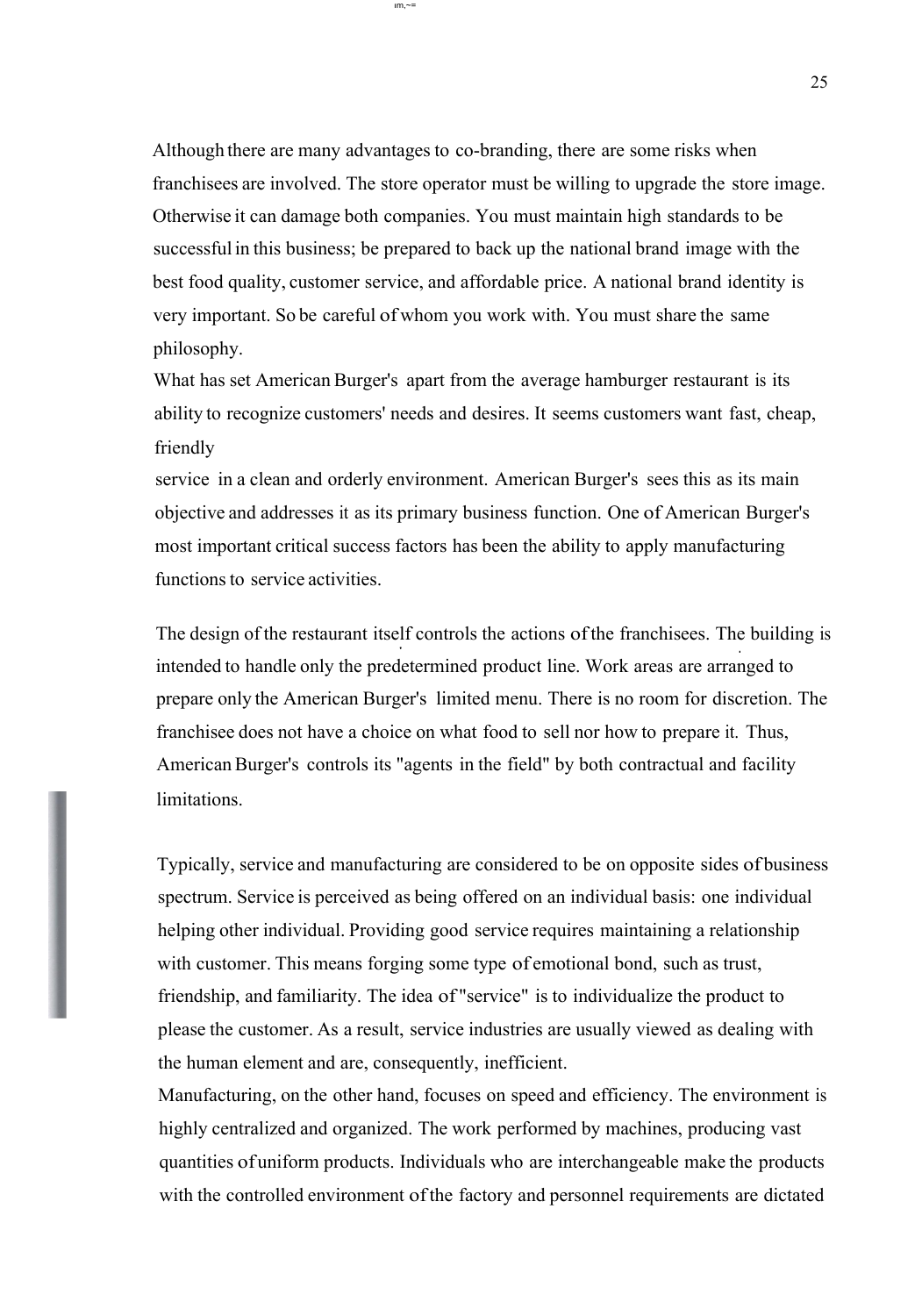Although there are many advantages to co-branding, there are some risks when franchisees are involved. The store operator must be willing to upgrade the store image. Otherwise it can damage both companies. You must maintain high standards to be successful in this business; be prepared to back up the national brand image with the best food quality, customer service, and affordable price. A national brand identity is very important. So be careful of whom you work with. You must share the same philosophy.

What has set American Burger's apart from the average hamburger restaurant is its ability to recognize customers' needs and desires. It seems customers want fast, cheap, friendly service in a clean and orderly environment. American Burger's sees this as its main objective and addresses it as its primary business function. One of American Burger's most important critical success factors has been the ability to apply manufacturing functions to service activities.

The design of the restaurant itself controls the actions of the franchisees. The building is intended to handle only the predetermined product line. Work areas are arranged to prepare only the American Burger's limited menu. There is no room for discretion. The franchisee does not have a choice on what food to sell nor how to prepare it. Thus, American Burger's controls its "agents in the field" by both contractual and facility limitations.

Typically, service and manufacturing are considered to be on opposite sides of business spectrum. Service is perceived as being offered on an individual basis: one individual helping other individual. Providing good service requires maintaining a relationship with customer. This means forging some type of emotional bond, such as trust, friendship, and familiarity. The idea of "service" is to individualize the product to please the customer. As a result, service industries are usually viewed as dealing with the human element and are, consequently, inefficient.

Manufacturing, on the other hand, focuses on speed and efficiency. The environment is highly centralized and organized. The work performed by machines, producing vast quantities of uniform products. Individuals who are interchangeable make the products with the controlled environment of the factory and personnel requirements are dictated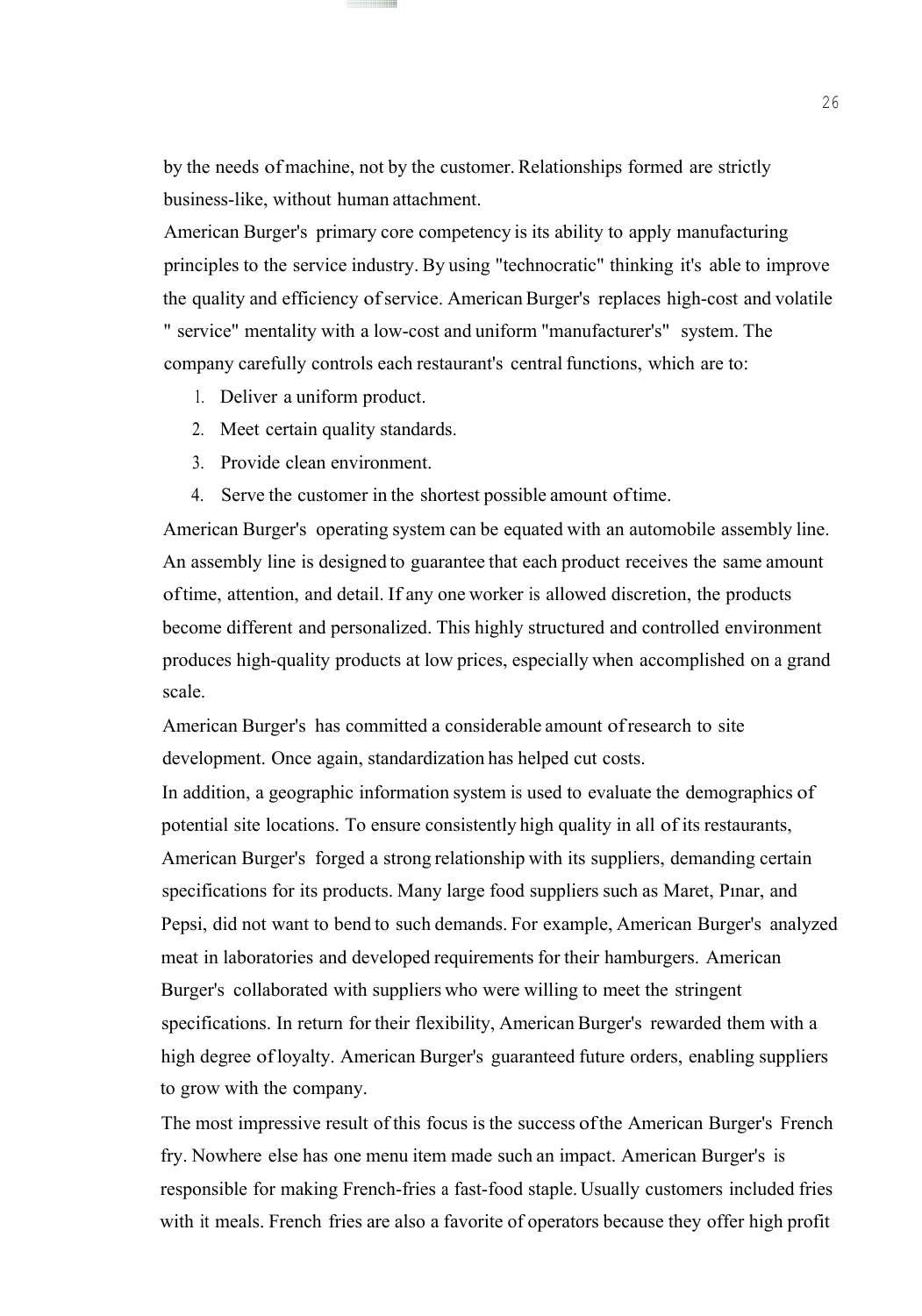by the needs of machine, not by the customer. Relationships formed are strictly business-like, without human attachment.

American Burger's primary core competency is its ability to apply manufacturing principles to the service industry. By using "technocratic" thinking it's able to improve the quality and efficiency of service. American Burger's replaces high-cost and volatile " service" mentality with a low-cost and uniform "manufacturer's" system. The company carefully controls each restaurant's central functions, which are to:

1. Deliver a uniform product.
2. Meet certain quality standards.
3. Provide clean environment.
4. Serve the customer in the shortest possible amount of time.

American Burger's operating system can be equated with an automobile assembly line. An assembly line is designed to guarantee that each product receives the same amount of time, attention, and detail. If any one worker is allowed discretion, the products become different and personalized. This highly structured and controlled environment produces high-quality products at low prices, especially when accomplished on a grand scale.

American Burger's has committed a considerable amount of research to site development. Once again, standardization has helped cut costs.

In addition, a geographic information system is used to evaluate the demographics of potential site locations. To ensure consistently high quality in all of its restaurants, American Burger's forged a strong relationship with its suppliers, demanding certain specifications for its products. Many large food suppliers such as Maret, Pınar, and Pepsi, did not want to bend to such demands. For example, American Burger's analyzed meat in laboratories and developed requirements for their hamburgers. American Burger's collaborated with suppliers who were willing to meet the stringent specifications. In return for their flexibility, American Burger's rewarded them with a high degree of loyalty. American Burger's guaranteed future orders, enabling suppliers to grow with the company.

The most impressive result of this focus is the success of the American Burger's French fry. Nowhere else has one menu item made such an impact. American Burger's is responsible for making French-fries a fast-food staple. Usually customers included fries with it meals. French fries are also a favorite of operators because they offer high profit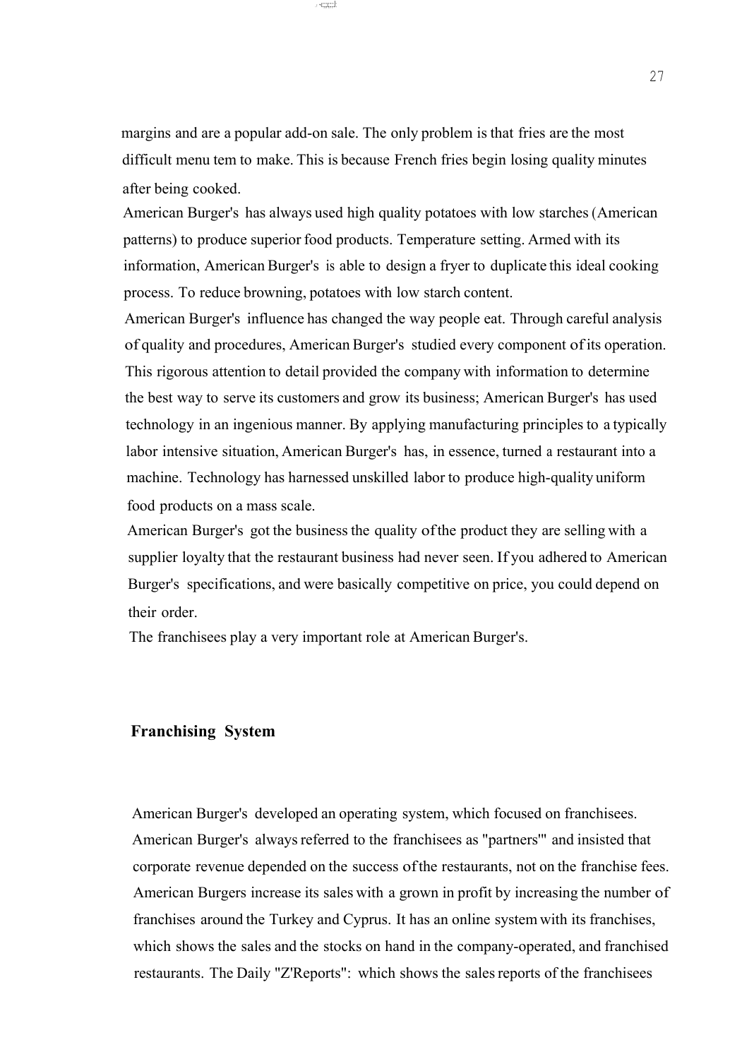margins and are a popular add-on sale. The only problem is that fries are the most difficult menu tem to make. This is because French fries begin losing quality minutes after being cooked.

American Burger's has always used high quality potatoes with low starches (American patterns) to produce superior food products. Temperature setting. Armed with its information, American Burger's is able to design a fryer to duplicate this ideal cooking process. To reduce browning, potatoes with low starch content.

American Burger's influence has changed the way people eat. Through careful analysis of quality and procedures, American Burger's studied every component of its operation. This rigorous attention to detail provided the company with information to determine the best way to serve its customers and grow its business; American Burger's has used technology in an ingenious manner. By applying manufacturing principles to a typically labor intensive situation, American Burger's has, in essence, turned a restaurant into a machine. Technology has harnessed unskilled labor to produce high-quality uniform food products on a mass scale.

American Burger's got the business the quality of the product they are selling with a supplier loyalty that the restaurant business had never seen. If you adhered to American Burger's specifications, and were basically competitive on price, you could depend on their order.

The franchisees play a very important role at American Burger's.

## Franchising System

American Burger's developed an operating system, which focused on franchisees. American Burger's always referred to the franchisees as "partners'" and insisted that corporate revenue depended on the success of the restaurants, not on the franchise fees. American Burgers increase its sales with a grown in profit by increasing the number of franchises around the Turkey and Cyprus. It has an online system with its franchises, which shows the sales and the stocks on hand in the company-operated, and franchised restaurants. The Daily "Z'Reports": which shows the sales reports of the franchisees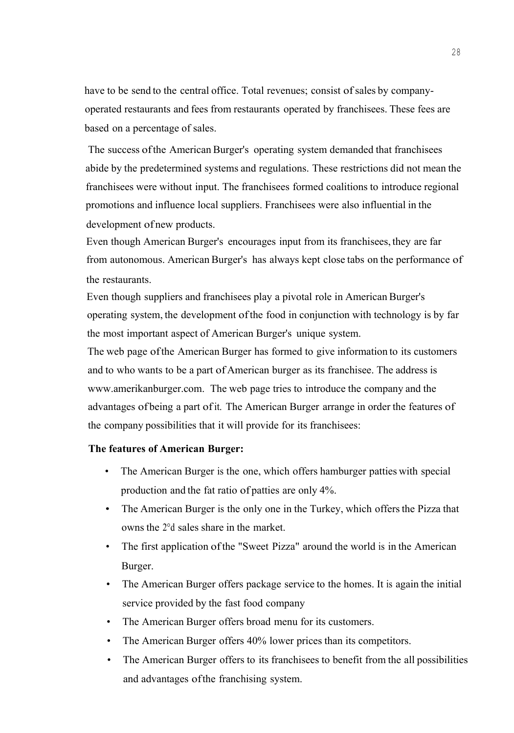have to be send to the central office. Total revenues; consist of sales by company-operated restaurants and fees from restaurants operated by franchisees. These fees are based on a percentage of sales.

The success of the American Burger's operating system demanded that franchisees abide by the predetermined systems and regulations. These restrictions did not mean the franchisees were without input. The franchisees formed coalitions to introduce regional promotions and influence local suppliers. Franchisees were also influential in the development of new products.

Even though American Burger's encourages input from its franchisees, they are far from autonomous. American Burger's has always kept close tabs on the performance of the restaurants.

Even though suppliers and franchisees play a pivotal role in American Burger's operating system, the development of the food in conjunction with technology is by far the most important aspect of American Burger's unique system.

The web page of the American Burger has formed to give information to its customers and to who wants to be a part of American burger as its franchisee. The address is www.amerikanburger.com. The web page tries to introduce the company and the advantages of being a part of it. The American Burger arrange in order the features of the company possibilities that it will provide for its franchisees:

**The features of American Burger:**

- The American Burger is the one, which offers hamburger patties with special production and the fat ratio of patties are only 4%.
- The American Burger is the only one in the Turkey, which offers the Pizza that owns the 2°d sales share in the market.
- The first application of the "Sweet Pizza" around the world is in the American Burger.
- The American Burger offers package service to the homes. It is again the initial service provided by the fast food company
- The American Burger offers broad menu for its customers.
- The American Burger offers 40% lower prices than its competitors.
- The American Burger offers to its franchisees to benefit from the all possibilities and advantages of the franchising system.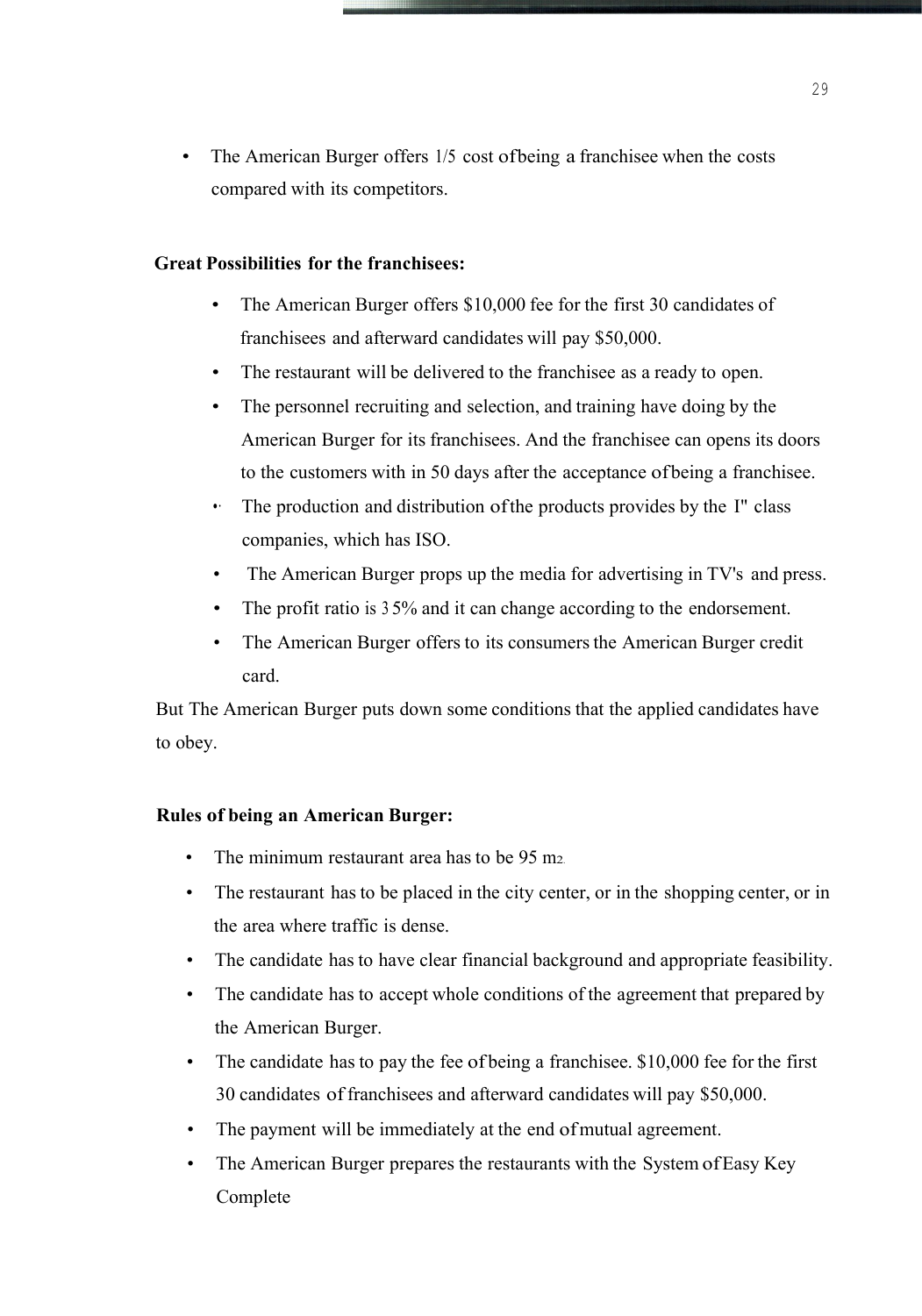- The American Burger offers 1/5 cost of being a franchisee when the costs compared with its competitors.

**Great Possibilities for the franchisees:**

- The American Burger offers $10,000 fee for the first 30 candidates of franchisees and afterward candidates will pay $50,000.
- The restaurant will be delivered to the franchisee as a ready to open.
- The personnel recruiting and selection, and training have doing by the American Burger for its franchisees. And the franchisee can opens its doors to the customers with in 50 days after the acceptance of being a franchisee.
- The production and distribution of the products provides by the I" class companies, which has ISO.
- The American Burger props up the media for advertising in TV's and press.
- The profit ratio is 35% and it can change according to the endorsement.
- The American Burger offers to its consumers the American Burger credit card.

But The American Burger puts down some conditions that the applied candidates have to obey.

**Rules of being an American Burger:**

- The minimum restaurant area has to be 95 $m^2$.
- The restaurant has to be placed in the city center, or in the shopping center, or in the area where traffic is dense.
- The candidate has to have clear financial background and appropriate feasibility.
- The candidate has to accept whole conditions of the agreement that prepared by the American Burger.
- The candidate has to pay the fee of being a franchisee. $10,000 fee for the first 30 candidates of franchisees and afterward candidates will pay $50,000.
- The payment will be immediately at the end of mutual agreement.
- The American Burger prepares the restaurants with the System of Easy Key Complete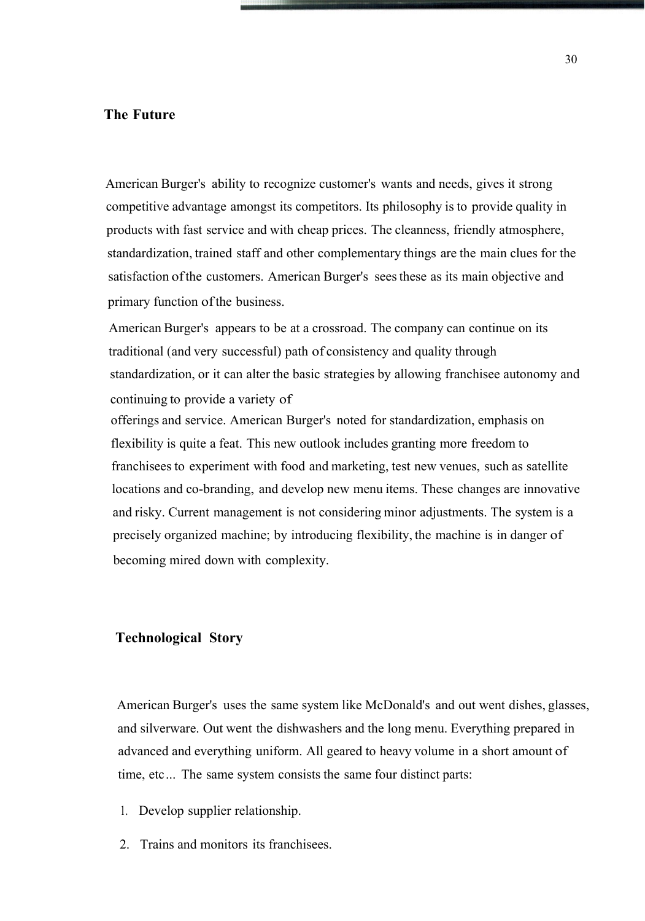## The Future

American Burger's ability to recognize customer's wants and needs, gives it strong competitive advantage amongst its competitors. Its philosophy is to provide quality in products with fast service and with cheap prices. The cleanness, friendly atmosphere, standardization, trained staff and other complementary things are the main clues for the satisfaction of the customers. American Burger's sees these as its main objective and primary function of the business.

American Burger's appears to be at a crossroad. The company can continue on its traditional (and very successful) path of consistency and quality through standardization, or it can alter the basic strategies by allowing franchisee autonomy and continuing to provide a variety of offerings and service. American Burger's noted for standardization, emphasis on flexibility is quite a feat. This new outlook includes granting more freedom to franchisees to experiment with food and marketing, test new venues, such as satellite locations and co-branding, and develop new menu items. These changes are innovative and risky. Current management is not considering minor adjustments. The system is a precisely organized machine; by introducing flexibility, the machine is in danger of becoming mired down with complexity.

## Technological Story

American Burger's uses the same system like McDonald's and out went dishes, glasses, and silverware. Out went the dishwashers and the long menu. Everything prepared in advanced and everything uniform. All geared to heavy volume in a short amount of time, etc... The same system consists the same four distinct parts:

1. Develop supplier relationship.
2. Trains and monitors its franchisees.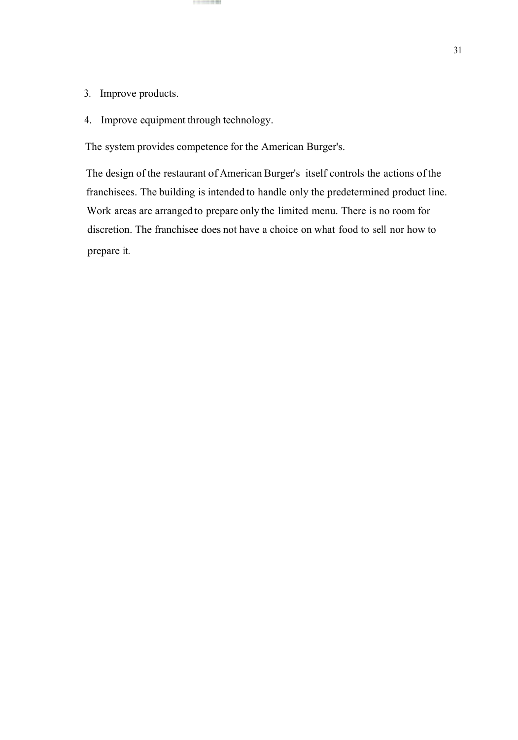3. Improve products.
4. Improve equipment through technology.

The system provides competence for the American Burger's.

The design of the restaurant of American Burger's itself controls the actions of the franchisees. The building is intended to handle only the predetermined product line. Work areas are arranged to prepare only the limited menu. There is no room for discretion. The franchisee does not have a choice on what food to sell nor how to prepare it.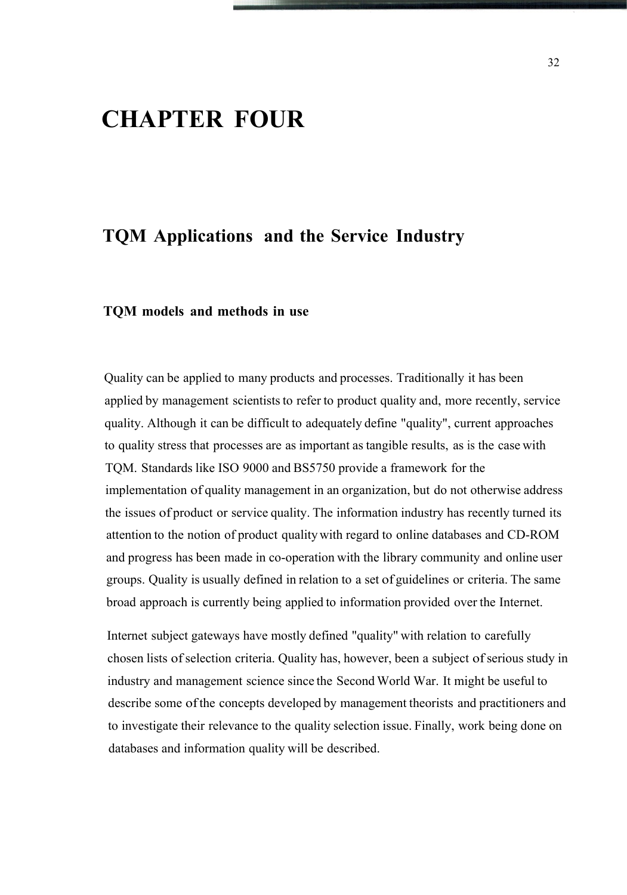# CHAPTER FOUR

## TQM Applications and the Service Industry

### TQM models and methods in use

Quality can be applied to many products and processes. Traditionally it has been applied by management scientists to refer to product quality and, more recently, service quality. Although it can be difficult to adequately define "quality", current approaches to quality stress that processes are as important as tangible results, as is the case with TQM. Standards like ISO 9000 and BS5750 provide a framework for the implementation of quality management in an organization, but do not otherwise address the issues of product or service quality. The information industry has recently turned its attention to the notion of product quality with regard to online databases and CD-ROM and progress has been made in co-operation with the library community and online user groups. Quality is usually defined in relation to a set of guidelines or criteria. The same broad approach is currently being applied to information provided over the Internet.

Internet subject gateways have mostly defined "quality" with relation to carefully chosen lists of selection criteria. Quality has, however, been a subject of serious study in industry and management science since the Second World War. It might be useful to describe some of the concepts developed by management theorists and practitioners and to investigate their relevance to the quality selection issue. Finally, work being done on databases and information quality will be described.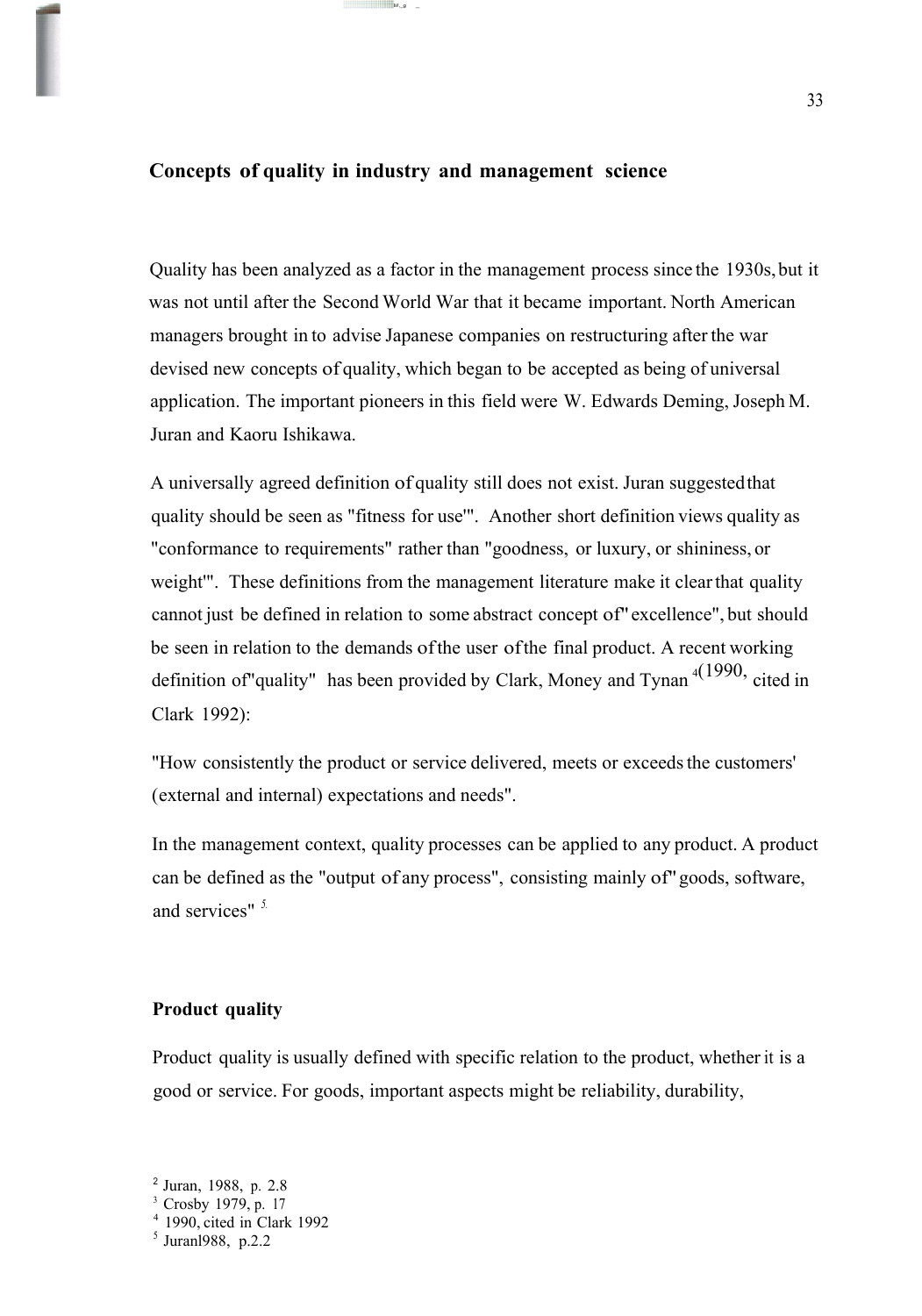## Concepts of quality in industry and management science

Quality has been analyzed as a factor in the management process since the 1930s, but it was not until after the Second World War that it became important. North American managers brought in to advise Japanese companies on restructuring after the war devised new concepts of quality, which began to be accepted as being of universal application. The important pioneers in this field were W. Edwards Deming, Joseph M. Juran and Kaoru Ishikawa.

A universally agreed definition of quality still does not exist. Juran suggested that quality should be seen as "fitness for use"[2]. Another short definition views quality as "conformance to requirements" rather than "goodness, or luxury, or shininess, or weight"[3]. These definitions from the management literature make it clear that quality cannot just be defined in relation to some abstract concept of "excellence", but should be seen in relation to the demands of the user of the final product. A recent working definition of "quality" has been provided by Clark, Money and Tynan [4](1990, cited in Clark 1992):

"How consistently the product or service delivered, meets or exceeds the customers' (external and internal) expectations and needs".

In the management context, quality processes can be applied to any product. A product can be defined as the "output of any process", consisting mainly of "goods, software, and services" [5].

### Product quality

Product quality is usually defined with specific relation to the product, whether it is a good or service. For goods, important aspects might be reliability, durability,

---

[2] Juran, 1988, p. 2.8

[3] Crosby 1979, p. 17

[4] 1990, cited in Clark 1992

[5] Juran1988, p.2.2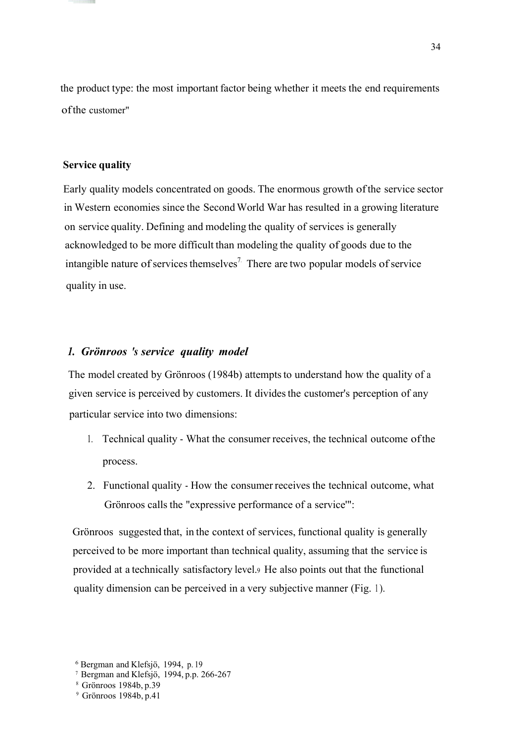the product type: the most important factor being whether it meets the end requirements of the customer"

**Service quality**

Early quality models concentrated on goods. The enormous growth of the service sector in Western economies since the Second World War has resulted in a growing literature on service quality. Defining and modeling the quality of services is generally acknowledged to be more difficult than modeling the quality of goods due to the intangible nature of services themselves[7]. There are two popular models of service quality in use.

### *1. Grönroos 's service quality model*

The model created by Grönroos (1984b) attempts to understand how the quality of a given service is perceived by customers. It divides the customer's perception of any particular service into two dimensions:

1. Technical quality - What the consumer receives, the technical outcome of the process.
2. Functional quality - How the consumer receives the technical outcome, what Grönroos calls the "expressive performance of a service"[8]:

Grönroos suggested that, in the context of services, functional quality is generally perceived to be more important than technical quality, assuming that the service is provided at a technically satisfactory level.[9] He also points out that the functional quality dimension can be perceived in a very subjective manner (Fig. 1).

[6] Bergman and Klefsjö, 1994, p. 19
[7] Bergman and Klefsjö, 1994, p.p. 266-267
[8] Grönroos 1984b, p.39
[9] Grönroos 1984b, p.41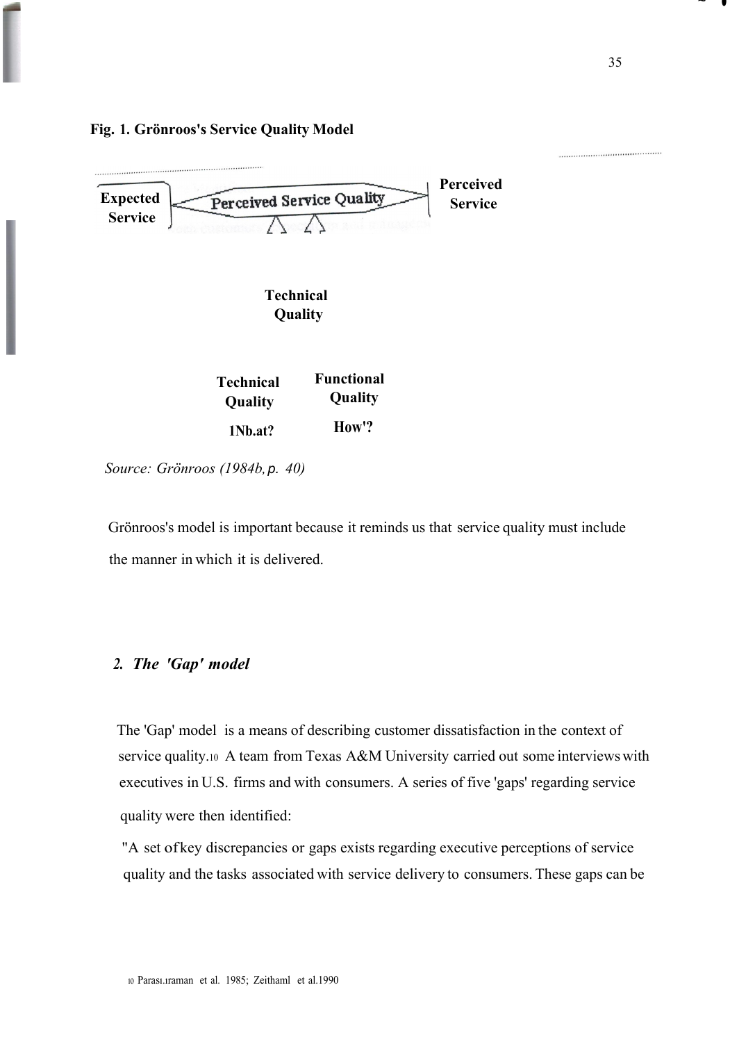**Fig. 1. Grönroos's Service Quality Model**

Expected Service — Perceived Service Quality — Perceived Service

Technical Quality

Technical Quality — Functional Quality

1Nb.at? — How'?

*Source: Grönroos (1984b, p. 40)*

Grönroos's model is important because it reminds us that service quality must include the manner in which it is delivered.

## *2. The 'Gap' model*

The 'Gap' model is a means of describing customer dissatisfaction in the context of service quality.[10] A team from Texas A&M University carried out some interviews with executives in U.S. firms and with consumers. A series of five 'gaps' regarding service quality were then identified:

"A set of key discrepancies or gaps exists regarding executive perceptions of service quality and the tasks associated with service delivery to consumers. These gaps can be

[10] Parası.ıraman et al. 1985; Zeithaml et al.1990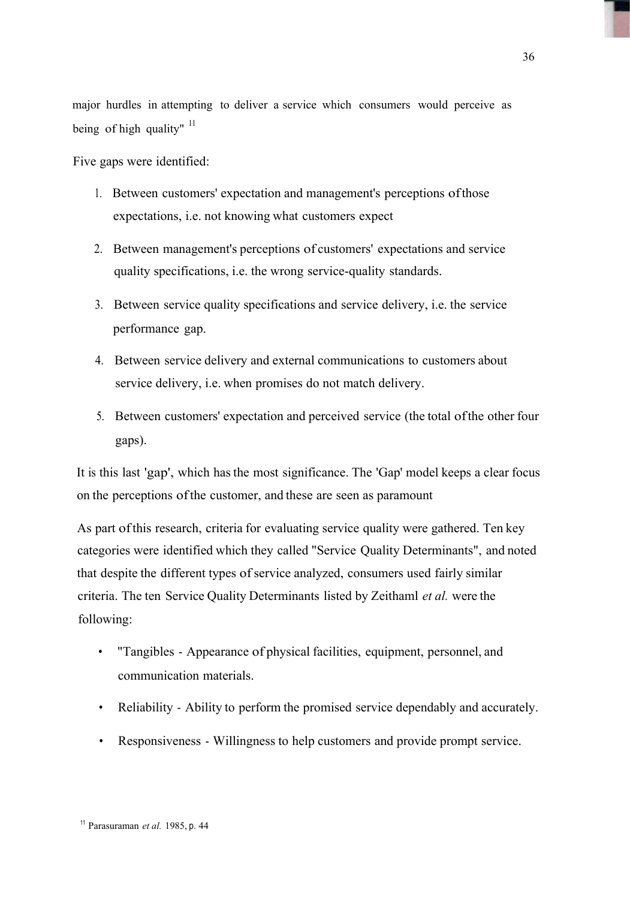major hurdles in attempting to deliver a service which consumers would perceive as being of high quality" [11]

Five gaps were identified:

1. Between customers' expectation and management's perceptions of those expectations, i.e. not knowing what customers expect
2. Between management's perceptions of customers' expectations and service quality specifications, i.e. the wrong service-quality standards.
3. Between service quality specifications and service delivery, i.e. the service performance gap.
4. Between service delivery and external communications to customers about service delivery, i.e. when promises do not match delivery.
5. Between customers' expectation and perceived service (the total of the other four gaps).

It is this last 'gap', which has the most significance. The 'Gap' model keeps a clear focus on the perceptions of the customer, and these are seen as paramount

As part of this research, criteria for evaluating service quality were gathered. Ten key categories were identified which they called "Service Quality Determinants", and noted that despite the different types of service analyzed, consumers used fairly similar criteria. The ten Service Quality Determinants listed by Zeithaml *et al.* were the following:

- "Tangibles - Appearance of physical facilities, equipment, personnel, and communication materials.
- Reliability - Ability to perform the promised service dependably and accurately.
- Responsiveness - Willingness to help customers and provide prompt service.

[11] Parasuraman *et al.* 1985, p. 44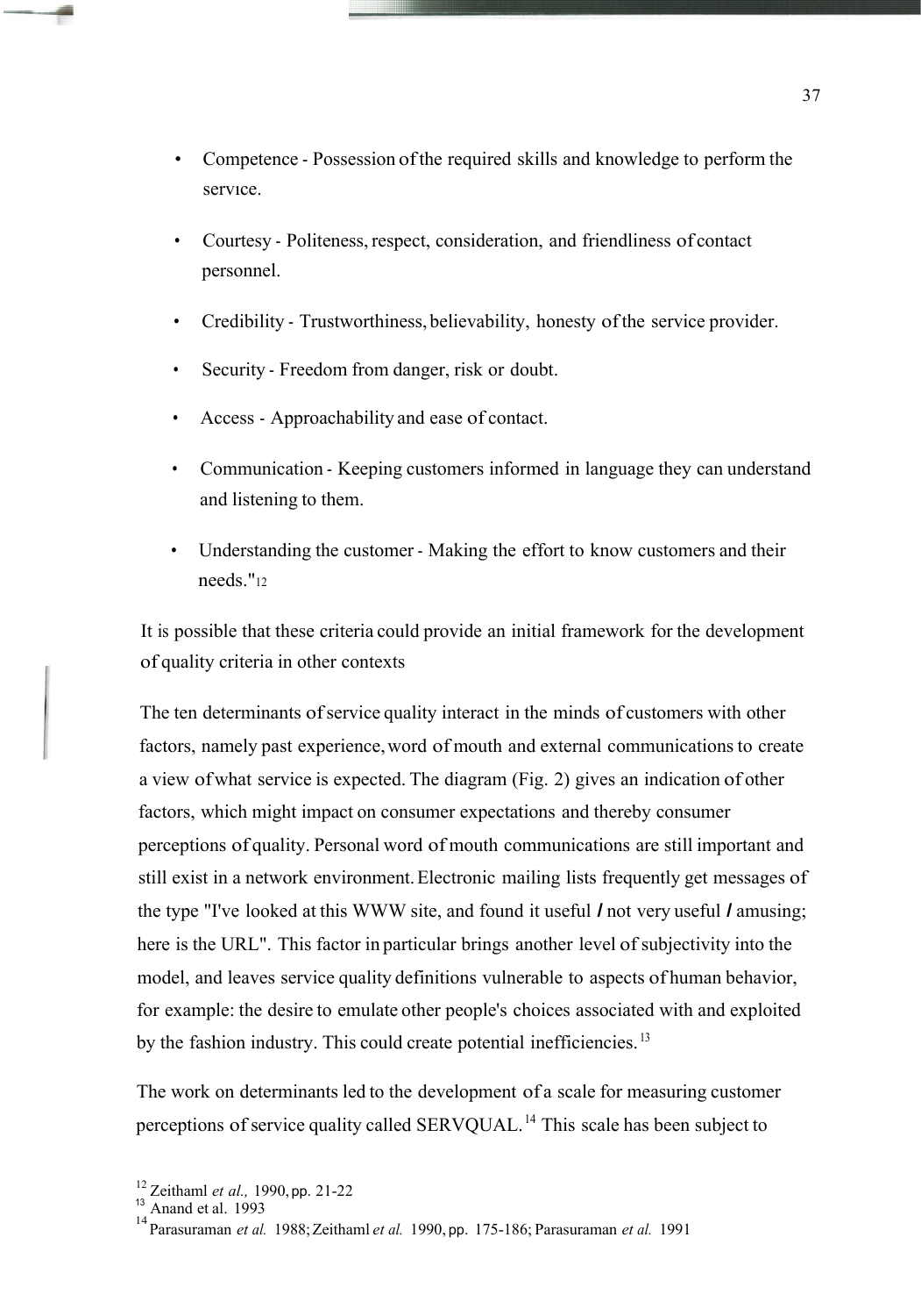- Competence - Possession of the required skills and knowledge to perform the service.
- Courtesy - Politeness, respect, consideration, and friendliness of contact personnel.
- Credibility - Trustworthiness, believability, honesty of the service provider.
- Security - Freedom from danger, risk or doubt.
- Access - Approachability and ease of contact.
- Communication - Keeping customers informed in language they can understand and listening to them.
- Understanding the customer - Making the effort to know customers and their needs."[12]

It is possible that these criteria could provide an initial framework for the development of quality criteria in other contexts

The ten determinants of service quality interact in the minds of customers with other factors, namely past experience, word of mouth and external communications to create a view of what service is expected. The diagram (Fig. 2) gives an indication of other factors, which might impact on consumer expectations and thereby consumer perceptions of quality. Personal word of mouth communications are still important and still exist in a network environment. Electronic mailing lists frequently get messages of the type "I've looked at this WWW site, and found it useful / not very useful / amusing; here is the URL". This factor in particular brings another level of subjectivity into the model, and leaves service quality definitions vulnerable to aspects of human behavior, for example: the desire to emulate other people's choices associated with and exploited by the fashion industry. This could create potential inefficiencies.[13]

The work on determinants led to the development of a scale for measuring customer perceptions of service quality called SERVQUAL.[14] This scale has been subject to

[12] Zeithaml *et al.,* 1990, pp. 21-22
[13] Anand et al. 1993
[14] Parasuraman *et al.* 1988; Zeithaml *et al.* 1990, pp. 175-186; Parasuraman *et al.* 1991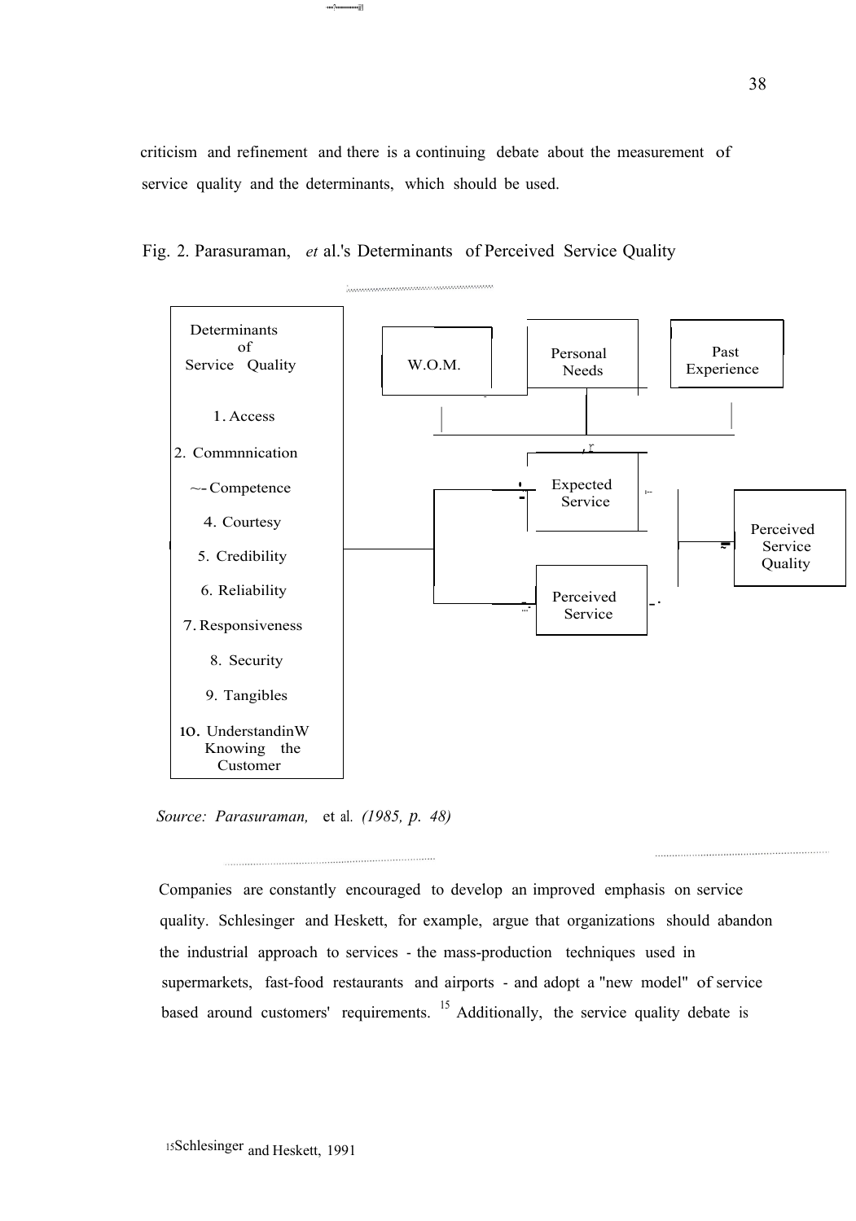criticism and refinement and there is a continuing debate about the measurement of service quality and the determinants, which should be used.

Fig. 2. Parasuraman, *et* al.'s Determinants of Perceived Service Quality

Determinants of Service Quality

1. Access
2. Commnnication
3. Competence
4. Courtesy
5. Credibility
6. Reliability
7. Responsiveness
8. Security
9. Tangibles
10. UnderstandinW Knowing the Customer

W.O.M.

Personal Needs

Past Experience

Expected Service

Perceived Service

Perceived Service Quality

*Source: Parasuraman,* et al. *(1985, p. 48)*

Companies are constantly encouraged to develop an improved emphasis on service quality. Schlesinger and Heskett, for example, argue that organizations should abandon the industrial approach to services - the mass-production techniques used in supermarkets, fast-food restaurants and airports - and adopt a "new model" of service based around customers' requirements. [15] Additionally, the service quality debate is

[15] Schlesinger and Heskett, 1991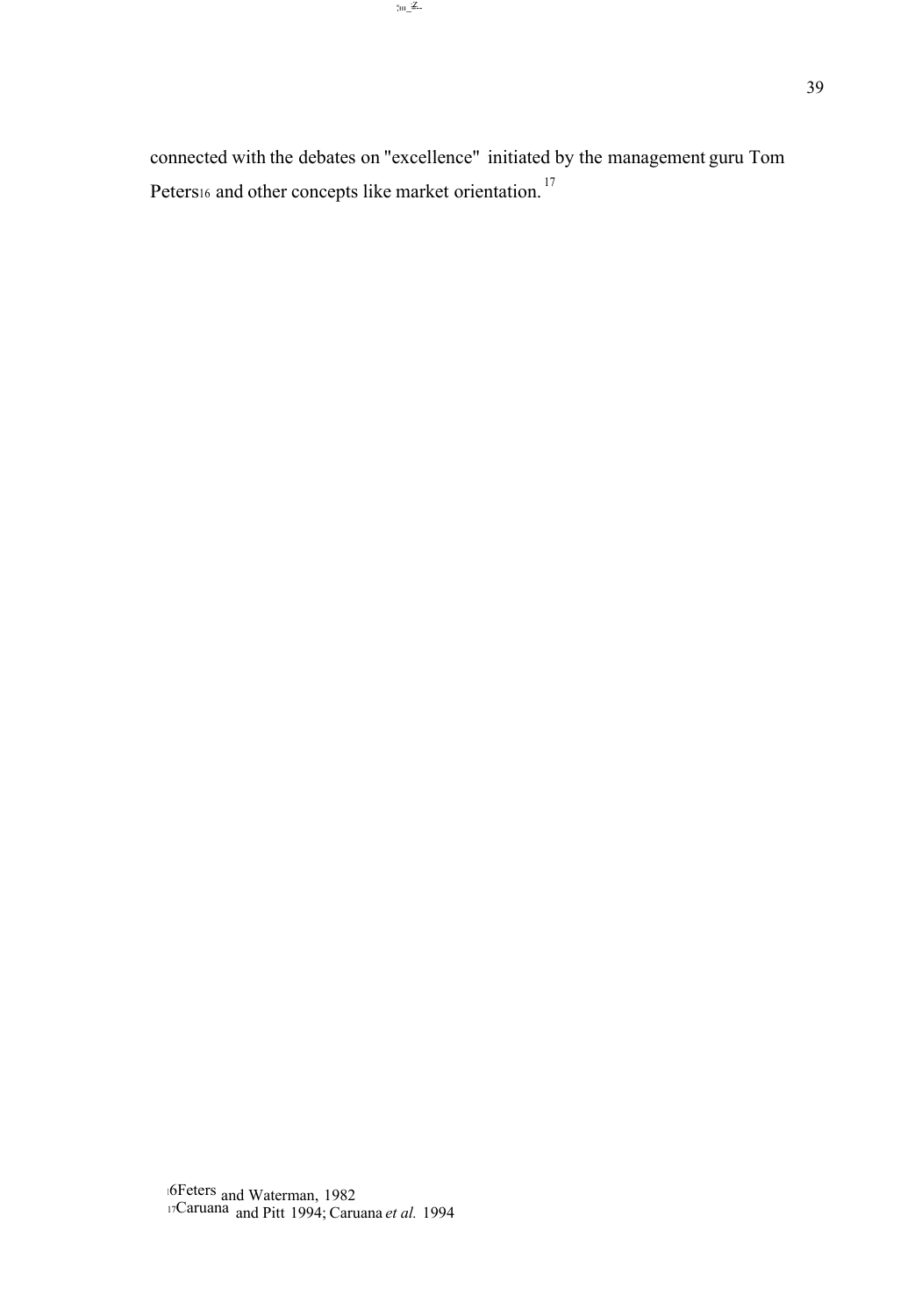connected with the debates on "excellence" initiated by the management guru Tom Peters[16] and other concepts like market orientation.[17]

[16] Feters and Waterman, 1982

[17] Caruana and Pitt 1994; Caruana *et al.* 1994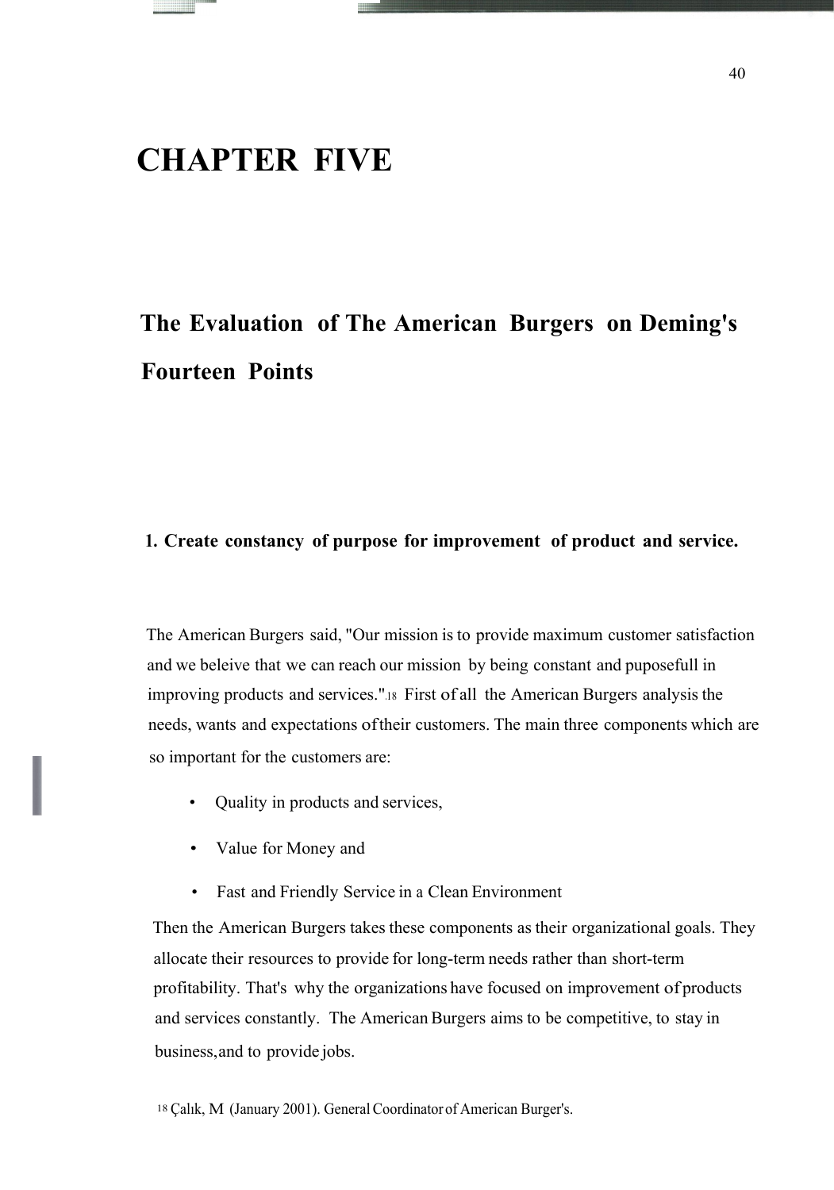# CHAPTER FIVE

## The Evaluation of The American Burgers on Deming's Fourteen Points

### 1. Create constancy of purpose for improvement of product and service.

The American Burgers said, "Our mission is to provide maximum customer satisfaction and we beleive that we can reach our mission by being constant and puposefull in improving products and services."[18] First of all the American Burgers analysis the needs, wants and expectations of their customers. The main three components which are so important for the customers are:

- Quality in products and services,
- Value for Money and
- Fast and Friendly Service in a Clean Environment

Then the American Burgers takes these components as their organizational goals. They allocate their resources to provide for long-term needs rather than short-term profitability. That's why the organizations have focused on improvement of products and services constantly. The American Burgers aims to be competitive, to stay in business, and to provide jobs.

[18] Çalık, M (January 2001). General Coordinator of American Burger's.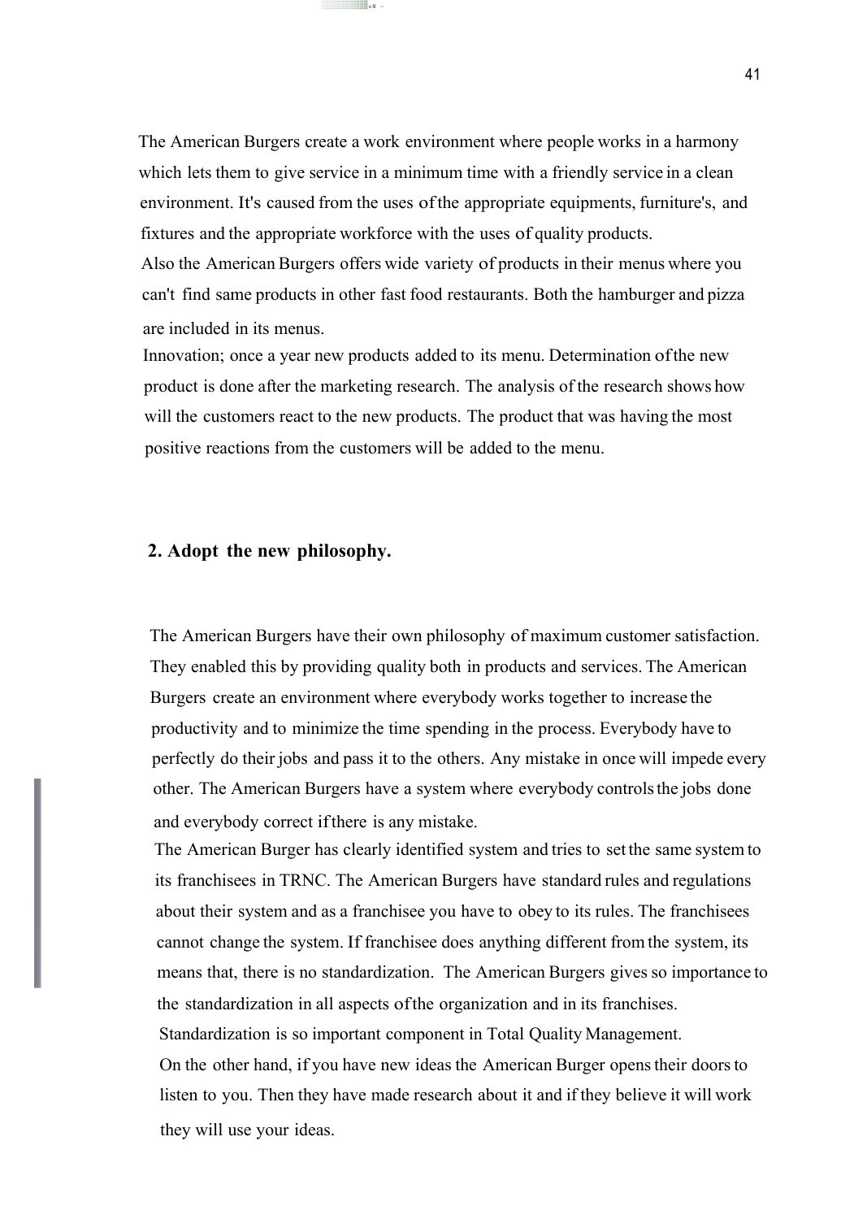The American Burgers create a work environment where people works in a harmony which lets them to give service in a minimum time with a friendly service in a clean environment. It's caused from the uses of the appropriate equipments, furniture's, and fixtures and the appropriate workforce with the uses of quality products.

Also the American Burgers offers wide variety of products in their menus where you can't find same products in other fast food restaurants. Both the hamburger and pizza are included in its menus.

Innovation; once a year new products added to its menu. Determination of the new product is done after the marketing research. The analysis of the research shows how will the customers react to the new products. The product that was having the most positive reactions from the customers will be added to the menu.

**2. Adopt the new philosophy.**

The American Burgers have their own philosophy of maximum customer satisfaction. They enabled this by providing quality both in products and services. The American Burgers create an environment where everybody works together to increase the productivity and to minimize the time spending in the process. Everybody have to perfectly do their jobs and pass it to the others. Any mistake in once will impede every other. The American Burgers have a system where everybody controls the jobs done and everybody correct if there is any mistake.

The American Burger has clearly identified system and tries to set the same system to its franchisees in TRNC. The American Burgers have standard rules and regulations about their system and as a franchisee you have to obey to its rules. The franchisees cannot change the system. If franchisee does anything different from the system, its means that, there is no standardization. The American Burgers gives so importance to the standardization in all aspects of the organization and in its franchises. Standardization is so important component in Total Quality Management.

On the other hand, if you have new ideas the American Burger opens their doors to listen to you. Then they have made research about it and if they believe it will work they will use your ideas.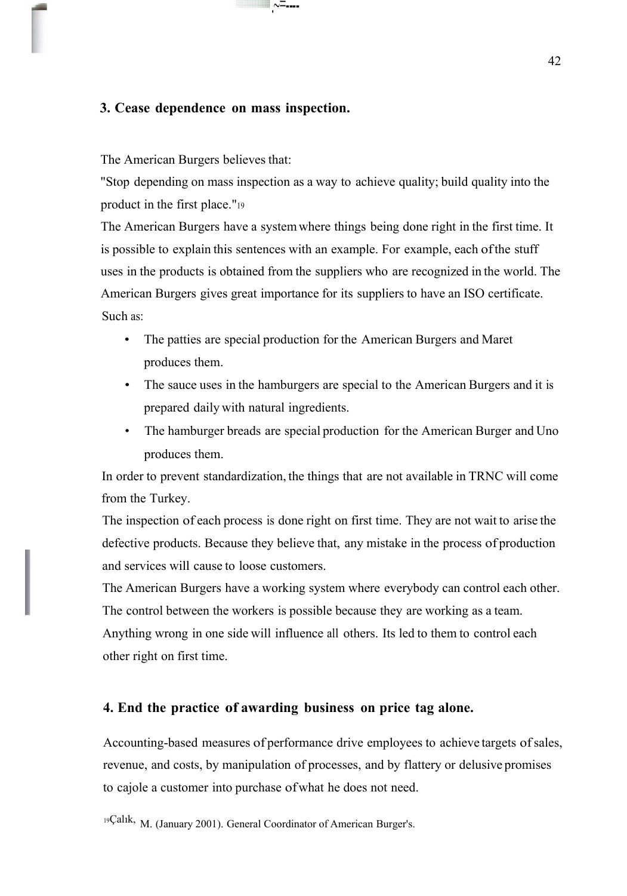### 3. Cease dependence on mass inspection.

The American Burgers believes that:

"Stop depending on mass inspection as a way to achieve quality; build quality into the product in the first place."[19]

The American Burgers have a system where things being done right in the first time. It is possible to explain this sentences with an example. For example, each of the stuff uses in the products is obtained from the suppliers who are recognized in the world. The American Burgers gives great importance for its suppliers to have an ISO certificate. Such as:

- The patties are special production for the American Burgers and Maret produces them.
- The sauce uses in the hamburgers are special to the American Burgers and it is prepared daily with natural ingredients.
- The hamburger breads are special production for the American Burger and Uno produces them.

In order to prevent standardization, the things that are not available in TRNC will come from the Turkey.

The inspection of each process is done right on first time. They are not wait to arise the defective products. Because they believe that, any mistake in the process of production and services will cause to loose customers.

The American Burgers have a working system where everybody can control each other. The control between the workers is possible because they are working as a team. Anything wrong in one side will influence all others. Its led to them to control each other right on first time.

### 4. End the practice of awarding business on price tag alone.

Accounting-based measures of performance drive employees to achieve targets of sales, revenue, and costs, by manipulation of processes, and by flattery or delusive promises to cajole a customer into purchase of what he does not need.

[19] Çalık, M. (January 2001). General Coordinator of American Burger's.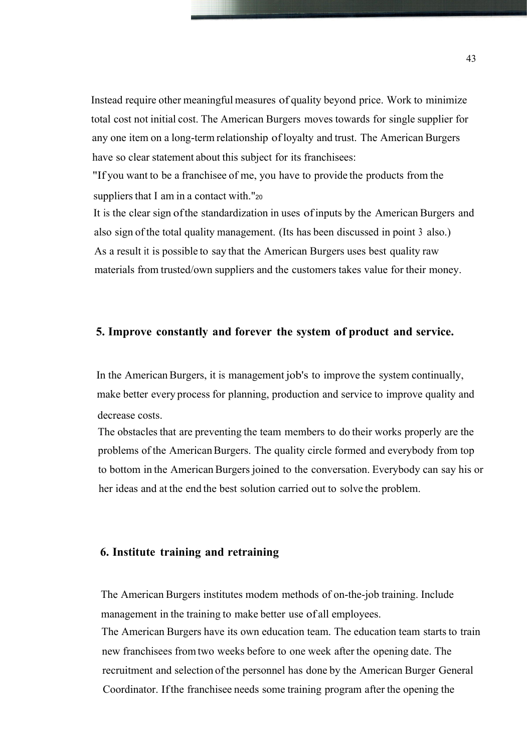Instead require other meaningful measures of quality beyond price. Work to minimize total cost not initial cost. The American Burgers moves towards for single supplier for any one item on a long-term relationship of loyalty and trust. The American Burgers have so clear statement about this subject for its franchisees:

"If you want to be a franchisee of me, you have to provide the products from the suppliers that I am in a contact with."[20]

It is the clear sign of the standardization in uses of inputs by the American Burgers and also sign of the total quality management. (Its has been discussed in point 3 also.)

As a result it is possible to say that the American Burgers uses best quality raw materials from trusted/own suppliers and the customers takes value for their money.

### 5. Improve constantly and forever the system of product and service.

In the American Burgers, it is management job's to improve the system continually, make better every process for planning, production and service to improve quality and decrease costs.

The obstacles that are preventing the team members to do their works properly are the problems of the American Burgers. The quality circle formed and everybody from top to bottom in the American Burgers joined to the conversation. Everybody can say his or her ideas and at the end the best solution carried out to solve the problem.

### 6. Institute training and retraining

The American Burgers institutes modem methods of on-the-job training. Include management in the training to make better use of all employees.

The American Burgers have its own education team. The education team starts to train new franchisees from two weeks before to one week after the opening date. The recruitment and selection of the personnel has done by the American Burger General Coordinator. If the franchisee needs some training program after the opening the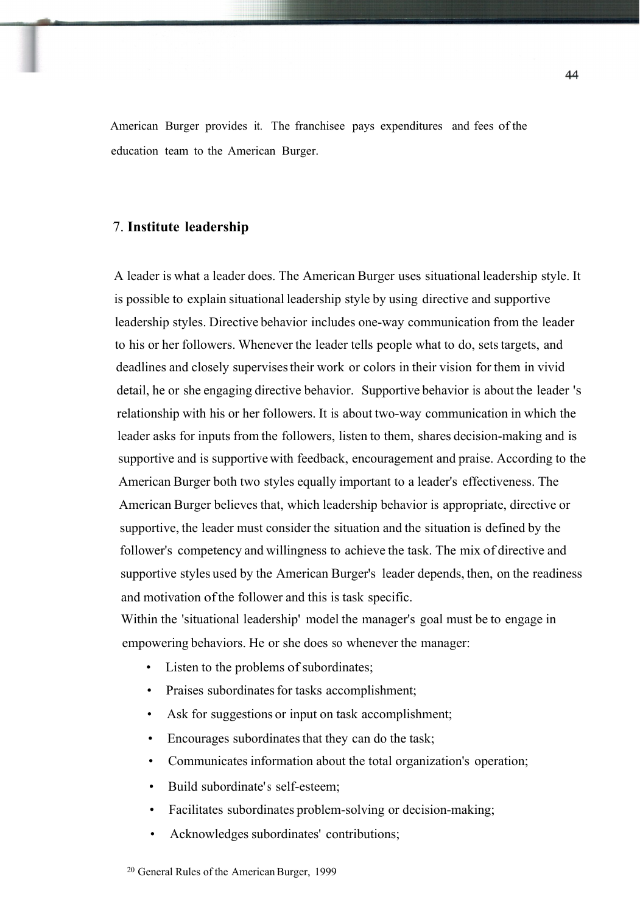American Burger provides it. The franchisee pays expenditures and fees of the education team to the American Burger.

## 7. **Institute leadership**

A leader is what a leader does. The American Burger uses situational leadership style. It is possible to explain situational leadership style by using directive and supportive leadership styles. Directive behavior includes one-way communication from the leader to his or her followers. Whenever the leader tells people what to do, sets targets, and deadlines and closely supervises their work or colors in their vision for them in vivid detail, he or she engaging directive behavior. Supportive behavior is about the leader 's relationship with his or her followers. It is about two-way communication in which the leader asks for inputs from the followers, listen to them, shares decision-making and is supportive and is supportive with feedback, encouragement and praise. According to the American Burger both two styles equally important to a leader's effectiveness. The American Burger believes that, which leadership behavior is appropriate, directive or supportive, the leader must consider the situation and the situation is defined by the follower's competency and willingness to achieve the task. The mix of directive and supportive styles used by the American Burger's leader depends, then, on the readiness and motivation of the follower and this is task specific.

Within the 'situational leadership' model the manager's goal must be to engage in empowering behaviors. He or she does so whenever the manager:

- Listen to the problems of subordinates;
- Praises subordinates for tasks accomplishment;
- Ask for suggestions or input on task accomplishment;
- Encourages subordinates that they can do the task;
- Communicates information about the total organization's operation;
- Build subordinate's self-esteem;
- Facilitates subordinates problem-solving or decision-making;
- Acknowledges subordinates' contributions;

[20] General Rules of the American Burger, 1999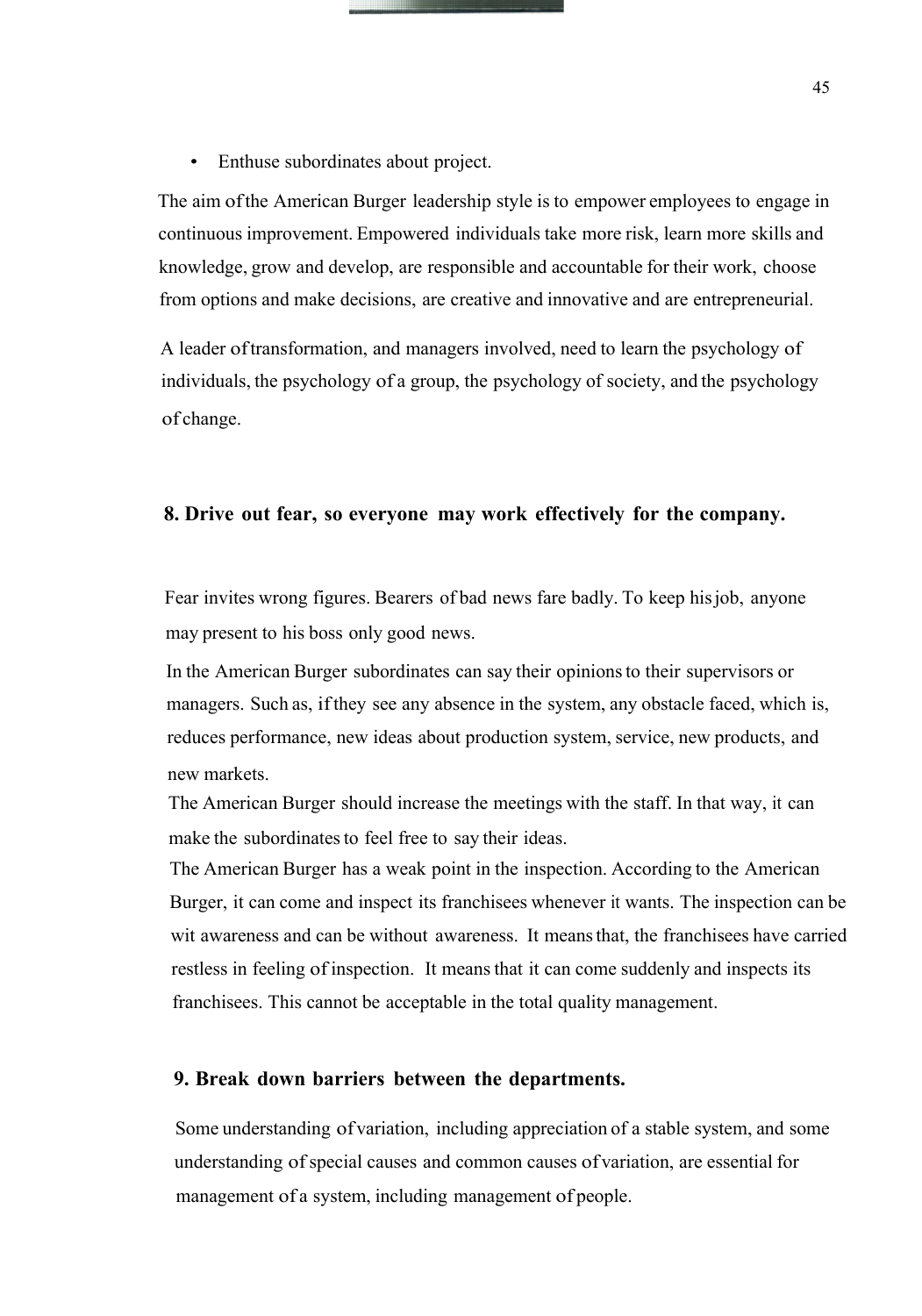- Enthuse subordinates about project.

The aim of the American Burger leadership style is to empower employees to engage in continuous improvement. Empowered individuals take more risk, learn more skills and knowledge, grow and develop, are responsible and accountable for their work, choose from options and make decisions, are creative and innovative and are entrepreneurial.

A leader of transformation, and managers involved, need to learn the psychology of individuals, the psychology of a group, the psychology of society, and the psychology of change.

### 8. Drive out fear, so everyone may work effectively for the company.

Fear invites wrong figures. Bearers of bad news fare badly. To keep his job, anyone may present to his boss only good news.

In the American Burger subordinates can say their opinions to their supervisors or managers. Such as, if they see any absence in the system, any obstacle faced, which is, reduces performance, new ideas about production system, service, new products, and new markets.

The American Burger should increase the meetings with the staff. In that way, it can make the subordinates to feel free to say their ideas.

The American Burger has a weak point in the inspection. According to the American Burger, it can come and inspect its franchisees whenever it wants. The inspection can be wit awareness and can be without awareness. It means that, the franchisees have carried restless in feeling of inspection. It means that it can come suddenly and inspects its franchisees. This cannot be acceptable in the total quality management.

### 9. Break down barriers between the departments.

Some understanding of variation, including appreciation of a stable system, and some understanding of special causes and common causes of variation, are essential for management of a system, including management of people.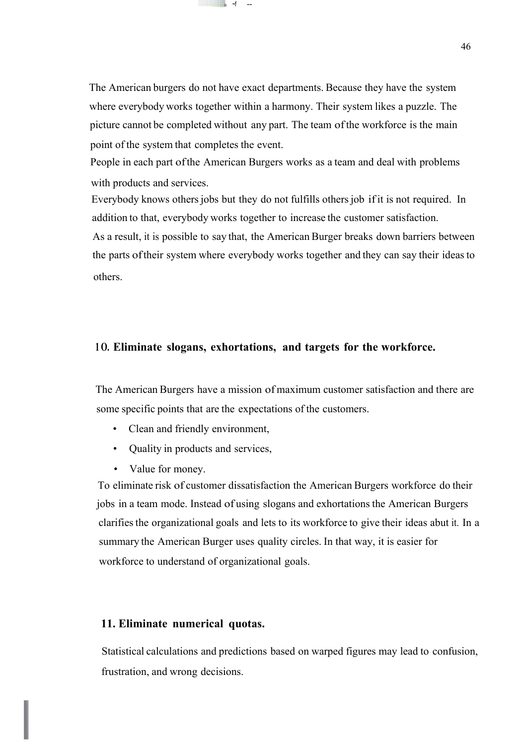The American burgers do not have exact departments. Because they have the system where everybody works together within a harmony. Their system likes a puzzle. The picture cannot be completed without any part. The team of the workforce is the main point of the system that completes the event.

People in each part of the American Burgers works as a team and deal with problems with products and services.

Everybody knows others jobs but they do not fulfills others job if it is not required. In addition to that, everybody works together to increase the customer satisfaction.

As a result, it is possible to say that, the American Burger breaks down barriers between the parts of their system where everybody works together and they can say their ideas to others.

### 10. Eliminate slogans, exhortations, and targets for the workforce.

The American Burgers have a mission of maximum customer satisfaction and there are some specific points that are the expectations of the customers.

- Clean and friendly environment,
- Quality in products and services,
- Value for money.

To eliminate risk of customer dissatisfaction the American Burgers workforce do their jobs in a team mode. Instead of using slogans and exhortations the American Burgers clarifies the organizational goals and lets to its workforce to give their ideas abut it. In a summary the American Burger uses quality circles. In that way, it is easier for workforce to understand of organizational goals.

### 11. Eliminate numerical quotas.

Statistical calculations and predictions based on warped figures may lead to confusion, frustration, and wrong decisions.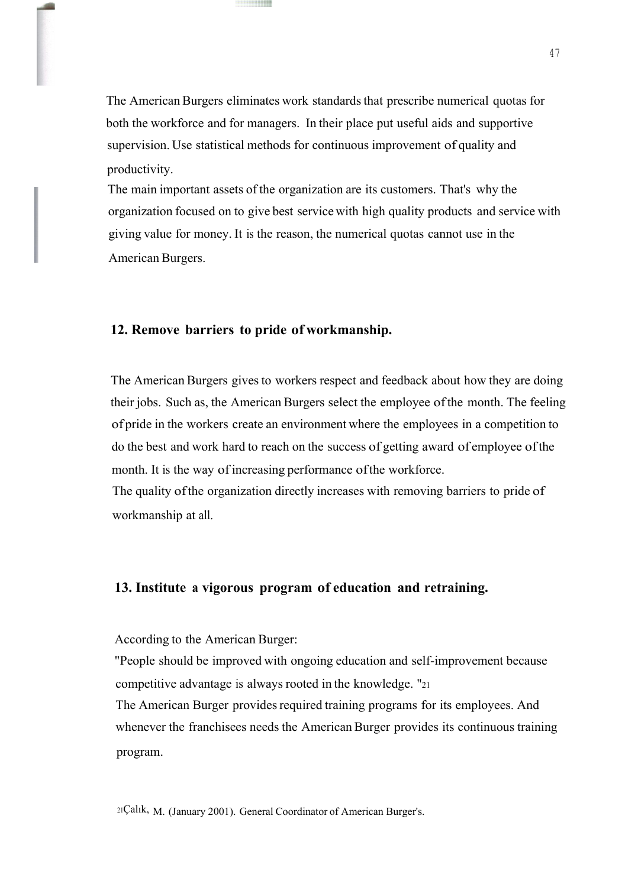The American Burgers eliminates work standards that prescribe numerical quotas for both the workforce and for managers. In their place put useful aids and supportive supervision. Use statistical methods for continuous improvement of quality and productivity.

The main important assets of the organization are its customers. That's why the organization focused on to give best service with high quality products and service with giving value for money. It is the reason, the numerical quotas cannot use in the American Burgers.

## 12. Remove barriers to pride of workmanship.

The American Burgers gives to workers respect and feedback about how they are doing their jobs. Such as, the American Burgers select the employee of the month. The feeling of pride in the workers create an environment where the employees in a competition to do the best and work hard to reach on the success of getting award of employee of the month. It is the way of increasing performance of the workforce.

The quality of the organization directly increases with removing barriers to pride of workmanship at all.

## 13. Institute a vigorous program of education and retraining.

According to the American Burger:

"People should be improved with ongoing education and self-improvement because competitive advantage is always rooted in the knowledge. "[21]

The American Burger provides required training programs for its employees. And whenever the franchisees needs the American Burger provides its continuous training program.

[21] Çalık, M. (January 2001). General Coordinator of American Burger's.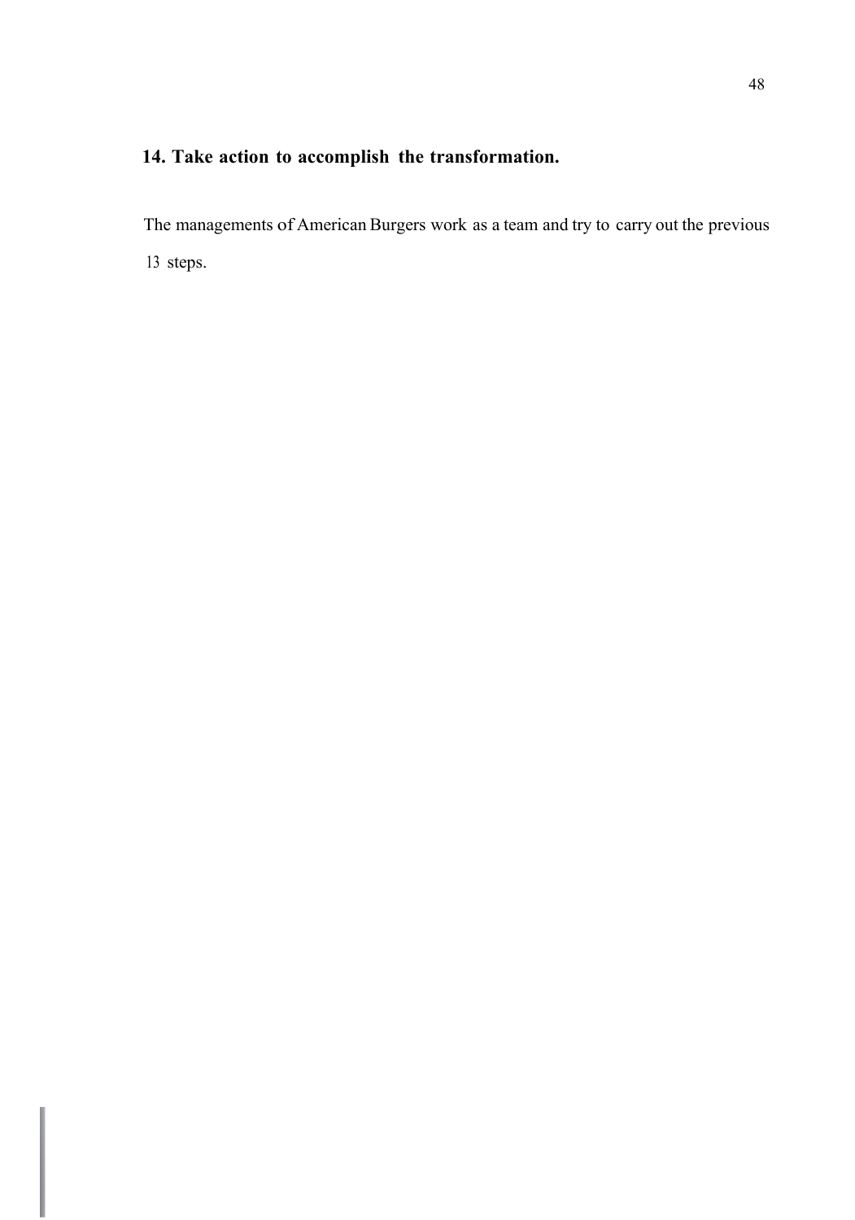### 14. Take action to accomplish the transformation.

The managements of American Burgers work as a team and try to carry out the previous 13 steps.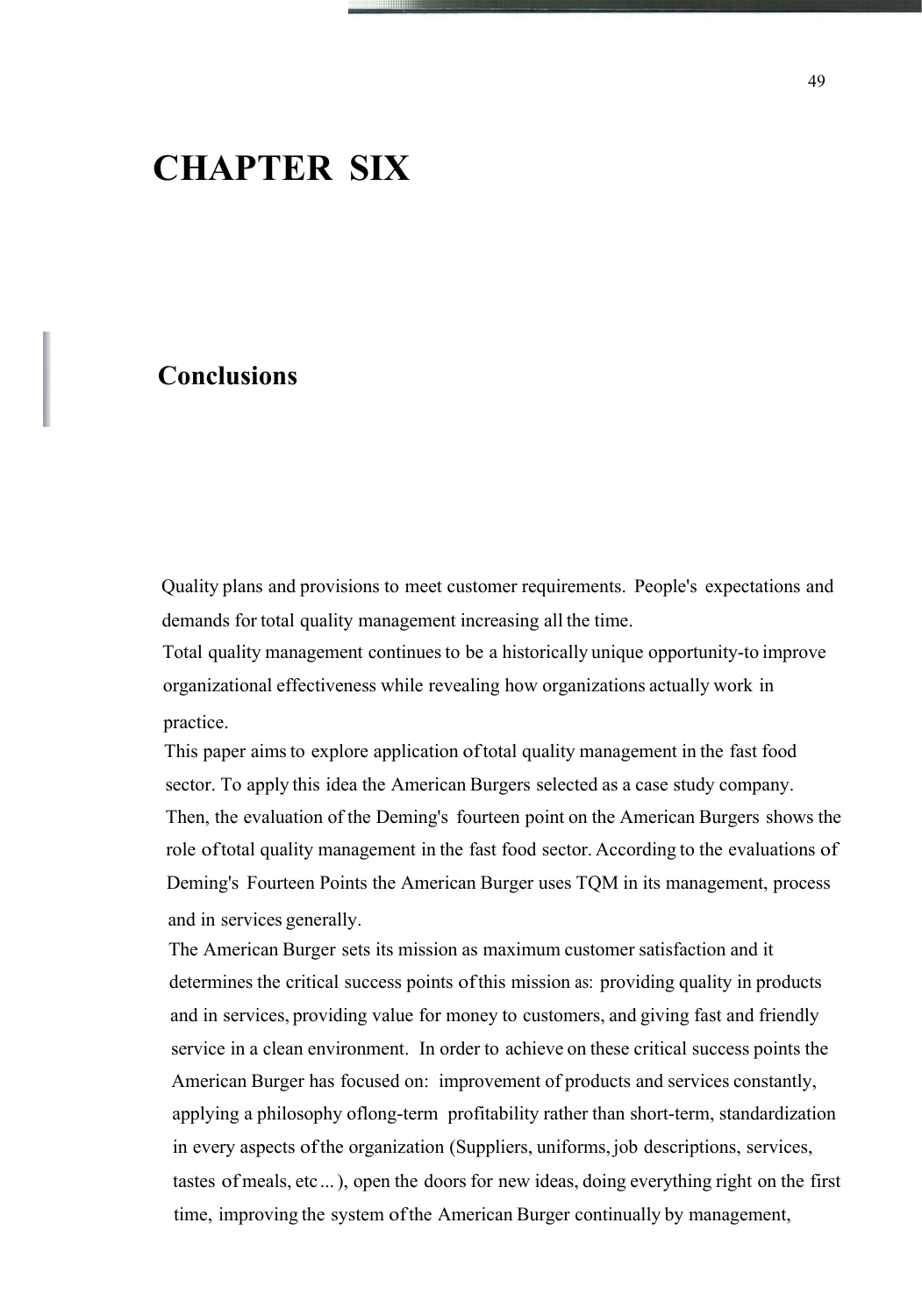# CHAPTER SIX

## Conclusions

Quality plans and provisions to meet customer requirements. People's expectations and demands for total quality management increasing all the time.

Total quality management continues to be a historically unique opportunity-to improve organizational effectiveness while revealing how organizations actually work in practice.

This paper aims to explore application of total quality management in the fast food sector. To apply this idea the American Burgers selected as a case study company. Then, the evaluation of the Deming's fourteen point on the American Burgers shows the role of total quality management in the fast food sector. According to the evaluations of Deming's Fourteen Points the American Burger uses TQM in its management, process and in services generally.

The American Burger sets its mission as maximum customer satisfaction and it determines the critical success points of this mission as: providing quality in products and in services, providing value for money to customers, and giving fast and friendly service in a clean environment. In order to achieve on these critical success points the American Burger has focused on: improvement of products and services constantly, applying a philosophy of long-term profitability rather than short-term, standardization in every aspects of the organization (Suppliers, uniforms, job descriptions, services, tastes of meals, etc ... ), open the doors for new ideas, doing everything right on the first time, improving the system of the American Burger continually by management,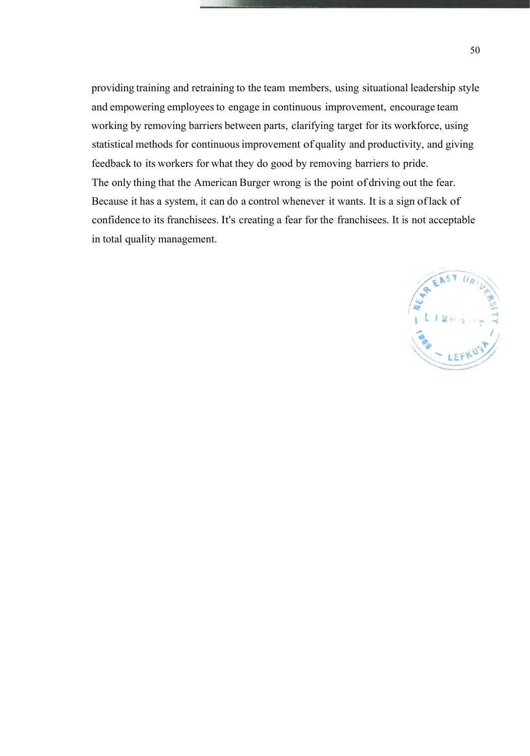providing training and retraining to the team members, using situational leadership style and empowering employees to engage in continuous improvement, encourage team working by removing barriers between parts, clarifying target for its workforce, using statistical methods for continuous improvement of quality and productivity, and giving feedback to its workers for what they do good by removing barriers to pride.

The only thing that the American Burger wrong is the point of driving out the fear. Because it has a system, it can do a control whenever it wants. It is a sign of lack of confidence to its franchisees. It's creating a fear for the franchisees. It is not acceptable in total quality management.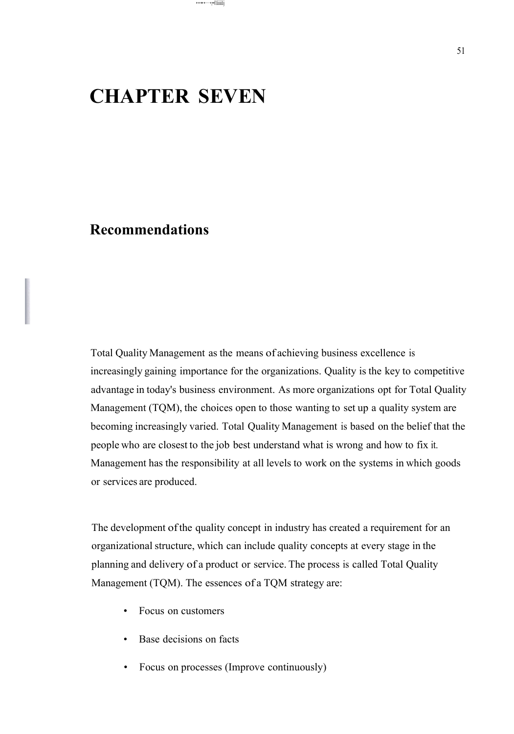# CHAPTER SEVEN

## Recommendations

Total Quality Management as the means of achieving business excellence is increasingly gaining importance for the organizations. Quality is the key to competitive advantage in today's business environment. As more organizations opt for Total Quality Management (TQM), the choices open to those wanting to set up a quality system are becoming increasingly varied. Total Quality Management is based on the belief that the people who are closest to the job best understand what is wrong and how to fix it. Management has the responsibility at all levels to work on the systems in which goods or services are produced.

The development of the quality concept in industry has created a requirement for an organizational structure, which can include quality concepts at every stage in the planning and delivery of a product or service. The process is called Total Quality Management (TQM). The essences of a TQM strategy are:

- Focus on customers
- Base decisions on facts
- Focus on processes (Improve continuously)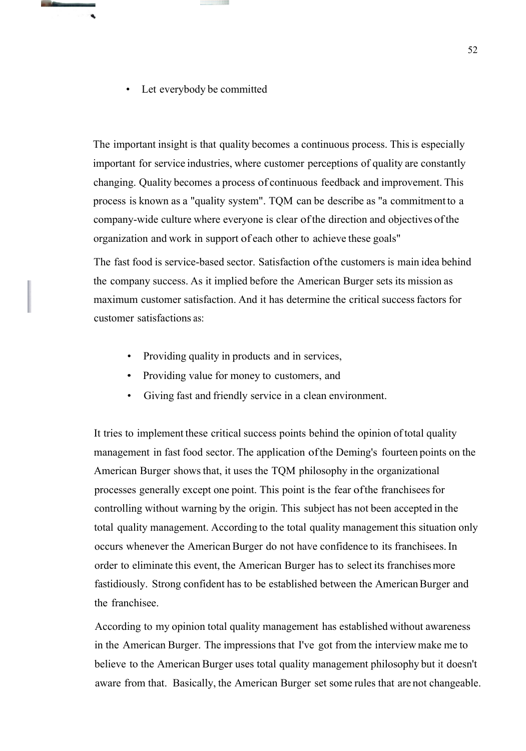- Let everybody be committed

The important insight is that quality becomes a continuous process. This is especially important for service industries, where customer perceptions of quality are constantly changing. Quality becomes a process of continuous feedback and improvement. This process is known as a "quality system". TQM can be describe as "a commitment to a company-wide culture where everyone is clear of the direction and objectives of the organization and work in support of each other to achieve these goals"

The fast food is service-based sector. Satisfaction of the customers is main idea behind the company success. As it implied before the American Burger sets its mission as maximum customer satisfaction. And it has determine the critical success factors for customer satisfactions as:

- Providing quality in products and in services,
- Providing value for money to customers, and
- Giving fast and friendly service in a clean environment.

It tries to implement these critical success points behind the opinion of total quality management in fast food sector. The application of the Deming's fourteen points on the American Burger shows that, it uses the TQM philosophy in the organizational processes generally except one point. This point is the fear of the franchisees for controlling without warning by the origin. This subject has not been accepted in the total quality management. According to the total quality management this situation only occurs whenever the American Burger do not have confidence to its franchisees. In order to eliminate this event, the American Burger has to select its franchises more fastidiously. Strong confident has to be established between the American Burger and the franchisee.

According to my opinion total quality management has established without awareness in the American Burger. The impressions that I've got from the interview make me to believe to the American Burger uses total quality management philosophy but it doesn't aware from that. Basically, the American Burger set some rules that are not changeable.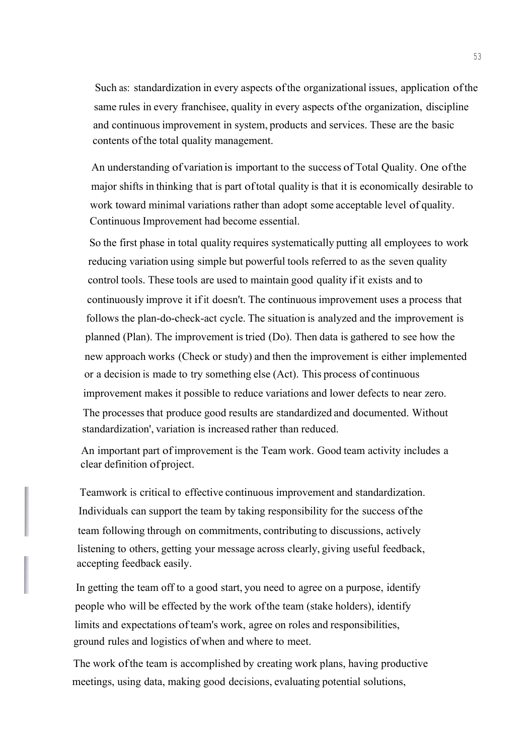Such as: standardization in every aspects of the organizational issues, application of the same rules in every franchisee, quality in every aspects of the organization, discipline and continuous improvement in system, products and services. These are the basic contents of the total quality management.

An understanding of variation is important to the success of Total Quality. One of the major shifts in thinking that is part of total quality is that it is economically desirable to work toward minimal variations rather than adopt some acceptable level of quality. Continuous Improvement had become essential.

So the first phase in total quality requires systematically putting all employees to work reducing variation using simple but powerful tools referred to as the seven quality control tools. These tools are used to maintain good quality if it exists and to continuously improve it if it doesn't. The continuous improvement uses a process that follows the plan-do-check-act cycle. The situation is analyzed and the improvement is planned (Plan). The improvement is tried (Do). Then data is gathered to see how the new approach works (Check or study) and then the improvement is either implemented or a decision is made to try something else (Act). This process of continuous improvement makes it possible to reduce variations and lower defects to near zero. The processes that produce good results are standardized and documented. Without standardization', variation is increased rather than reduced.

An important part of improvement is the Team work. Good team activity includes a clear definition of project.

Teamwork is critical to effective continuous improvement and standardization. Individuals can support the team by taking responsibility for the success of the team following through on commitments, contributing to discussions, actively listening to others, getting your message across clearly, giving useful feedback, accepting feedback easily.

In getting the team off to a good start, you need to agree on a purpose, identify people who will be effected by the work of the team (stake holders), identify limits and expectations of team's work, agree on roles and responsibilities, ground rules and logistics of when and where to meet.

The work of the team is accomplished by creating work plans, having productive meetings, using data, making good decisions, evaluating potential solutions,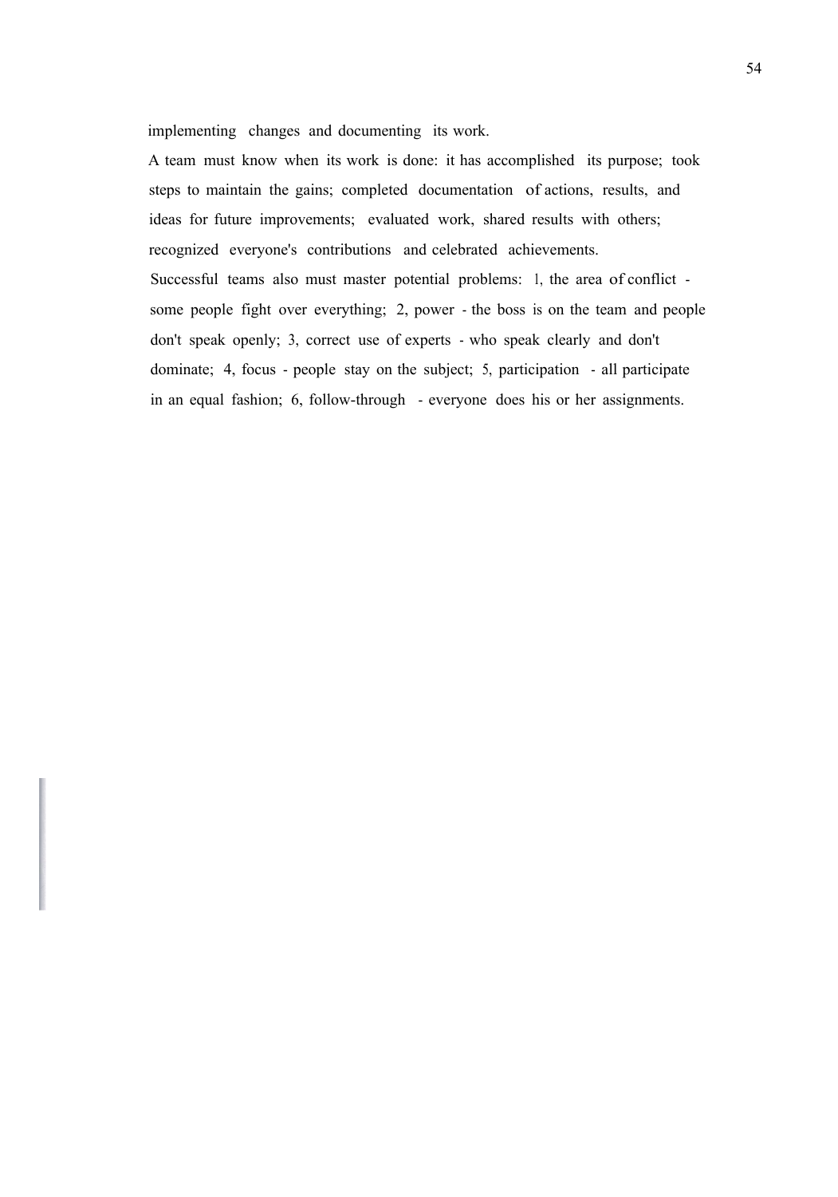implementing changes and documenting its work.

A team must know when its work is done: it has accomplished its purpose; took steps to maintain the gains; completed documentation of actions, results, and ideas for future improvements; evaluated work, shared results with others; recognized everyone's contributions and celebrated achievements.

Successful teams also must master potential problems: 1, the area of conflict - some people fight over everything; 2, power - the boss is on the team and people don't speak openly; 3, correct use of experts - who speak clearly and don't dominate; 4, focus - people stay on the subject; 5, participation - all participate in an equal fashion; 6, follow-through - everyone does his or her assignments.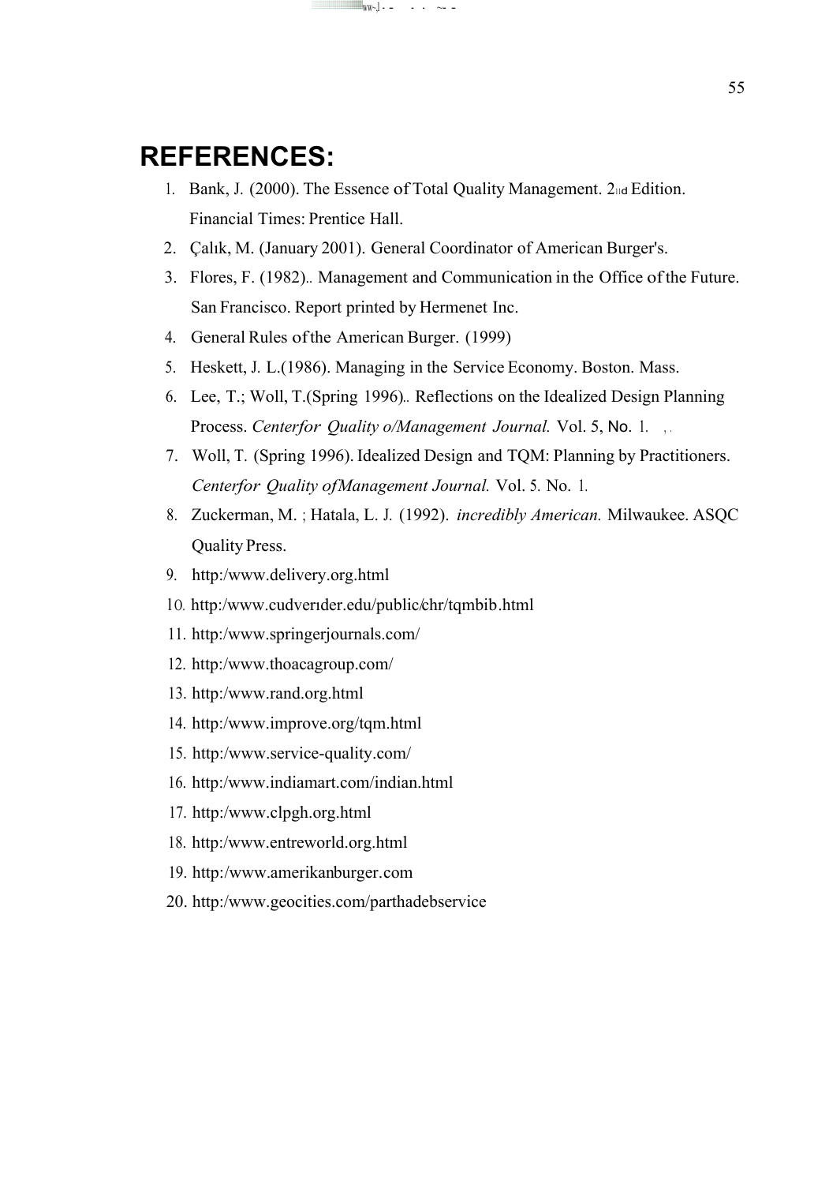# REFERENCES:

1. Bank, J. (2000). The Essence of Total Quality Management. 2nd Edition. Financial Times: Prentice Hall.
2. Çalık, M. (January 2001). General Coordinator of American Burger's.
3. Flores, F. (1982).. Management and Communication in the Office of the Future. San Francisco. Report printed by Hermenet Inc.
4. General Rules of the American Burger. (1999)
5. Heskett, J. L.(1986). Managing in the Service Economy. Boston. Mass.
6. Lee, T.; Woll, T.(Spring 1996).. Reflections on the Idealized Design Planning Process. *Centerfor Quality o/Management Journal.* Vol. 5, No. 1.
7. Woll, T. (Spring 1996). Idealized Design and TQM: Planning by Practitioners. *Centerfor Quality ofManagement Journal.* Vol. 5. No. 1.
8. Zuckerman, M. ; Hatala, L. J. (1992). *incredibly American.* Milwaukee. ASQC Quality Press.
9. http:/www.delivery.org.html
10. http:/www.cudverıder.edu/public/chr/tqmbib.html
11. http:/www.springerjournals.com/
12. http:/www.thoacagroup.com/
13. http:/www.rand.org.html
14. http:/www.improve.org/tqm.html
15. http:/www.service-quality.com/
16. http:/www.indiamart.com/indian.html
17. http:/www.clpgh.org.html
18. http:/www.entreworld.org.html
19. http:/www.amerikanburger.com
20. http:/www.geocities.com/parthadebservice